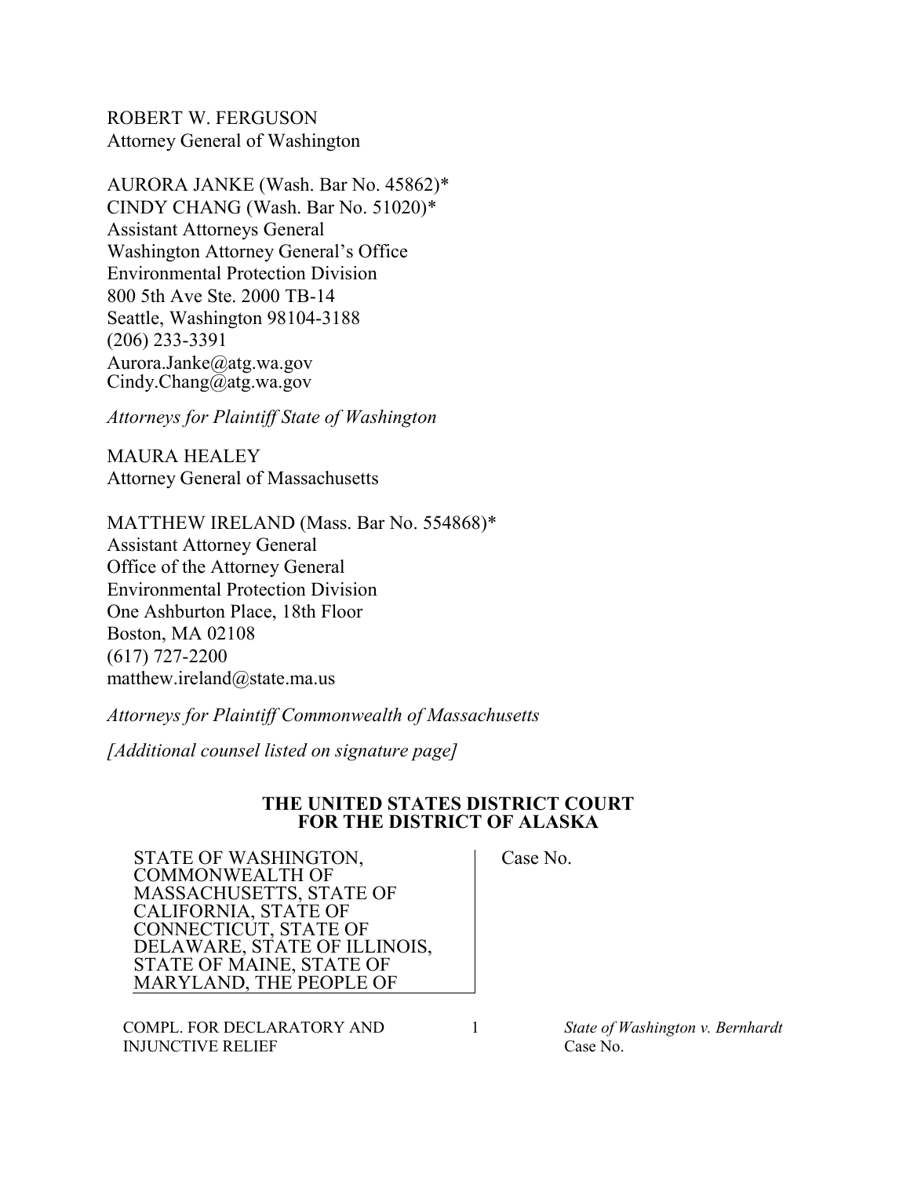ROBERT W. FERGUSON
Attorney General of Washington

AURORA JANKE (Wash. Bar No. 45862)*
CINDY CHANG (Wash. Bar No. 51020)*
Assistant Attorneys General
Washington Attorney General's Office
Environmental Protection Division
800 5th Ave Ste. 2000 TB-14
Seattle, Washington 98104-3188
(206) 233-3391
Aurora.Janke@atg.wa.gov
Cindy.Chang@atg.wa.gov

*Attorneys for Plaintiff State of Washington*

MAURA HEALEY
Attorney General of Massachusetts

MATTHEW IRELAND (Mass. Bar No. 554868)*
Assistant Attorney General
Office of the Attorney General
Environmental Protection Division
One Ashburton Place, 18th Floor
Boston, MA 02108
(617) 727-2200
matthew.ireland@state.ma.us

*Attorneys for Plaintiff Commonwealth of Massachusetts*

*[Additional counsel listed on signature page]*

**THE UNITED STATES DISTRICT COURT**
**FOR THE DISTRICT OF ALASKA**

| | |
|---|---|
| STATE OF WASHINGTON, COMMONWEALTH OF MASSACHUSETTS, STATE OF CALIFORNIA, STATE OF CONNECTICUT, STATE OF DELAWARE, STATE OF ILLINOIS, STATE OF MAINE, STATE OF MARYLAND, THE PEOPLE OF | Case No. |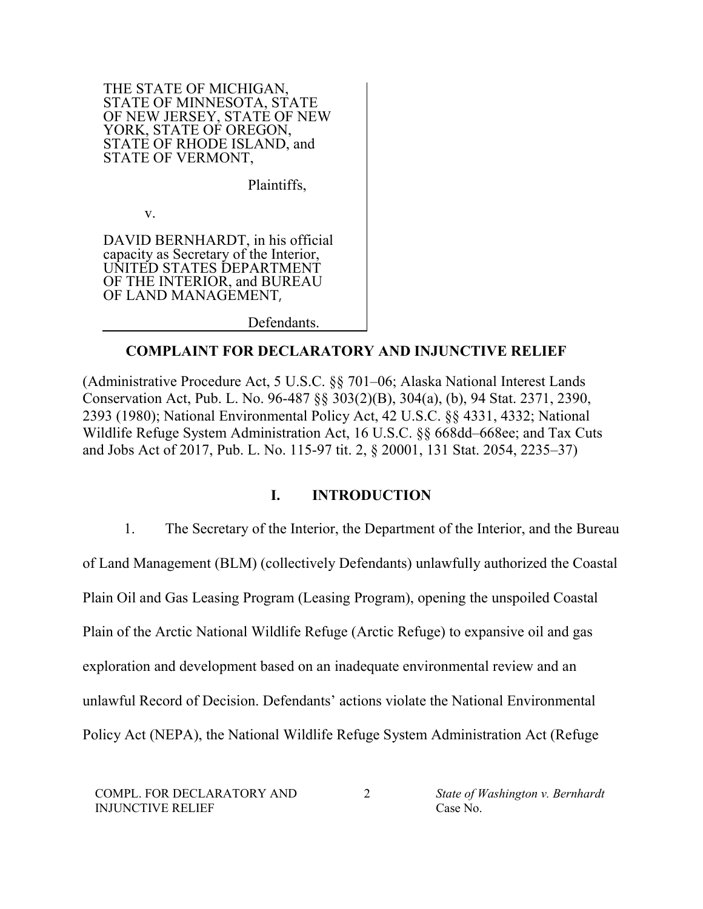THE STATE OF MICHIGAN, STATE OF MINNESOTA, STATE OF NEW JERSEY, STATE OF NEW YORK, STATE OF OREGON, STATE OF RHODE ISLAND, and STATE OF VERMONT,

Plaintiffs,

v.

DAVID BERNHARDT, in his official capacity as Secretary of the Interior, UNITED STATES DEPARTMENT OF THE INTERIOR, and BUREAU OF LAND MANAGEMENT,

Defendants.

**COMPLAINT FOR DECLARATORY AND INJUNCTIVE RELIEF**

(Administrative Procedure Act, 5 U.S.C. §§ 701–06; Alaska National Interest Lands Conservation Act, Pub. L. No. 96-487 §§ 303(2)(B), 304(a), (b), 94 Stat. 2371, 2390, 2393 (1980); National Environmental Policy Act, 42 U.S.C. §§ 4331, 4332; National Wildlife Refuge System Administration Act, 16 U.S.C. §§ 668dd–668ee; and Tax Cuts and Jobs Act of 2017, Pub. L. No. 115-97 tit. 2, § 20001, 131 Stat. 2054, 2235–37)

## I. INTRODUCTION

1. The Secretary of the Interior, the Department of the Interior, and the Bureau of Land Management (BLM) (collectively Defendants) unlawfully authorized the Coastal Plain Oil and Gas Leasing Program (Leasing Program), opening the unspoiled Coastal Plain of the Arctic National Wildlife Refuge (Arctic Refuge) to expansive oil and gas exploration and development based on an inadequate environmental review and an unlawful Record of Decision. Defendants' actions violate the National Environmental Policy Act (NEPA), the National Wildlife Refuge System Administration Act (Refuge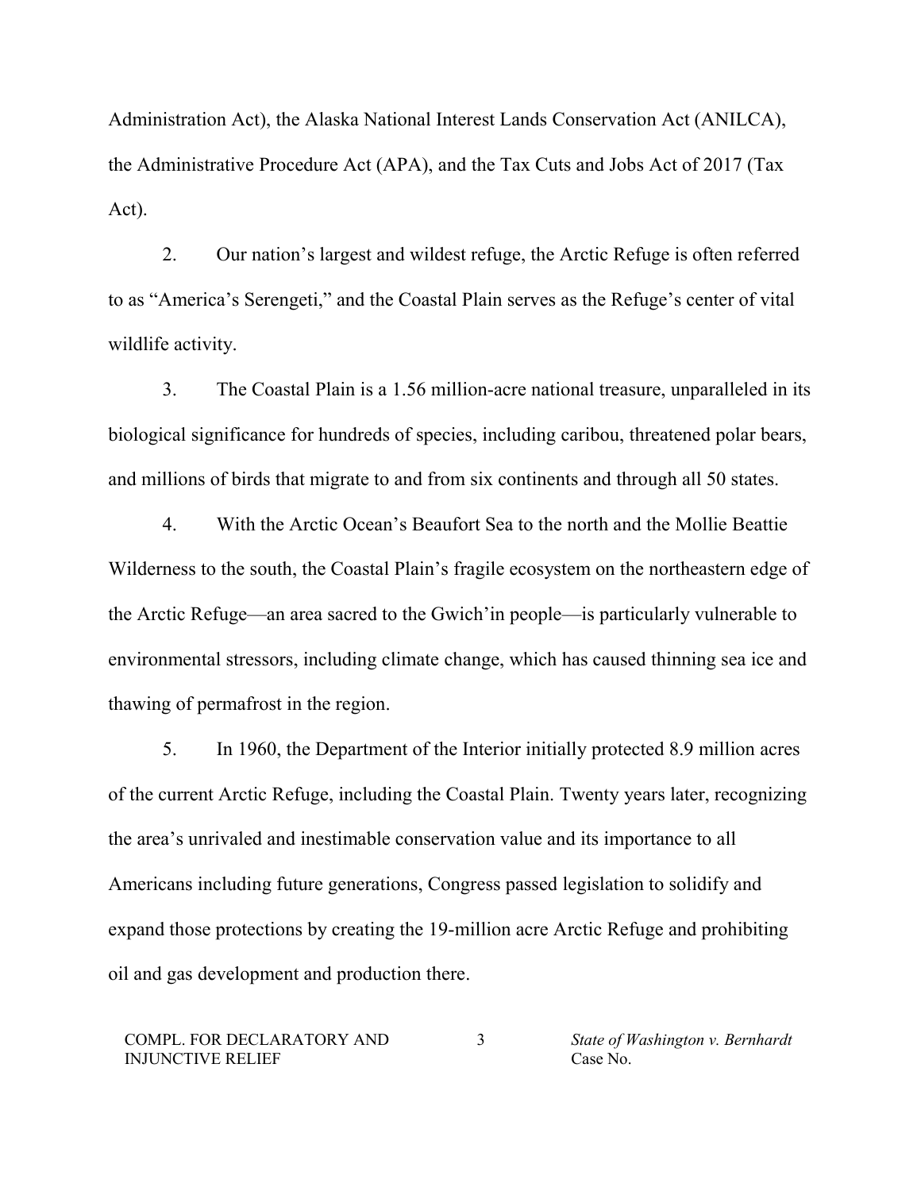Administration Act), the Alaska National Interest Lands Conservation Act (ANILCA), the Administrative Procedure Act (APA), and the Tax Cuts and Jobs Act of 2017 (Tax Act).

2. Our nation's largest and wildest refuge, the Arctic Refuge is often referred to as "America's Serengeti," and the Coastal Plain serves as the Refuge's center of vital wildlife activity.

3. The Coastal Plain is a 1.56 million-acre national treasure, unparalleled in its biological significance for hundreds of species, including caribou, threatened polar bears, and millions of birds that migrate to and from six continents and through all 50 states.

4. With the Arctic Ocean's Beaufort Sea to the north and the Mollie Beattie Wilderness to the south, the Coastal Plain's fragile ecosystem on the northeastern edge of the Arctic Refuge—an area sacred to the Gwich'in people—is particularly vulnerable to environmental stressors, including climate change, which has caused thinning sea ice and thawing of permafrost in the region.

5. In 1960, the Department of the Interior initially protected 8.9 million acres of the current Arctic Refuge, including the Coastal Plain. Twenty years later, recognizing the area's unrivaled and inestimable conservation value and its importance to all Americans including future generations, Congress passed legislation to solidify and expand those protections by creating the 19-million acre Arctic Refuge and prohibiting oil and gas development and production there.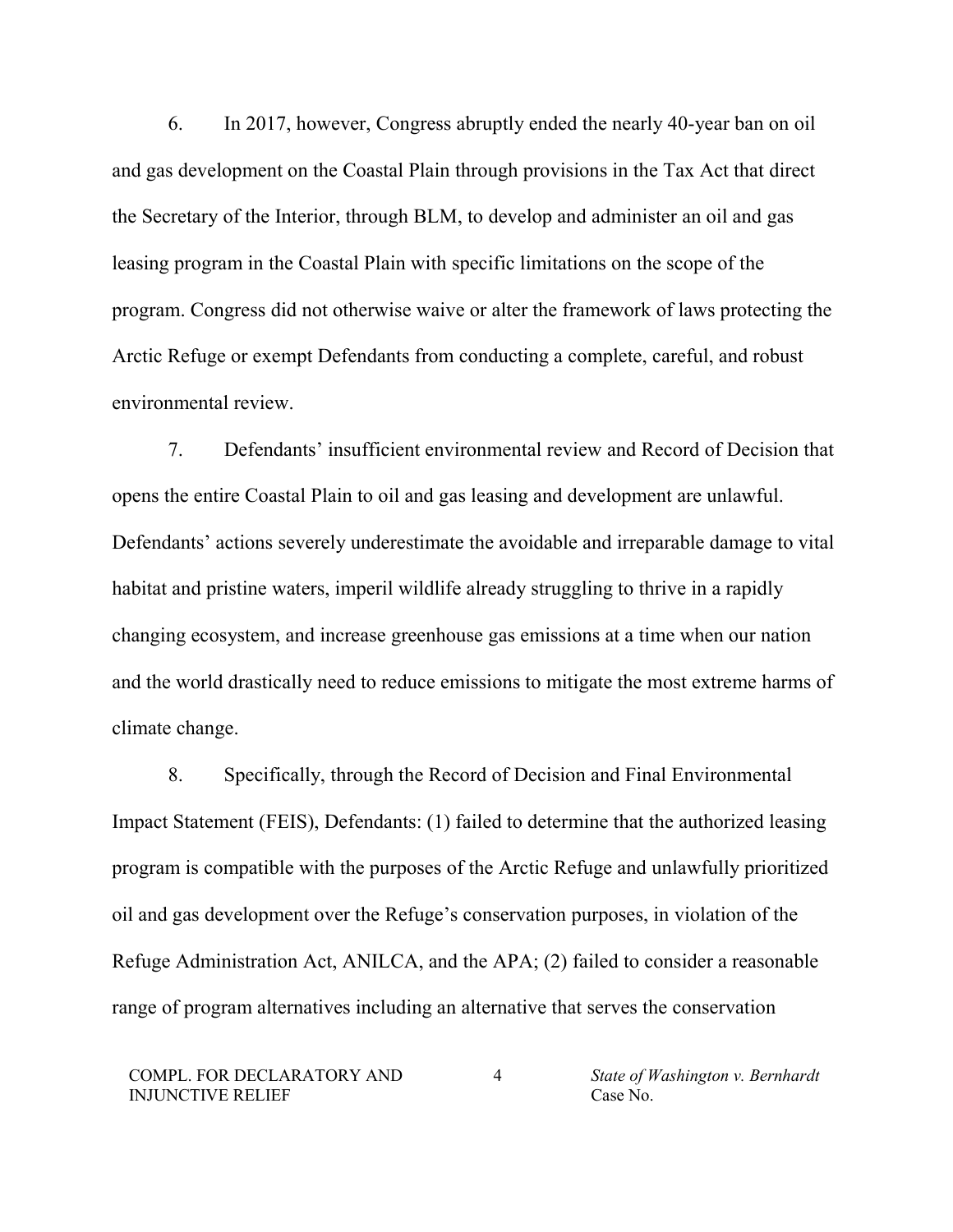6. In 2017, however, Congress abruptly ended the nearly 40-year ban on oil and gas development on the Coastal Plain through provisions in the Tax Act that direct the Secretary of the Interior, through BLM, to develop and administer an oil and gas leasing program in the Coastal Plain with specific limitations on the scope of the program. Congress did not otherwise waive or alter the framework of laws protecting the Arctic Refuge or exempt Defendants from conducting a complete, careful, and robust environmental review.

7. Defendants' insufficient environmental review and Record of Decision that opens the entire Coastal Plain to oil and gas leasing and development are unlawful. Defendants' actions severely underestimate the avoidable and irreparable damage to vital habitat and pristine waters, imperil wildlife already struggling to thrive in a rapidly changing ecosystem, and increase greenhouse gas emissions at a time when our nation and the world drastically need to reduce emissions to mitigate the most extreme harms of climate change.

8. Specifically, through the Record of Decision and Final Environmental Impact Statement (FEIS), Defendants: (1) failed to determine that the authorized leasing program is compatible with the purposes of the Arctic Refuge and unlawfully prioritized oil and gas development over the Refuge's conservation purposes, in violation of the Refuge Administration Act, ANILCA, and the APA; (2) failed to consider a reasonable range of program alternatives including an alternative that serves the conservation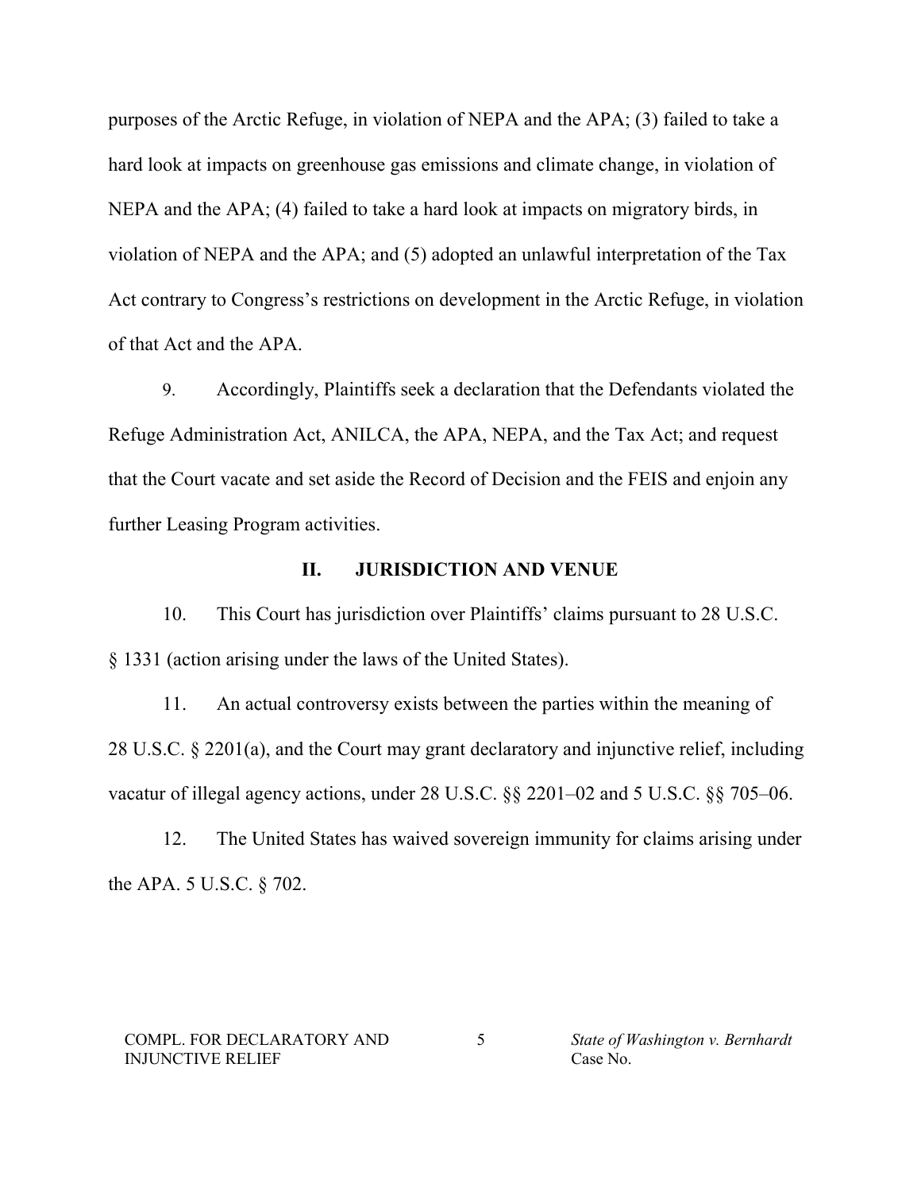purposes of the Arctic Refuge, in violation of NEPA and the APA; (3) failed to take a hard look at impacts on greenhouse gas emissions and climate change, in violation of NEPA and the APA; (4) failed to take a hard look at impacts on migratory birds, in violation of NEPA and the APA; and (5) adopted an unlawful interpretation of the Tax Act contrary to Congress's restrictions on development in the Arctic Refuge, in violation of that Act and the APA.

9. Accordingly, Plaintiffs seek a declaration that the Defendants violated the Refuge Administration Act, ANILCA, the APA, NEPA, and the Tax Act; and request that the Court vacate and set aside the Record of Decision and the FEIS and enjoin any further Leasing Program activities.

## II. JURISDICTION AND VENUE

10. This Court has jurisdiction over Plaintiffs' claims pursuant to 28 U.S.C. § 1331 (action arising under the laws of the United States).

11. An actual controversy exists between the parties within the meaning of 28 U.S.C. § 2201(a), and the Court may grant declaratory and injunctive relief, including vacatur of illegal agency actions, under 28 U.S.C. §§ 2201–02 and 5 U.S.C. §§ 705–06.

12. The United States has waived sovereign immunity for claims arising under the APA. 5 U.S.C. § 702.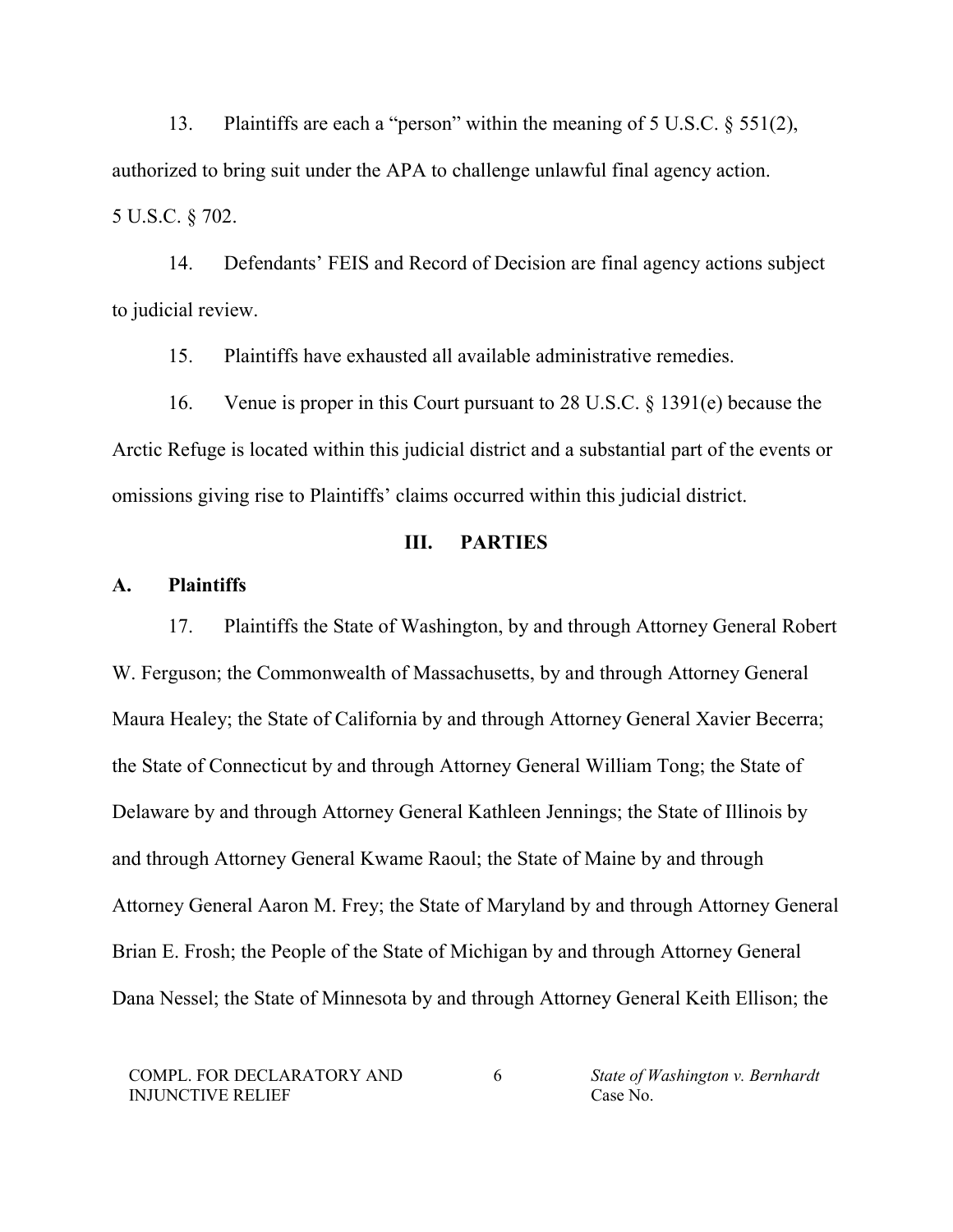13. Plaintiffs are each a "person" within the meaning of 5 U.S.C. § 551(2), authorized to bring suit under the APA to challenge unlawful final agency action. 5 U.S.C. § 702.

14. Defendants' FEIS and Record of Decision are final agency actions subject to judicial review.

15. Plaintiffs have exhausted all available administrative remedies.

16. Venue is proper in this Court pursuant to 28 U.S.C. § 1391(e) because the Arctic Refuge is located within this judicial district and a substantial part of the events or omissions giving rise to Plaintiffs' claims occurred within this judicial district.

## III. PARTIES

### A. Plaintiffs

17. Plaintiffs the State of Washington, by and through Attorney General Robert W. Ferguson; the Commonwealth of Massachusetts, by and through Attorney General Maura Healey; the State of California by and through Attorney General Xavier Becerra; the State of Connecticut by and through Attorney General William Tong; the State of Delaware by and through Attorney General Kathleen Jennings; the State of Illinois by and through Attorney General Kwame Raoul; the State of Maine by and through Attorney General Aaron M. Frey; the State of Maryland by and through Attorney General Brian E. Frosh; the People of the State of Michigan by and through Attorney General Dana Nessel; the State of Minnesota by and through Attorney General Keith Ellison; the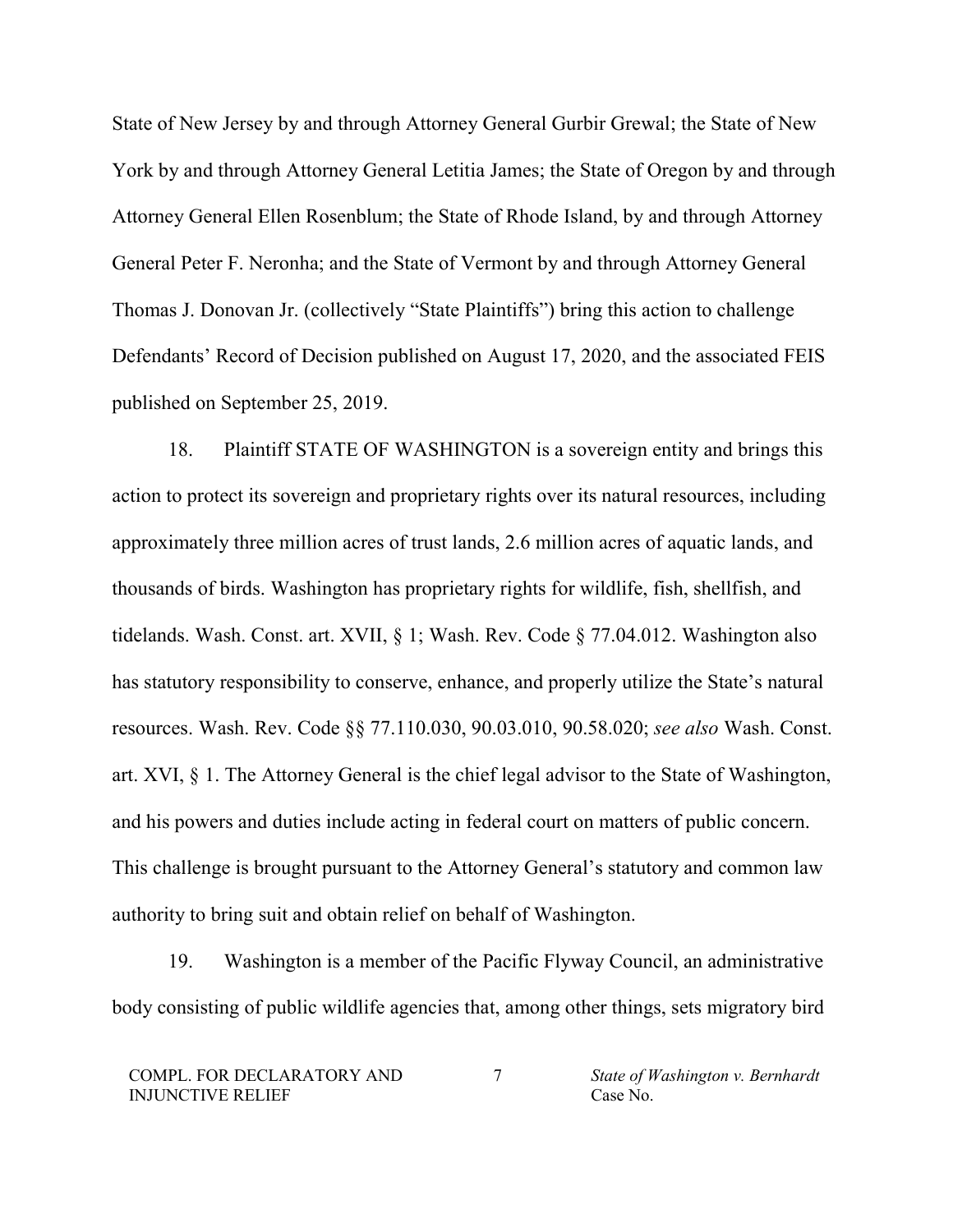State of New Jersey by and through Attorney General Gurbir Grewal; the State of New York by and through Attorney General Letitia James; the State of Oregon by and through Attorney General Ellen Rosenblum; the State of Rhode Island, by and through Attorney General Peter F. Neronha; and the State of Vermont by and through Attorney General Thomas J. Donovan Jr. (collectively "State Plaintiffs") bring this action to challenge Defendants' Record of Decision published on August 17, 2020, and the associated FEIS published on September 25, 2019.

18. Plaintiff STATE OF WASHINGTON is a sovereign entity and brings this action to protect its sovereign and proprietary rights over its natural resources, including approximately three million acres of trust lands, 2.6 million acres of aquatic lands, and thousands of birds. Washington has proprietary rights for wildlife, fish, shellfish, and tidelands. Wash. Const. art. XVII, § 1; Wash. Rev. Code § 77.04.012. Washington also has statutory responsibility to conserve, enhance, and properly utilize the State's natural resources. Wash. Rev. Code §§ 77.110.030, 90.03.010, 90.58.020; *see also* Wash. Const. art. XVI, § 1. The Attorney General is the chief legal advisor to the State of Washington, and his powers and duties include acting in federal court on matters of public concern. This challenge is brought pursuant to the Attorney General's statutory and common law authority to bring suit and obtain relief on behalf of Washington.

19. Washington is a member of the Pacific Flyway Council, an administrative body consisting of public wildlife agencies that, among other things, sets migratory bird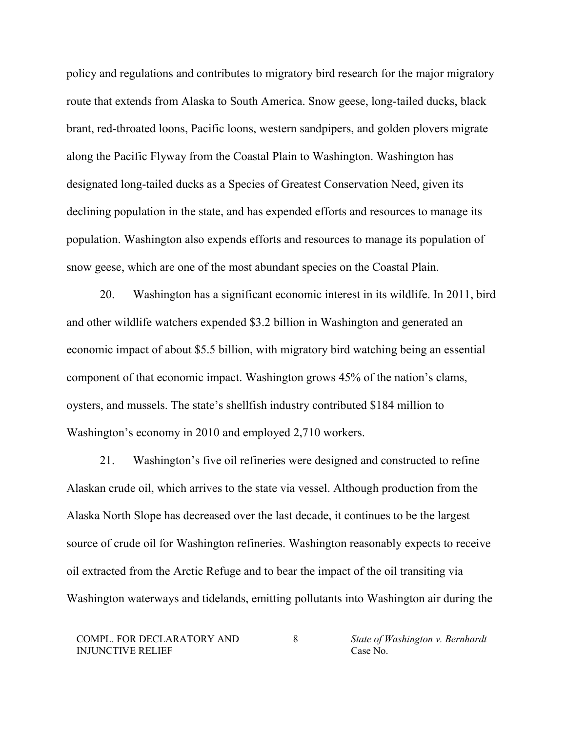policy and regulations and contributes to migratory bird research for the major migratory route that extends from Alaska to South America. Snow geese, long-tailed ducks, black brant, red-throated loons, Pacific loons, western sandpipers, and golden plovers migrate along the Pacific Flyway from the Coastal Plain to Washington. Washington has designated long-tailed ducks as a Species of Greatest Conservation Need, given its declining population in the state, and has expended efforts and resources to manage its population. Washington also expends efforts and resources to manage its population of snow geese, which are one of the most abundant species on the Coastal Plain.

20. Washington has a significant economic interest in its wildlife. In 2011, bird and other wildlife watchers expended $3.2 billion in Washington and generated an economic impact of about $5.5 billion, with migratory bird watching being an essential component of that economic impact. Washington grows 45% of the nation's clams, oysters, and mussels. The state's shellfish industry contributed $184 million to Washington's economy in 2010 and employed 2,710 workers.

21. Washington's five oil refineries were designed and constructed to refine Alaskan crude oil, which arrives to the state via vessel. Although production from the Alaska North Slope has decreased over the last decade, it continues to be the largest source of crude oil for Washington refineries. Washington reasonably expects to receive oil extracted from the Arctic Refuge and to bear the impact of the oil transiting via Washington waterways and tidelands, emitting pollutants into Washington air during the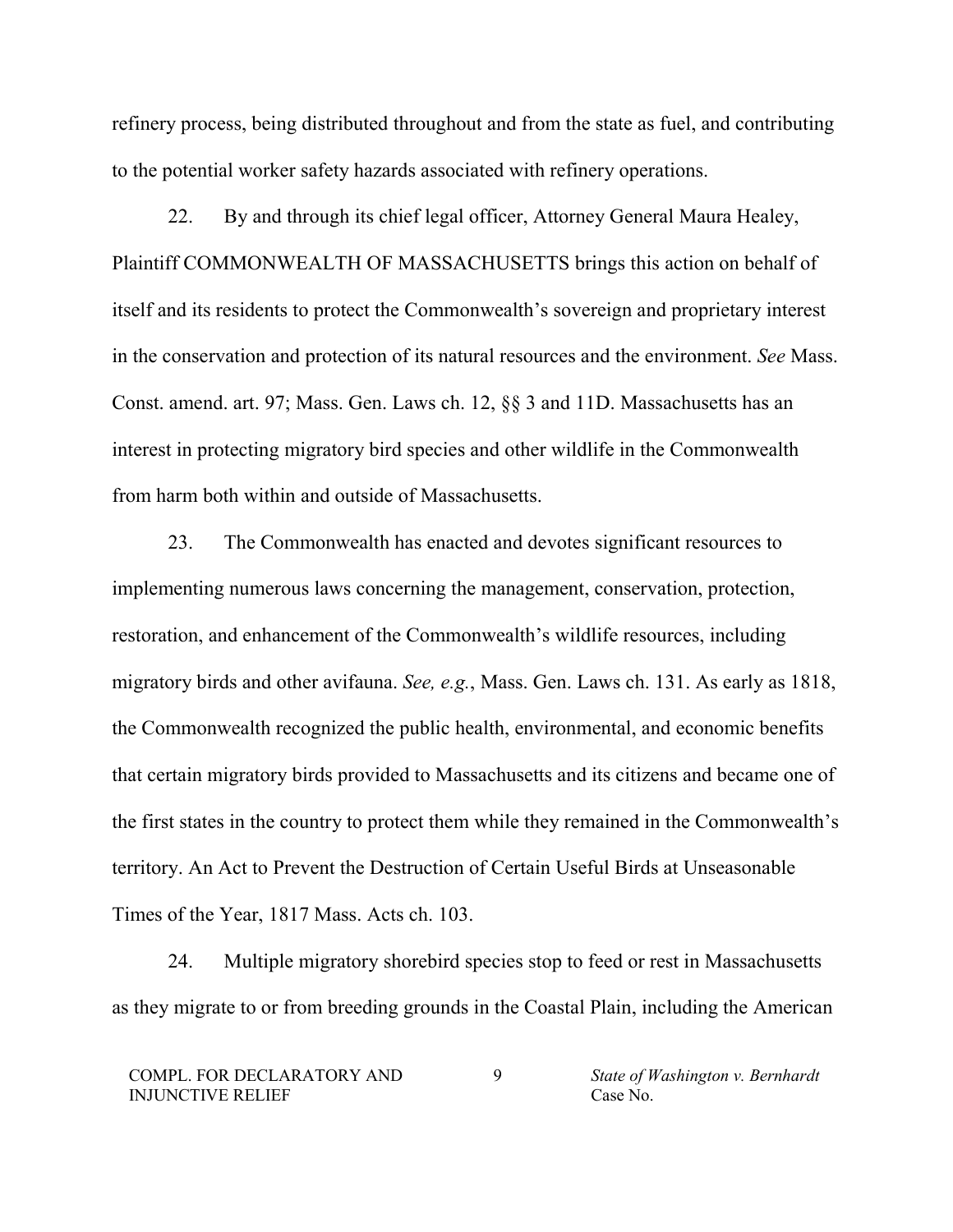refinery process, being distributed throughout and from the state as fuel, and contributing to the potential worker safety hazards associated with refinery operations.

22. By and through its chief legal officer, Attorney General Maura Healey, Plaintiff COMMONWEALTH OF MASSACHUSETTS brings this action on behalf of itself and its residents to protect the Commonwealth's sovereign and proprietary interest in the conservation and protection of its natural resources and the environment. *See* Mass. Const. amend. art. 97; Mass. Gen. Laws ch. 12, §§ 3 and 11D. Massachusetts has an interest in protecting migratory bird species and other wildlife in the Commonwealth from harm both within and outside of Massachusetts.

23. The Commonwealth has enacted and devotes significant resources to implementing numerous laws concerning the management, conservation, protection, restoration, and enhancement of the Commonwealth's wildlife resources, including migratory birds and other avifauna. *See, e.g.*, Mass. Gen. Laws ch. 131. As early as 1818, the Commonwealth recognized the public health, environmental, and economic benefits that certain migratory birds provided to Massachusetts and its citizens and became one of the first states in the country to protect them while they remained in the Commonwealth's territory. An Act to Prevent the Destruction of Certain Useful Birds at Unseasonable Times of the Year, 1817 Mass. Acts ch. 103.

24. Multiple migratory shorebird species stop to feed or rest in Massachusetts as they migrate to or from breeding grounds in the Coastal Plain, including the American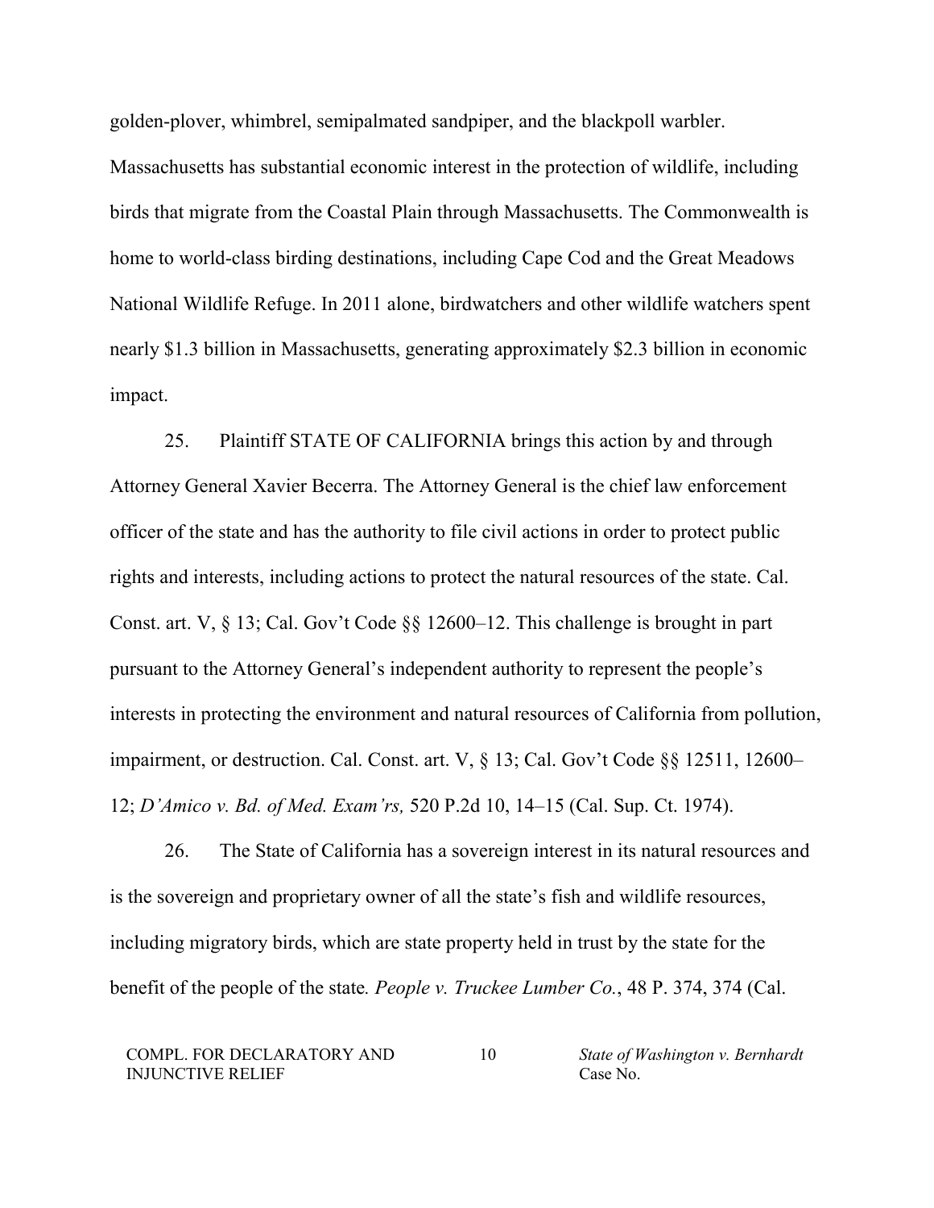golden-plover, whimbrel, semipalmated sandpiper, and the blackpoll warbler. Massachusetts has substantial economic interest in the protection of wildlife, including birds that migrate from the Coastal Plain through Massachusetts. The Commonwealth is home to world-class birding destinations, including Cape Cod and the Great Meadows National Wildlife Refuge. In 2011 alone, birdwatchers and other wildlife watchers spent nearly $1.3 billion in Massachusetts, generating approximately $2.3 billion in economic impact.

25. Plaintiff STATE OF CALIFORNIA brings this action by and through Attorney General Xavier Becerra. The Attorney General is the chief law enforcement officer of the state and has the authority to file civil actions in order to protect public rights and interests, including actions to protect the natural resources of the state. Cal. Const. art. V, § 13; Cal. Gov't Code §§ 12600–12. This challenge is brought in part pursuant to the Attorney General's independent authority to represent the people's interests in protecting the environment and natural resources of California from pollution, impairment, or destruction. Cal. Const. art. V, § 13; Cal. Gov't Code §§ 12511, 12600–12; *D'Amico v. Bd. of Med. Exam'rs,* 520 P.2d 10, 14–15 (Cal. Sup. Ct. 1974).

26. The State of California has a sovereign interest in its natural resources and is the sovereign and proprietary owner of all the state's fish and wildlife resources, including migratory birds, which are state property held in trust by the state for the benefit of the people of the state*.* *People v. Truckee Lumber Co.*, 48 P. 374, 374 (Cal.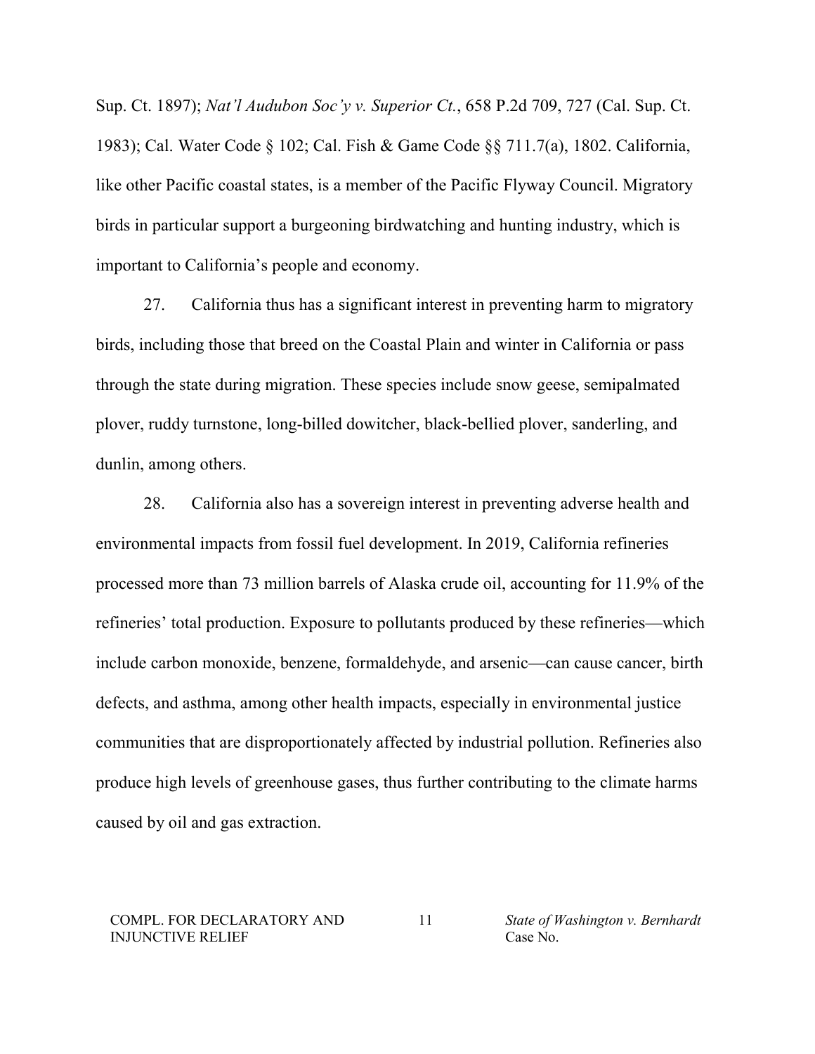Sup. Ct. 1897); *Nat'l Audubon Soc'y v. Superior Ct.*, 658 P.2d 709, 727 (Cal. Sup. Ct. 1983); Cal. Water Code § 102; Cal. Fish & Game Code §§ 711.7(a), 1802. California, like other Pacific coastal states, is a member of the Pacific Flyway Council. Migratory birds in particular support a burgeoning birdwatching and hunting industry, which is important to California's people and economy.

27. California thus has a significant interest in preventing harm to migratory birds, including those that breed on the Coastal Plain and winter in California or pass through the state during migration. These species include snow geese, semipalmated plover, ruddy turnstone, long-billed dowitcher, black-bellied plover, sanderling, and dunlin, among others.

28. California also has a sovereign interest in preventing adverse health and environmental impacts from fossil fuel development. In 2019, California refineries processed more than 73 million barrels of Alaska crude oil, accounting for 11.9% of the refineries' total production. Exposure to pollutants produced by these refineries—which include carbon monoxide, benzene, formaldehyde, and arsenic—can cause cancer, birth defects, and asthma, among other health impacts, especially in environmental justice communities that are disproportionately affected by industrial pollution. Refineries also produce high levels of greenhouse gases, thus further contributing to the climate harms caused by oil and gas extraction.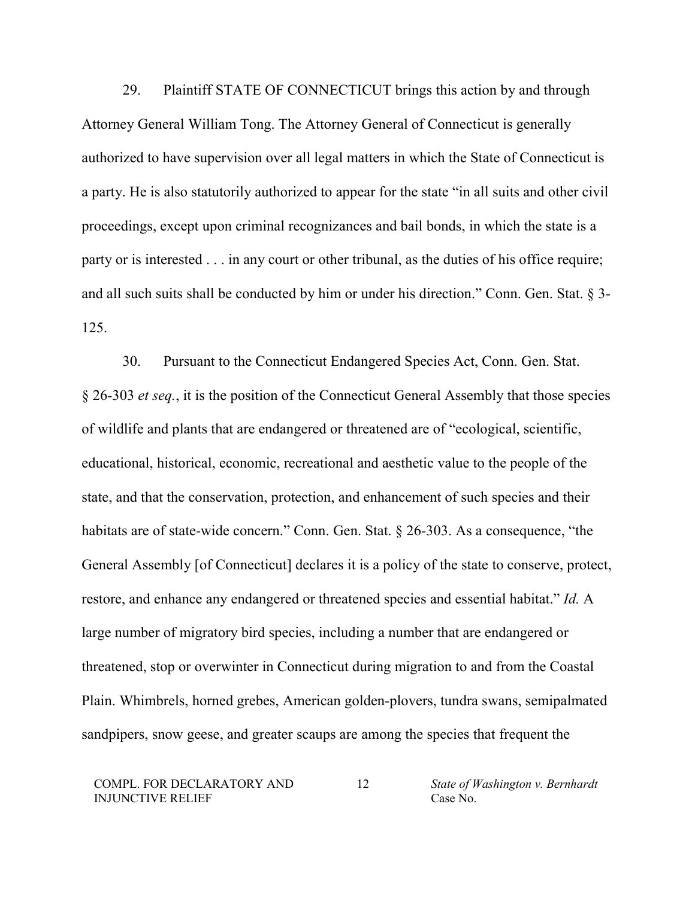29. Plaintiff STATE OF CONNECTICUT brings this action by and through Attorney General William Tong. The Attorney General of Connecticut is generally authorized to have supervision over all legal matters in which the State of Connecticut is a party. He is also statutorily authorized to appear for the state "in all suits and other civil proceedings, except upon criminal recognizances and bail bonds, in which the state is a party or is interested . . . in any court or other tribunal, as the duties of his office require; and all such suits shall be conducted by him or under his direction." Conn. Gen. Stat. § 3-125.

30. Pursuant to the Connecticut Endangered Species Act, Conn. Gen. Stat. § 26-303 *et seq.*, it is the position of the Connecticut General Assembly that those species of wildlife and plants that are endangered or threatened are of "ecological, scientific, educational, historical, economic, recreational and aesthetic value to the people of the state, and that the conservation, protection, and enhancement of such species and their habitats are of state-wide concern." Conn. Gen. Stat. § 26-303. As a consequence, "the General Assembly [of Connecticut] declares it is a policy of the state to conserve, protect, restore, and enhance any endangered or threatened species and essential habitat." *Id.* A large number of migratory bird species, including a number that are endangered or threatened, stop or overwinter in Connecticut during migration to and from the Coastal Plain. Whimbrels, horned grebes, American golden-plovers, tundra swans, semipalmated sandpipers, snow geese, and greater scaups are among the species that frequent the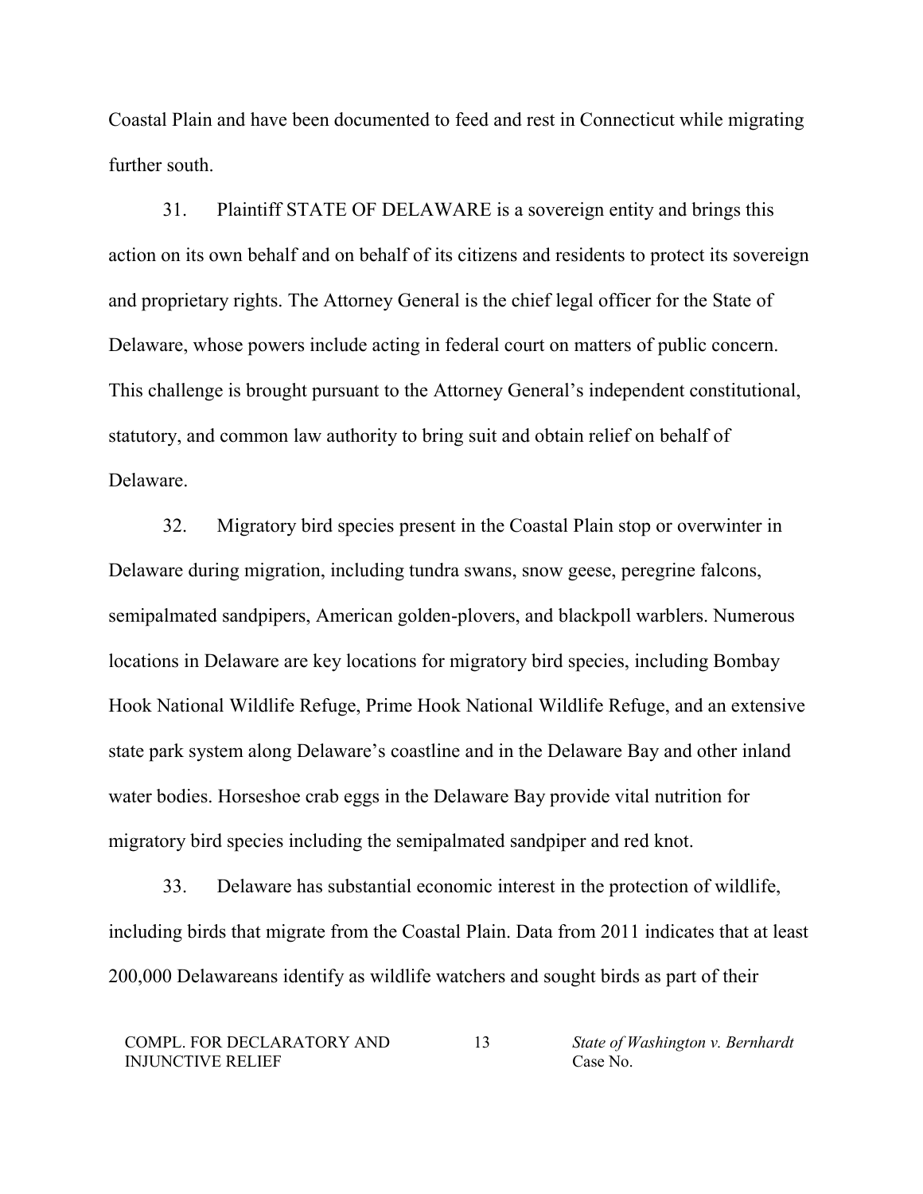Coastal Plain and have been documented to feed and rest in Connecticut while migrating further south.

31. Plaintiff STATE OF DELAWARE is a sovereign entity and brings this action on its own behalf and on behalf of its citizens and residents to protect its sovereign and proprietary rights. The Attorney General is the chief legal officer for the State of Delaware, whose powers include acting in federal court on matters of public concern. This challenge is brought pursuant to the Attorney General's independent constitutional, statutory, and common law authority to bring suit and obtain relief on behalf of Delaware.

32. Migratory bird species present in the Coastal Plain stop or overwinter in Delaware during migration, including tundra swans, snow geese, peregrine falcons, semipalmated sandpipers, American golden-plovers, and blackpoll warblers. Numerous locations in Delaware are key locations for migratory bird species, including Bombay Hook National Wildlife Refuge, Prime Hook National Wildlife Refuge, and an extensive state park system along Delaware's coastline and in the Delaware Bay and other inland water bodies. Horseshoe crab eggs in the Delaware Bay provide vital nutrition for migratory bird species including the semipalmated sandpiper and red knot.

33. Delaware has substantial economic interest in the protection of wildlife, including birds that migrate from the Coastal Plain. Data from 2011 indicates that at least 200,000 Delawareans identify as wildlife watchers and sought birds as part of their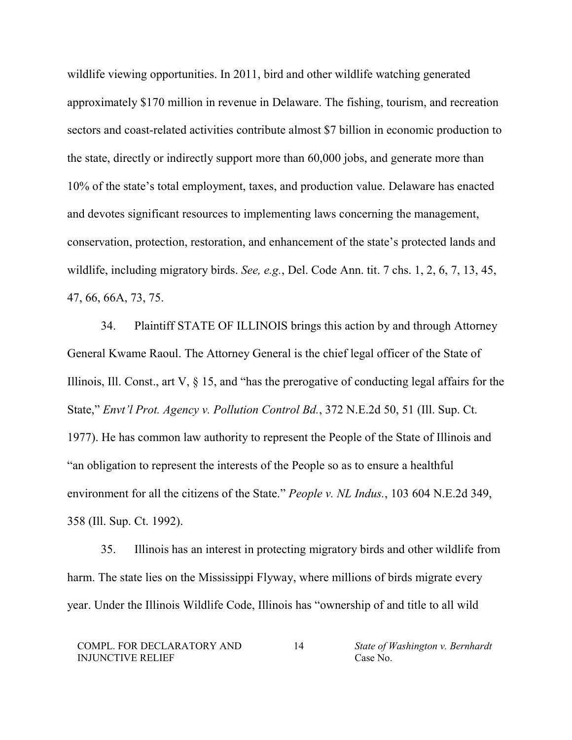wildlife viewing opportunities. In 2011, bird and other wildlife watching generated approximately $170 million in revenue in Delaware. The fishing, tourism, and recreation sectors and coast-related activities contribute almost $7 billion in economic production to the state, directly or indirectly support more than 60,000 jobs, and generate more than 10% of the state's total employment, taxes, and production value. Delaware has enacted and devotes significant resources to implementing laws concerning the management, conservation, protection, restoration, and enhancement of the state's protected lands and wildlife, including migratory birds. *See, e.g.*, Del. Code Ann. tit. 7 chs. 1, 2, 6, 7, 13, 45, 47, 66, 66A, 73, 75.

34. Plaintiff STATE OF ILLINOIS brings this action by and through Attorney General Kwame Raoul. The Attorney General is the chief legal officer of the State of Illinois, Ill. Const., art V, § 15, and "has the prerogative of conducting legal affairs for the State," *Envt'l Prot. Agency v. Pollution Control Bd.*, 372 N.E.2d 50, 51 (Ill. Sup. Ct. 1977). He has common law authority to represent the People of the State of Illinois and "an obligation to represent the interests of the People so as to ensure a healthful environment for all the citizens of the State." *People v. NL Indus.*, 103 604 N.E.2d 349, 358 (Ill. Sup. Ct. 1992).

35. Illinois has an interest in protecting migratory birds and other wildlife from harm. The state lies on the Mississippi Flyway, where millions of birds migrate every year. Under the Illinois Wildlife Code, Illinois has "ownership of and title to all wild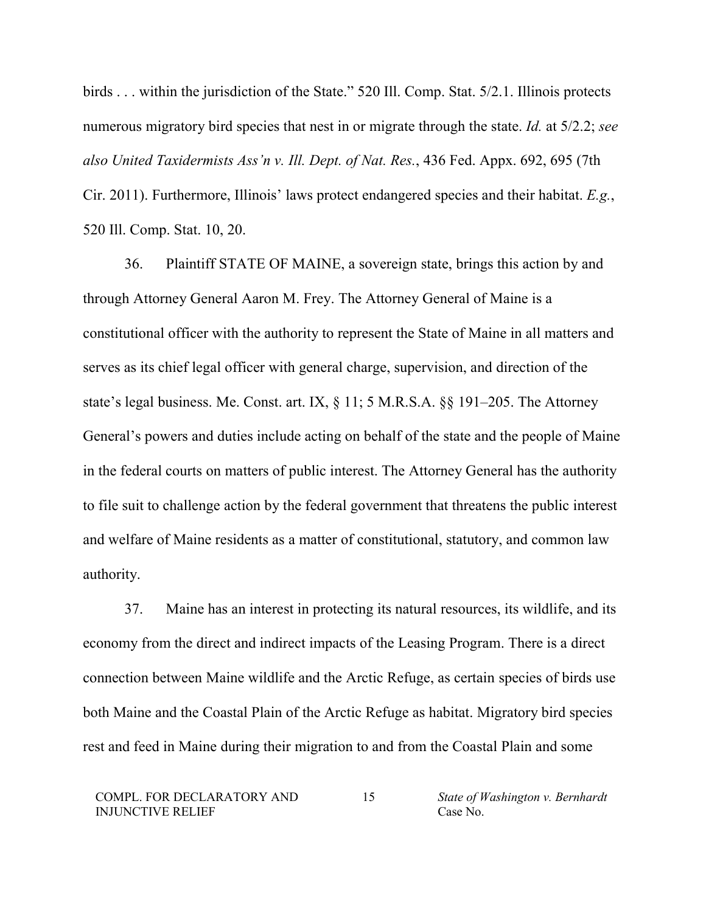birds . . . within the jurisdiction of the State." 520 Ill. Comp. Stat. 5/2.1. Illinois protects numerous migratory bird species that nest in or migrate through the state. *Id.* at 5/2.2; *see also United Taxidermists Ass'n v. Ill. Dept. of Nat. Res.*, 436 Fed. Appx. 692, 695 (7th Cir. 2011). Furthermore, Illinois' laws protect endangered species and their habitat. *E.g.*, 520 Ill. Comp. Stat. 10, 20.

36. Plaintiff STATE OF MAINE, a sovereign state, brings this action by and through Attorney General Aaron M. Frey. The Attorney General of Maine is a constitutional officer with the authority to represent the State of Maine in all matters and serves as its chief legal officer with general charge, supervision, and direction of the state's legal business. Me. Const. art. IX, § 11; 5 M.R.S.A. §§ 191–205. The Attorney General's powers and duties include acting on behalf of the state and the people of Maine in the federal courts on matters of public interest. The Attorney General has the authority to file suit to challenge action by the federal government that threatens the public interest and welfare of Maine residents as a matter of constitutional, statutory, and common law authority.

37. Maine has an interest in protecting its natural resources, its wildlife, and its economy from the direct and indirect impacts of the Leasing Program. There is a direct connection between Maine wildlife and the Arctic Refuge, as certain species of birds use both Maine and the Coastal Plain of the Arctic Refuge as habitat. Migratory bird species rest and feed in Maine during their migration to and from the Coastal Plain and some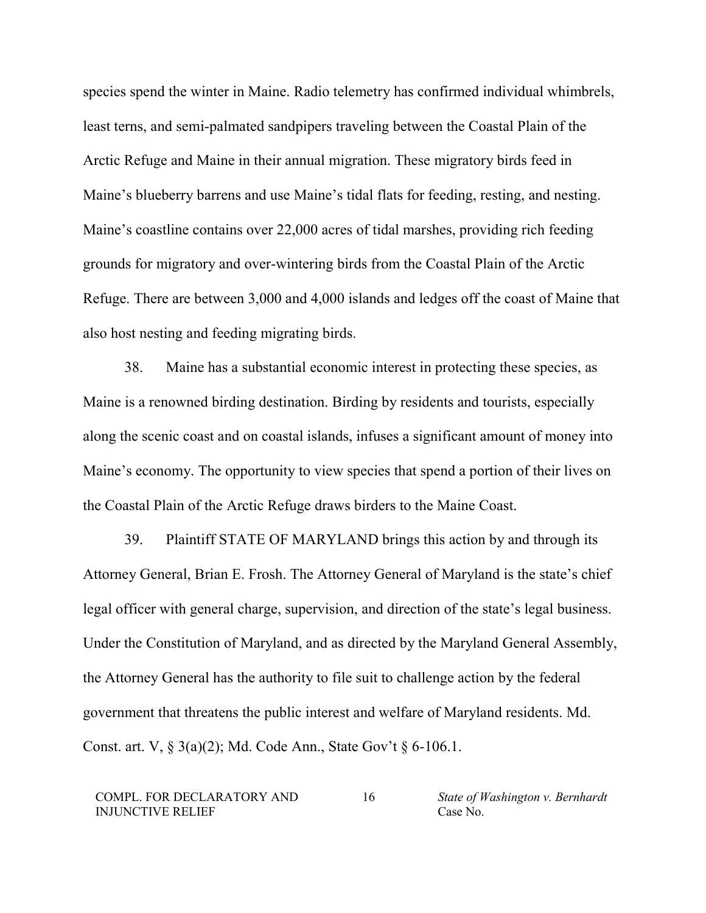species spend the winter in Maine. Radio telemetry has confirmed individual whimbrels, least terns, and semi-palmated sandpipers traveling between the Coastal Plain of the Arctic Refuge and Maine in their annual migration. These migratory birds feed in Maine's blueberry barrens and use Maine's tidal flats for feeding, resting, and nesting. Maine's coastline contains over 22,000 acres of tidal marshes, providing rich feeding grounds for migratory and over-wintering birds from the Coastal Plain of the Arctic Refuge. There are between 3,000 and 4,000 islands and ledges off the coast of Maine that also host nesting and feeding migrating birds.

38. Maine has a substantial economic interest in protecting these species, as Maine is a renowned birding destination. Birding by residents and tourists, especially along the scenic coast and on coastal islands, infuses a significant amount of money into Maine's economy. The opportunity to view species that spend a portion of their lives on the Coastal Plain of the Arctic Refuge draws birders to the Maine Coast.

39. Plaintiff STATE OF MARYLAND brings this action by and through its Attorney General, Brian E. Frosh. The Attorney General of Maryland is the state's chief legal officer with general charge, supervision, and direction of the state's legal business. Under the Constitution of Maryland, and as directed by the Maryland General Assembly, the Attorney General has the authority to file suit to challenge action by the federal government that threatens the public interest and welfare of Maryland residents. Md. Const. art. V, § 3(a)(2); Md. Code Ann., State Gov't § 6-106.1.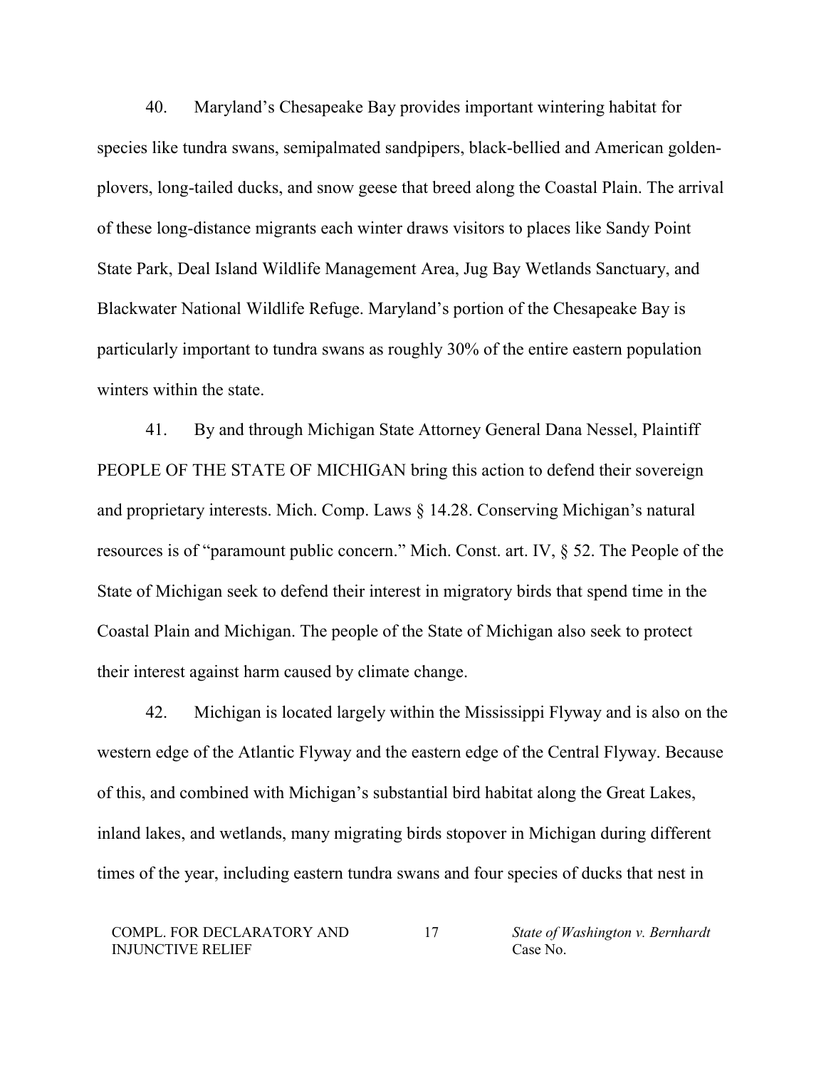40. Maryland's Chesapeake Bay provides important wintering habitat for species like tundra swans, semipalmated sandpipers, black-bellied and American golden-plovers, long-tailed ducks, and snow geese that breed along the Coastal Plain. The arrival of these long-distance migrants each winter draws visitors to places like Sandy Point State Park, Deal Island Wildlife Management Area, Jug Bay Wetlands Sanctuary, and Blackwater National Wildlife Refuge. Maryland's portion of the Chesapeake Bay is particularly important to tundra swans as roughly 30% of the entire eastern population winters within the state.

41. By and through Michigan State Attorney General Dana Nessel, Plaintiff PEOPLE OF THE STATE OF MICHIGAN bring this action to defend their sovereign and proprietary interests. Mich. Comp. Laws § 14.28. Conserving Michigan's natural resources is of "paramount public concern." Mich. Const. art. IV, § 52. The People of the State of Michigan seek to defend their interest in migratory birds that spend time in the Coastal Plain and Michigan. The people of the State of Michigan also seek to protect their interest against harm caused by climate change.

42. Michigan is located largely within the Mississippi Flyway and is also on the western edge of the Atlantic Flyway and the eastern edge of the Central Flyway. Because of this, and combined with Michigan's substantial bird habitat along the Great Lakes, inland lakes, and wetlands, many migrating birds stopover in Michigan during different times of the year, including eastern tundra swans and four species of ducks that nest in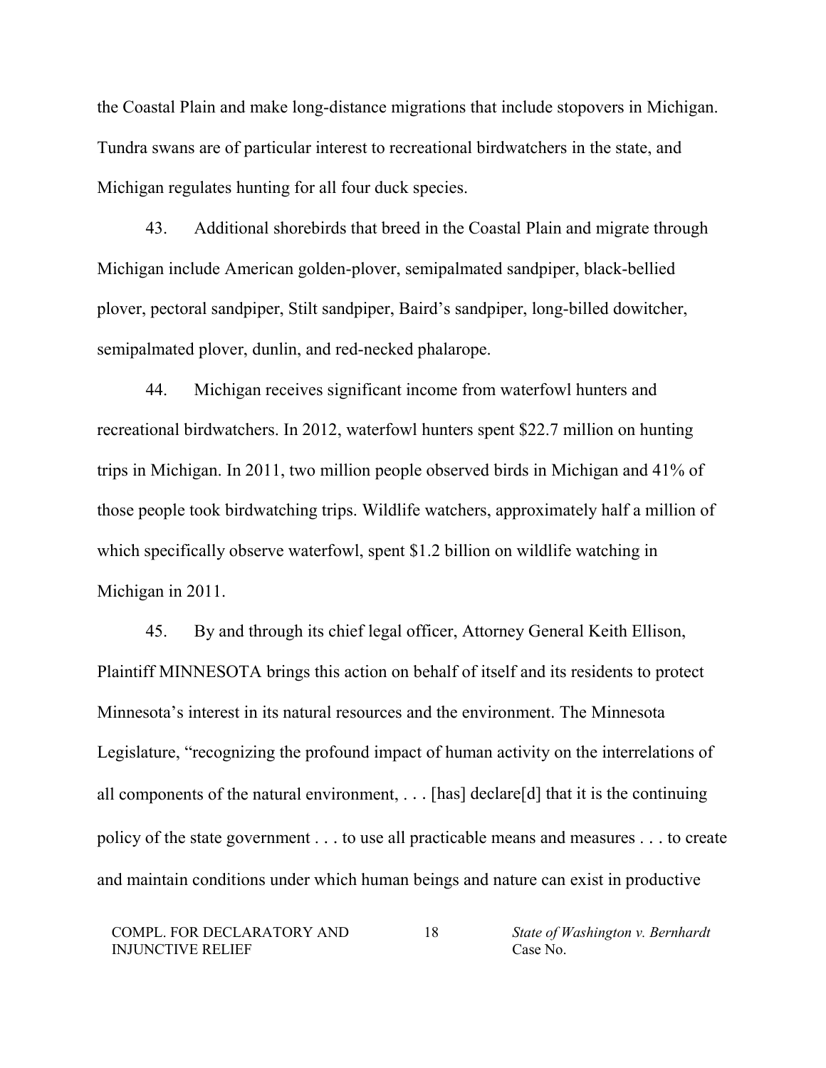the Coastal Plain and make long-distance migrations that include stopovers in Michigan. Tundra swans are of particular interest to recreational birdwatchers in the state, and Michigan regulates hunting for all four duck species.

43. Additional shorebirds that breed in the Coastal Plain and migrate through Michigan include American golden-plover, semipalmated sandpiper, black-bellied plover, pectoral sandpiper, Stilt sandpiper, Baird's sandpiper, long-billed dowitcher, semipalmated plover, dunlin, and red-necked phalarope.

44. Michigan receives significant income from waterfowl hunters and recreational birdwatchers. In 2012, waterfowl hunters spent $22.7 million on hunting trips in Michigan. In 2011, two million people observed birds in Michigan and 41% of those people took birdwatching trips. Wildlife watchers, approximately half a million of which specifically observe waterfowl, spent $1.2 billion on wildlife watching in Michigan in 2011.

45. By and through its chief legal officer, Attorney General Keith Ellison, Plaintiff MINNESOTA brings this action on behalf of itself and its residents to protect Minnesota's interest in its natural resources and the environment. The Minnesota Legislature, "recognizing the profound impact of human activity on the interrelations of all components of the natural environment, . . . [has] declare[d] that it is the continuing policy of the state government . . . to use all practicable means and measures . . . to create and maintain conditions under which human beings and nature can exist in productive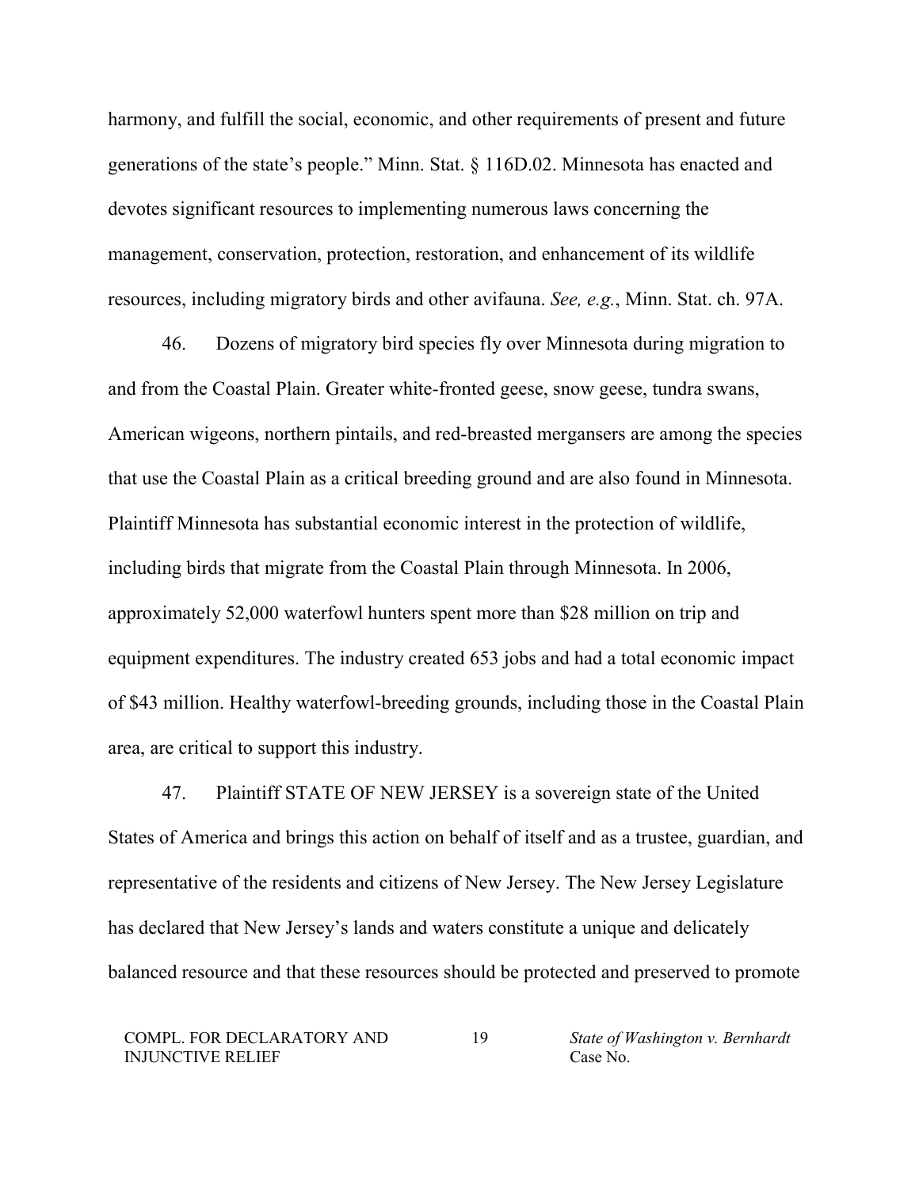harmony, and fulfill the social, economic, and other requirements of present and future generations of the state's people." Minn. Stat. § 116D.02. Minnesota has enacted and devotes significant resources to implementing numerous laws concerning the management, conservation, protection, restoration, and enhancement of its wildlife resources, including migratory birds and other avifauna. *See, e.g.*, Minn. Stat. ch. 97A.

46. Dozens of migratory bird species fly over Minnesota during migration to and from the Coastal Plain. Greater white-fronted geese, snow geese, tundra swans, American wigeons, northern pintails, and red-breasted mergansers are among the species that use the Coastal Plain as a critical breeding ground and are also found in Minnesota. Plaintiff Minnesota has substantial economic interest in the protection of wildlife, including birds that migrate from the Coastal Plain through Minnesota. In 2006, approximately 52,000 waterfowl hunters spent more than $28 million on trip and equipment expenditures. The industry created 653 jobs and had a total economic impact of $43 million. Healthy waterfowl-breeding grounds, including those in the Coastal Plain area, are critical to support this industry.

47. Plaintiff STATE OF NEW JERSEY is a sovereign state of the United States of America and brings this action on behalf of itself and as a trustee, guardian, and representative of the residents and citizens of New Jersey. The New Jersey Legislature has declared that New Jersey's lands and waters constitute a unique and delicately balanced resource and that these resources should be protected and preserved to promote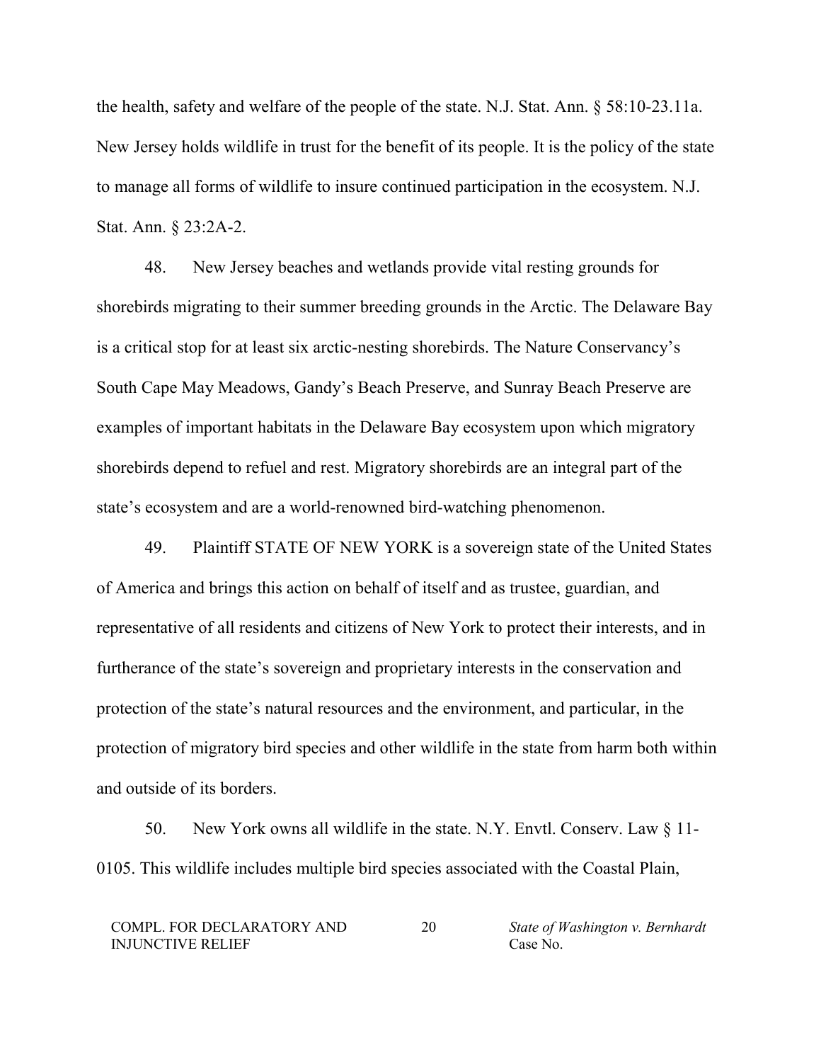the health, safety and welfare of the people of the state. N.J. Stat. Ann. § 58:10-23.11a. New Jersey holds wildlife in trust for the benefit of its people. It is the policy of the state to manage all forms of wildlife to insure continued participation in the ecosystem. N.J. Stat. Ann. § 23:2A-2.

48. New Jersey beaches and wetlands provide vital resting grounds for shorebirds migrating to their summer breeding grounds in the Arctic. The Delaware Bay is a critical stop for at least six arctic-nesting shorebirds. The Nature Conservancy's South Cape May Meadows, Gandy's Beach Preserve, and Sunray Beach Preserve are examples of important habitats in the Delaware Bay ecosystem upon which migratory shorebirds depend to refuel and rest. Migratory shorebirds are an integral part of the state's ecosystem and are a world-renowned bird-watching phenomenon.

49. Plaintiff STATE OF NEW YORK is a sovereign state of the United States of America and brings this action on behalf of itself and as trustee, guardian, and representative of all residents and citizens of New York to protect their interests, and in furtherance of the state's sovereign and proprietary interests in the conservation and protection of the state's natural resources and the environment, and particular, in the protection of migratory bird species and other wildlife in the state from harm both within and outside of its borders.

50. New York owns all wildlife in the state. N.Y. Envtl. Conserv. Law § 11-0105. This wildlife includes multiple bird species associated with the Coastal Plain,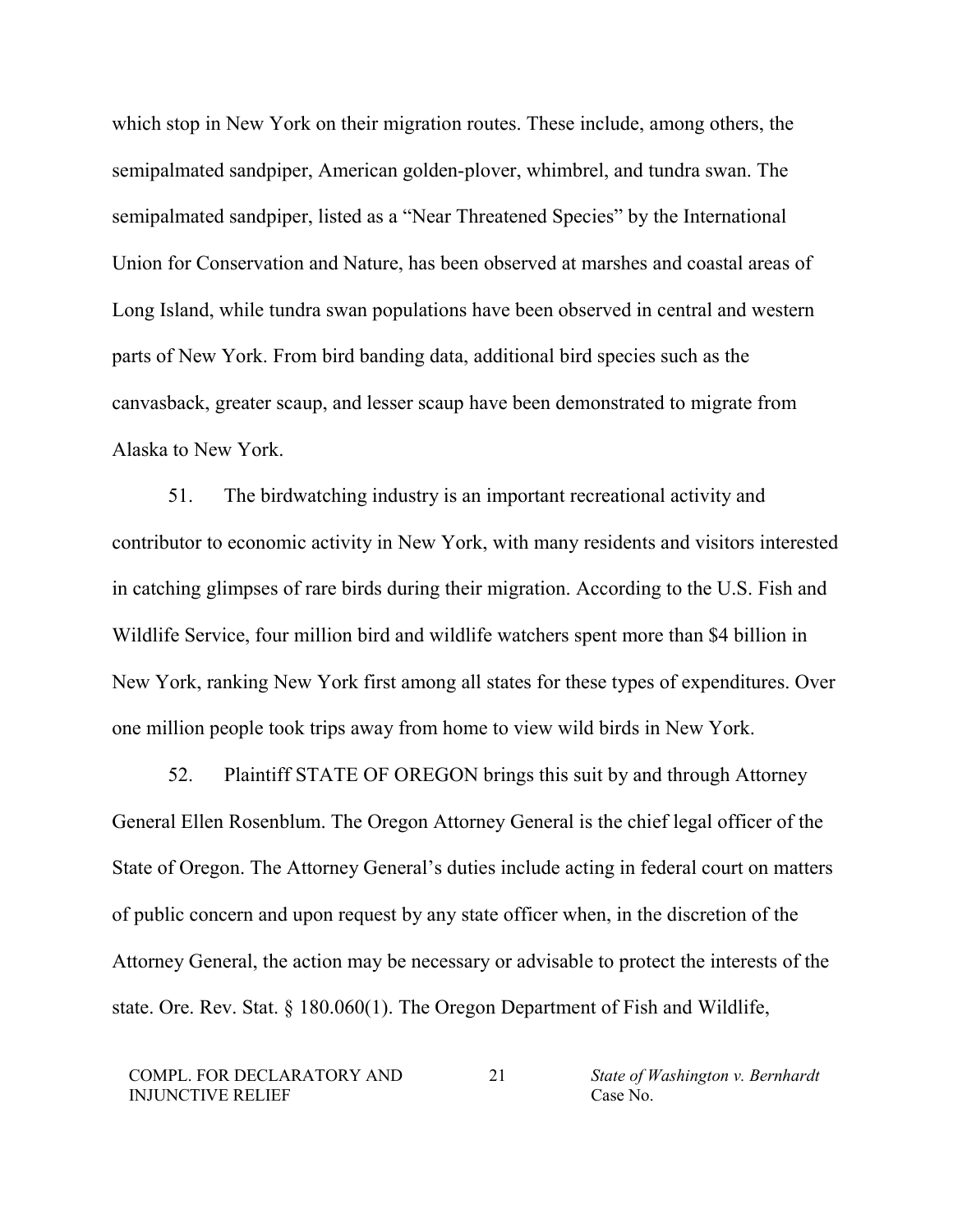which stop in New York on their migration routes. These include, among others, the semipalmated sandpiper, American golden-plover, whimbrel, and tundra swan. The semipalmated sandpiper, listed as a "Near Threatened Species" by the International Union for Conservation and Nature, has been observed at marshes and coastal areas of Long Island, while tundra swan populations have been observed in central and western parts of New York. From bird banding data, additional bird species such as the canvasback, greater scaup, and lesser scaup have been demonstrated to migrate from Alaska to New York.

51. The birdwatching industry is an important recreational activity and contributor to economic activity in New York, with many residents and visitors interested in catching glimpses of rare birds during their migration. According to the U.S. Fish and Wildlife Service, four million bird and wildlife watchers spent more than $4 billion in New York, ranking New York first among all states for these types of expenditures. Over one million people took trips away from home to view wild birds in New York.

52. Plaintiff STATE OF OREGON brings this suit by and through Attorney General Ellen Rosenblum. The Oregon Attorney General is the chief legal officer of the State of Oregon. The Attorney General's duties include acting in federal court on matters of public concern and upon request by any state officer when, in the discretion of the Attorney General, the action may be necessary or advisable to protect the interests of the state. Ore. Rev. Stat. § 180.060(1). The Oregon Department of Fish and Wildlife,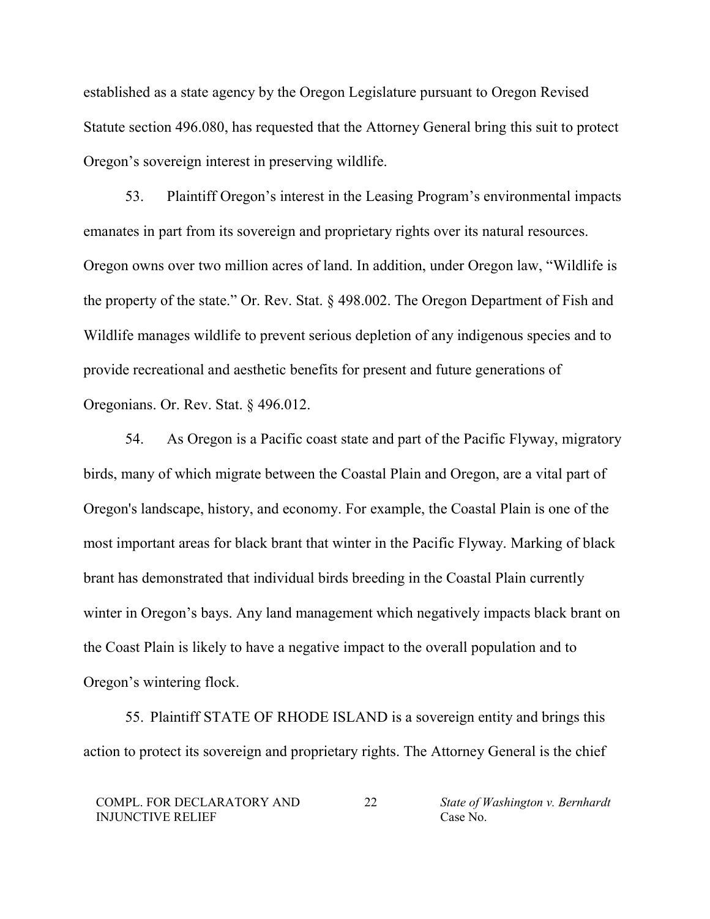established as a state agency by the Oregon Legislature pursuant to Oregon Revised Statute section 496.080, has requested that the Attorney General bring this suit to protect Oregon's sovereign interest in preserving wildlife.

53. Plaintiff Oregon's interest in the Leasing Program's environmental impacts emanates in part from its sovereign and proprietary rights over its natural resources. Oregon owns over two million acres of land. In addition, under Oregon law, "Wildlife is the property of the state." Or. Rev. Stat. § 498.002. The Oregon Department of Fish and Wildlife manages wildlife to prevent serious depletion of any indigenous species and to provide recreational and aesthetic benefits for present and future generations of Oregonians. Or. Rev. Stat. § 496.012.

54. As Oregon is a Pacific coast state and part of the Pacific Flyway, migratory birds, many of which migrate between the Coastal Plain and Oregon, are a vital part of Oregon's landscape, history, and economy. For example, the Coastal Plain is one of the most important areas for black brant that winter in the Pacific Flyway. Marking of black brant has demonstrated that individual birds breeding in the Coastal Plain currently winter in Oregon's bays. Any land management which negatively impacts black brant on the Coast Plain is likely to have a negative impact to the overall population and to Oregon's wintering flock.

55. Plaintiff STATE OF RHODE ISLAND is a sovereign entity and brings this action to protect its sovereign and proprietary rights. The Attorney General is the chief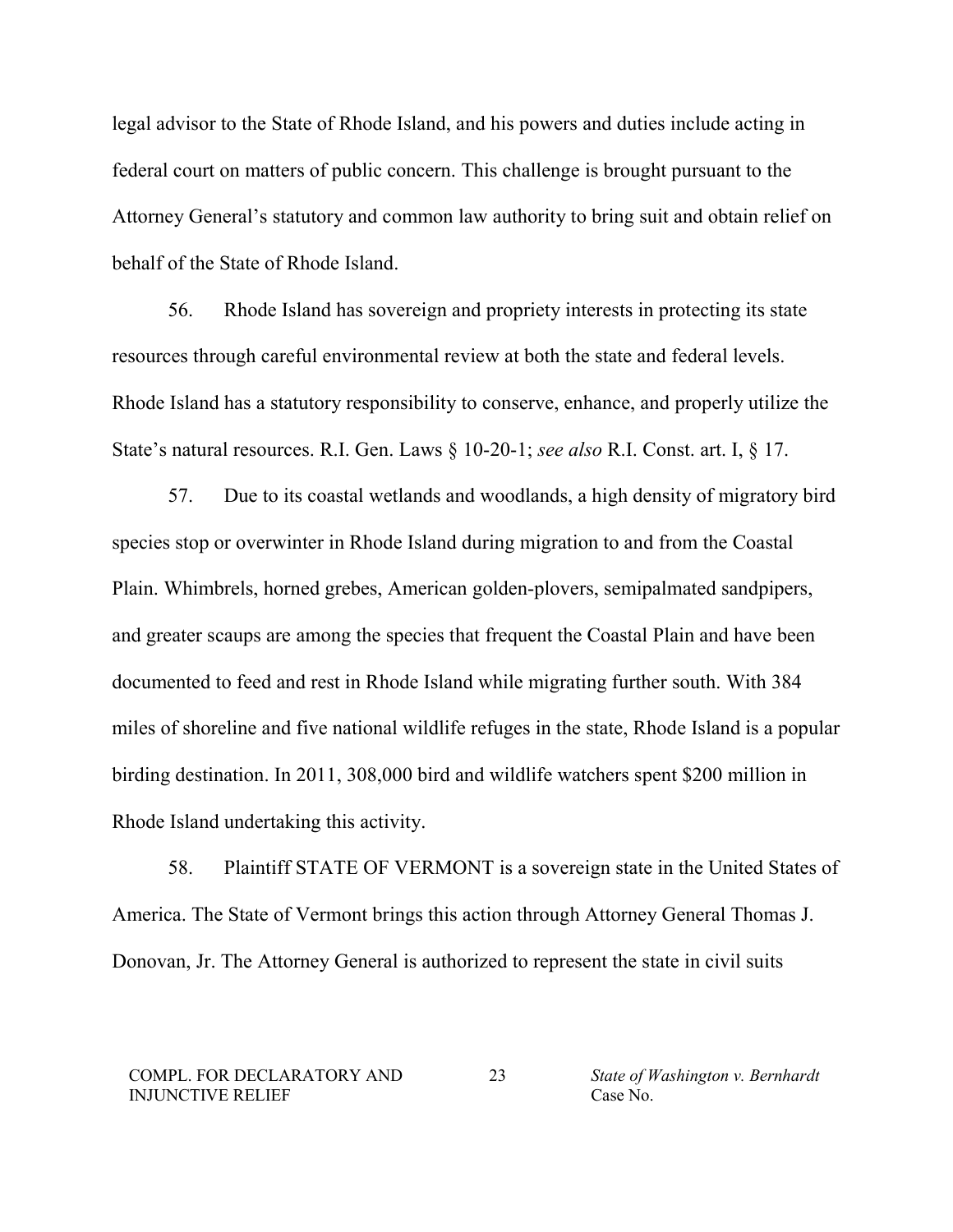legal advisor to the State of Rhode Island, and his powers and duties include acting in federal court on matters of public concern. This challenge is brought pursuant to the Attorney General's statutory and common law authority to bring suit and obtain relief on behalf of the State of Rhode Island.

56. Rhode Island has sovereign and propriety interests in protecting its state resources through careful environmental review at both the state and federal levels. Rhode Island has a statutory responsibility to conserve, enhance, and properly utilize the State's natural resources. R.I. Gen. Laws § 10-20-1; *see also* R.I. Const. art. I, § 17.

57. Due to its coastal wetlands and woodlands, a high density of migratory bird species stop or overwinter in Rhode Island during migration to and from the Coastal Plain. Whimbrels, horned grebes, American golden-plovers, semipalmated sandpipers, and greater scaups are among the species that frequent the Coastal Plain and have been documented to feed and rest in Rhode Island while migrating further south. With 384 miles of shoreline and five national wildlife refuges in the state, Rhode Island is a popular birding destination. In 2011, 308,000 bird and wildlife watchers spent $200 million in Rhode Island undertaking this activity.

58. Plaintiff STATE OF VERMONT is a sovereign state in the United States of America. The State of Vermont brings this action through Attorney General Thomas J. Donovan, Jr. The Attorney General is authorized to represent the state in civil suits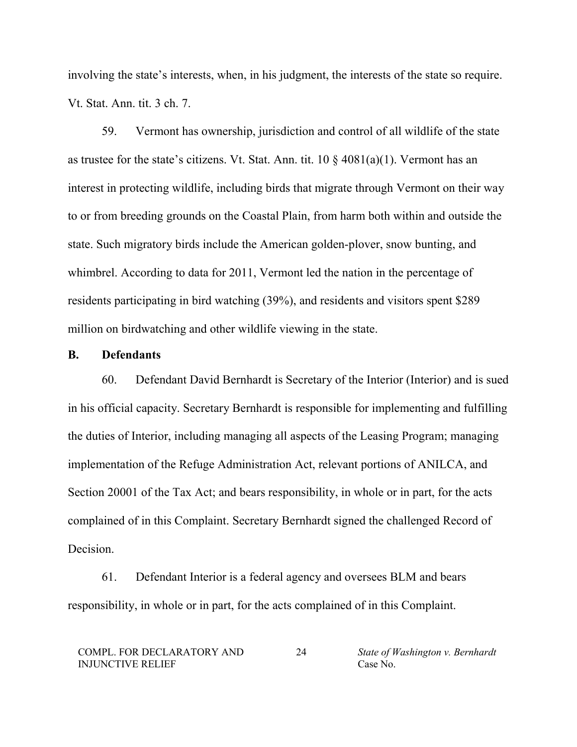involving the state's interests, when, in his judgment, the interests of the state so require. Vt. Stat. Ann. tit. 3 ch. 7.

59. Vermont has ownership, jurisdiction and control of all wildlife of the state as trustee for the state's citizens. Vt. Stat. Ann. tit. 10 § 4081(a)(1). Vermont has an interest in protecting wildlife, including birds that migrate through Vermont on their way to or from breeding grounds on the Coastal Plain, from harm both within and outside the state. Such migratory birds include the American golden-plover, snow bunting, and whimbrel. According to data for 2011, Vermont led the nation in the percentage of residents participating in bird watching (39%), and residents and visitors spent $289 million on birdwatching and other wildlife viewing in the state.

## B. Defendants

60. Defendant David Bernhardt is Secretary of the Interior (Interior) and is sued in his official capacity. Secretary Bernhardt is responsible for implementing and fulfilling the duties of Interior, including managing all aspects of the Leasing Program; managing implementation of the Refuge Administration Act, relevant portions of ANILCA, and Section 20001 of the Tax Act; and bears responsibility, in whole or in part, for the acts complained of in this Complaint. Secretary Bernhardt signed the challenged Record of Decision.

61. Defendant Interior is a federal agency and oversees BLM and bears responsibility, in whole or in part, for the acts complained of in this Complaint.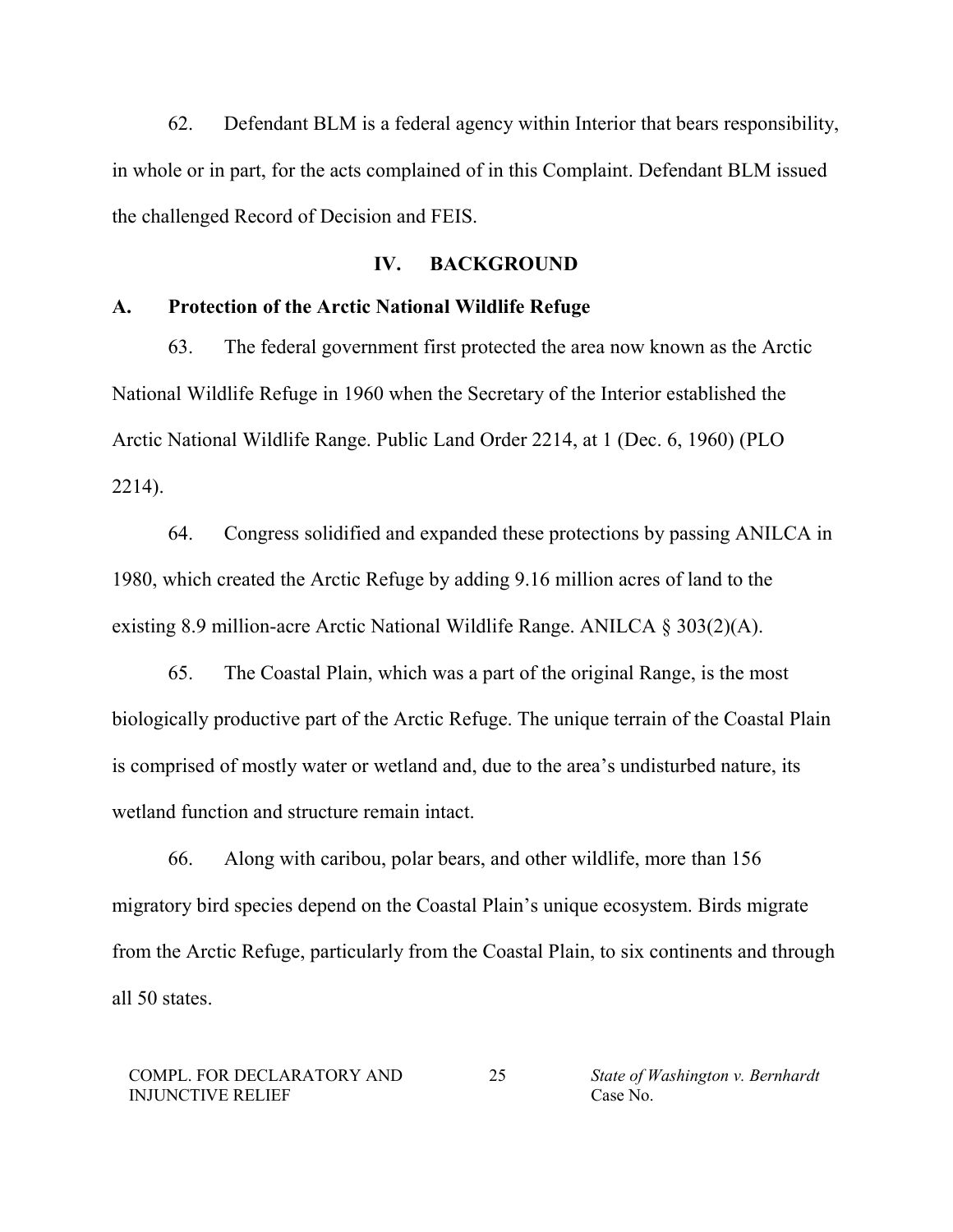62. Defendant BLM is a federal agency within Interior that bears responsibility, in whole or in part, for the acts complained of in this Complaint. Defendant BLM issued the challenged Record of Decision and FEIS.

## IV. BACKGROUND

### A. Protection of the Arctic National Wildlife Refuge

63. The federal government first protected the area now known as the Arctic National Wildlife Refuge in 1960 when the Secretary of the Interior established the Arctic National Wildlife Range. Public Land Order 2214, at 1 (Dec. 6, 1960) (PLO 2214).

64. Congress solidified and expanded these protections by passing ANILCA in 1980, which created the Arctic Refuge by adding 9.16 million acres of land to the existing 8.9 million-acre Arctic National Wildlife Range. ANILCA § 303(2)(A).

65. The Coastal Plain, which was a part of the original Range, is the most biologically productive part of the Arctic Refuge. The unique terrain of the Coastal Plain is comprised of mostly water or wetland and, due to the area's undisturbed nature, its wetland function and structure remain intact.

66. Along with caribou, polar bears, and other wildlife, more than 156 migratory bird species depend on the Coastal Plain's unique ecosystem. Birds migrate from the Arctic Refuge, particularly from the Coastal Plain, to six continents and through all 50 states.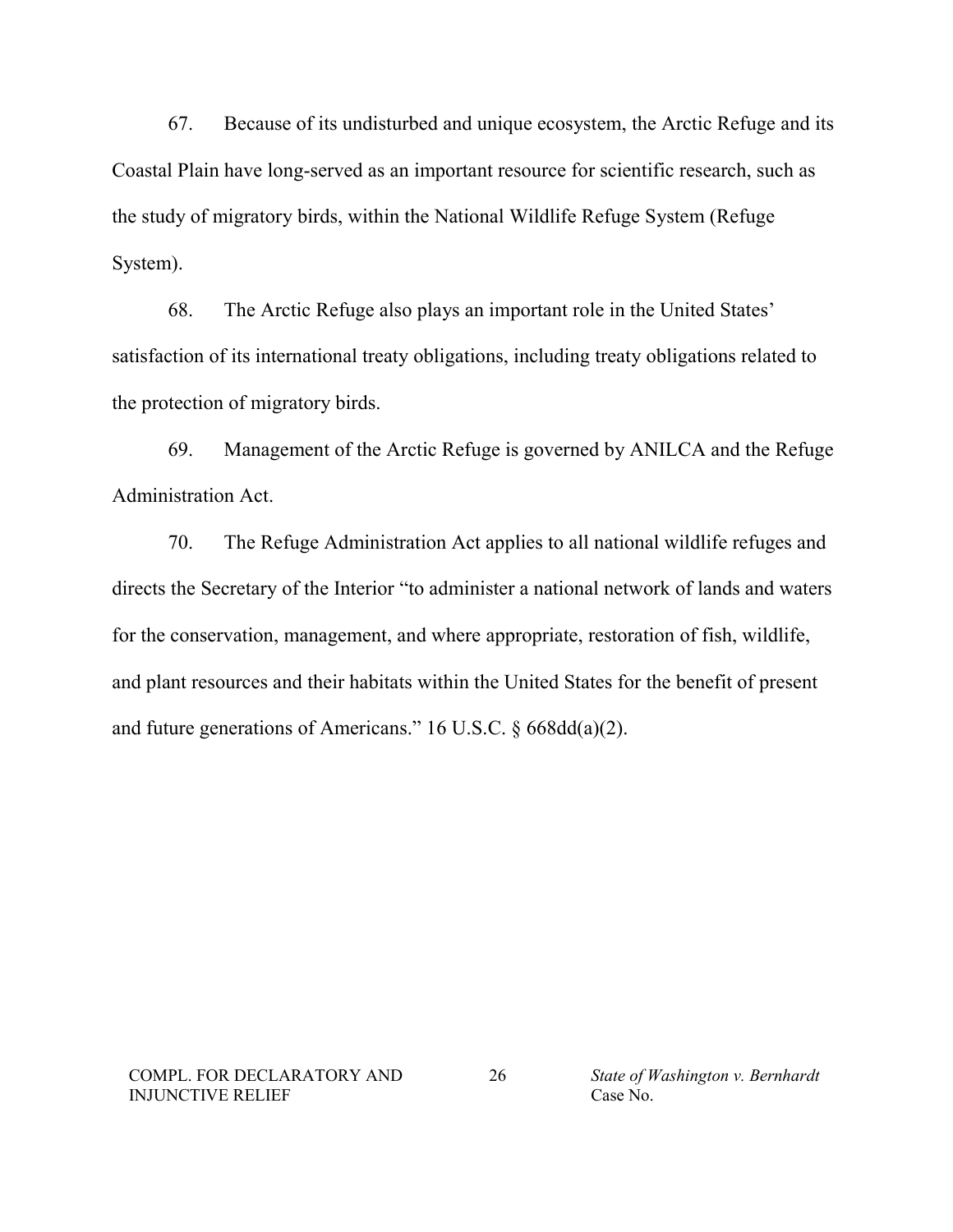67. Because of its undisturbed and unique ecosystem, the Arctic Refuge and its Coastal Plain have long-served as an important resource for scientific research, such as the study of migratory birds, within the National Wildlife Refuge System (Refuge System).

68. The Arctic Refuge also plays an important role in the United States' satisfaction of its international treaty obligations, including treaty obligations related to the protection of migratory birds.

69. Management of the Arctic Refuge is governed by ANILCA and the Refuge Administration Act.

70. The Refuge Administration Act applies to all national wildlife refuges and directs the Secretary of the Interior "to administer a national network of lands and waters for the conservation, management, and where appropriate, restoration of fish, wildlife, and plant resources and their habitats within the United States for the benefit of present and future generations of Americans." 16 U.S.C. § 668dd(a)(2).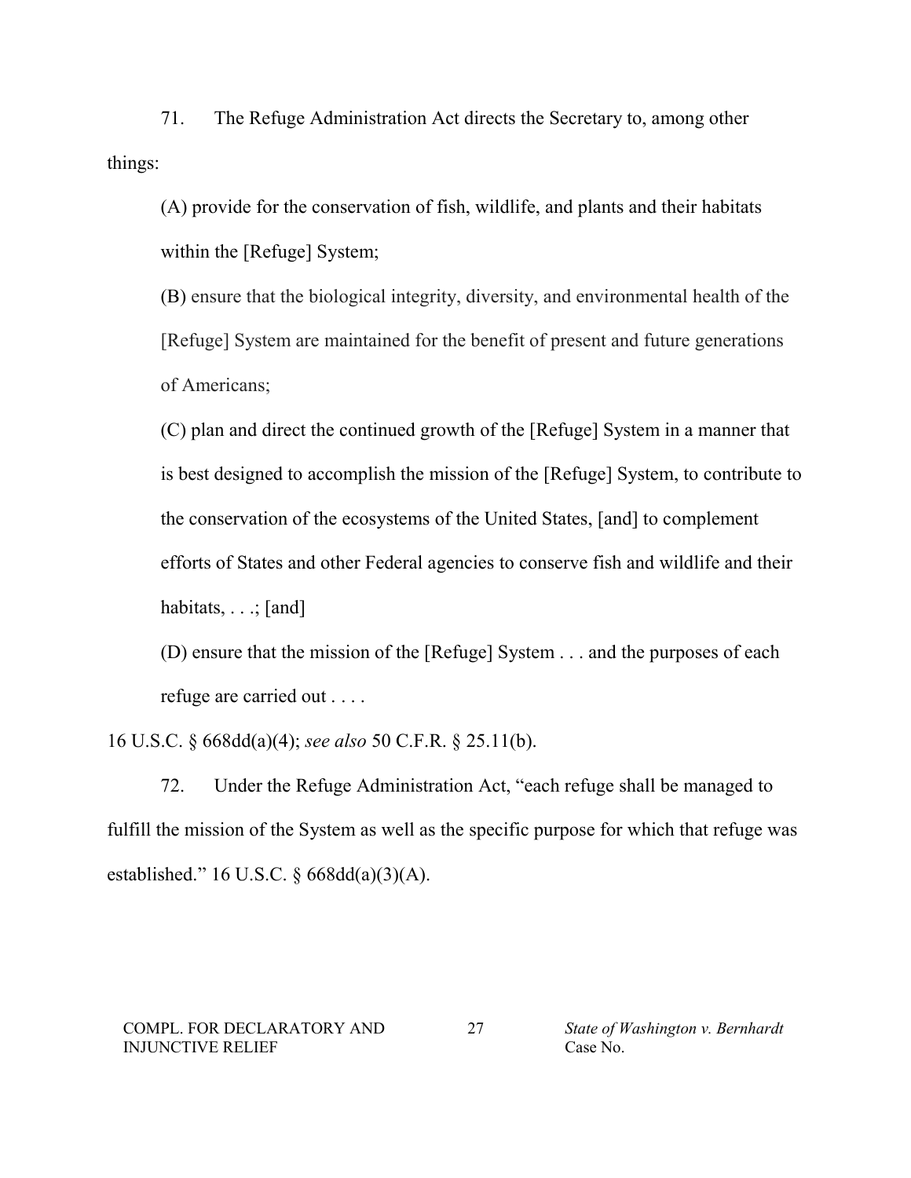71. The Refuge Administration Act directs the Secretary to, among other things:

> (A) provide for the conservation of fish, wildlife, and plants and their habitats within the [Refuge] System;
>
> (B) ensure that the biological integrity, diversity, and environmental health of the [Refuge] System are maintained for the benefit of present and future generations of Americans;
>
> (C) plan and direct the continued growth of the [Refuge] System in a manner that is best designed to accomplish the mission of the [Refuge] System, to contribute to the conservation of the ecosystems of the United States, [and] to complement efforts of States and other Federal agencies to conserve fish and wildlife and their habitats, . . .; [and]
>
> (D) ensure that the mission of the [Refuge] System . . . and the purposes of each refuge are carried out . . . .

16 U.S.C. § 668dd(a)(4); *see also* 50 C.F.R. § 25.11(b).

72. Under the Refuge Administration Act, "each refuge shall be managed to fulfill the mission of the System as well as the specific purpose for which that refuge was established." 16 U.S.C. § 668dd(a)(3)(A).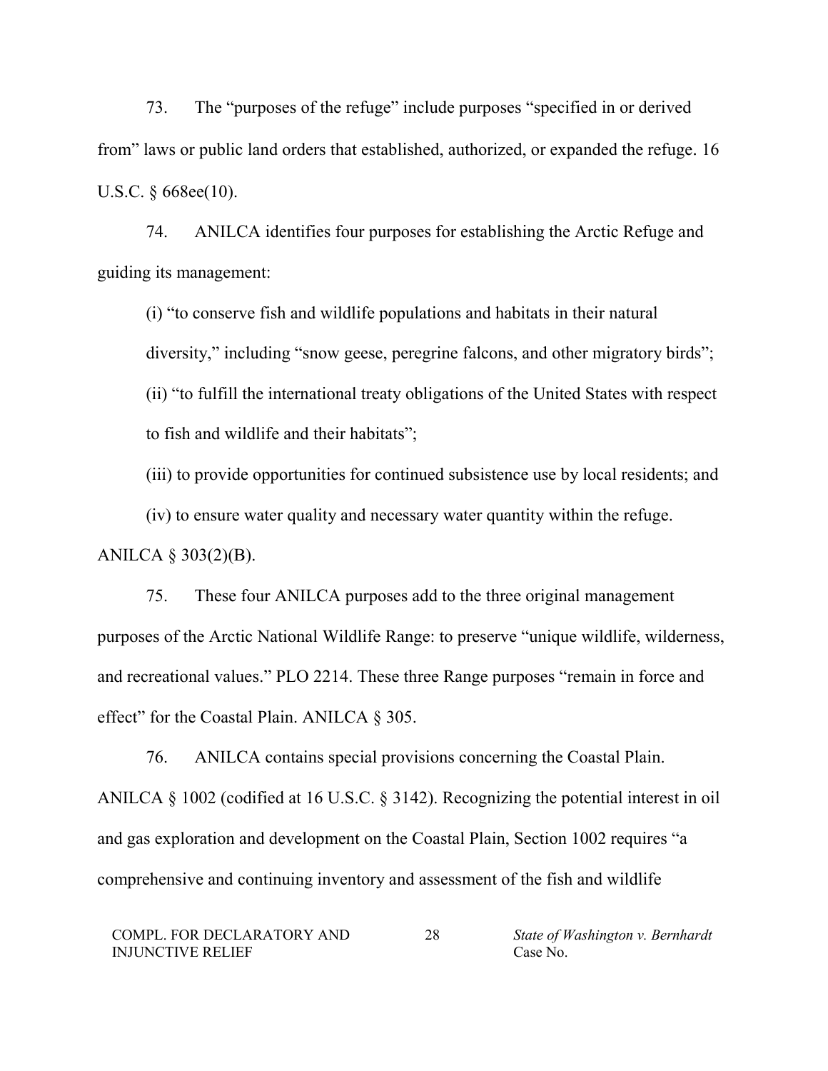73. The "purposes of the refuge" include purposes "specified in or derived from" laws or public land orders that established, authorized, or expanded the refuge. 16 U.S.C. § 668ee(10).

74. ANILCA identifies four purposes for establishing the Arctic Refuge and guiding its management:

> (i) "to conserve fish and wildlife populations and habitats in their natural diversity," including "snow geese, peregrine falcons, and other migratory birds";
>
> (ii) "to fulfill the international treaty obligations of the United States with respect to fish and wildlife and their habitats";
>
> (iii) to provide opportunities for continued subsistence use by local residents; and
>
> (iv) to ensure water quality and necessary water quantity within the refuge.

ANILCA § 303(2)(B).

75. These four ANILCA purposes add to the three original management purposes of the Arctic National Wildlife Range: to preserve "unique wildlife, wilderness, and recreational values." PLO 2214. These three Range purposes "remain in force and effect" for the Coastal Plain. ANILCA § 305.

76. ANILCA contains special provisions concerning the Coastal Plain. ANILCA § 1002 (codified at 16 U.S.C. § 3142). Recognizing the potential interest in oil and gas exploration and development on the Coastal Plain, Section 1002 requires "a comprehensive and continuing inventory and assessment of the fish and wildlife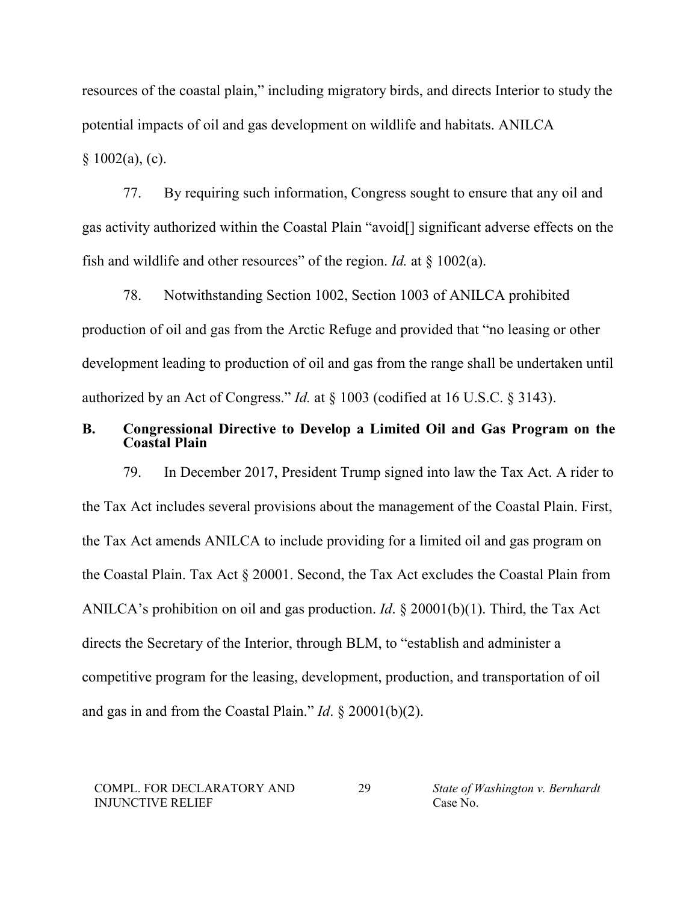resources of the coastal plain," including migratory birds, and directs Interior to study the potential impacts of oil and gas development on wildlife and habitats. ANILCA § 1002(a), (c).

77. By requiring such information, Congress sought to ensure that any oil and gas activity authorized within the Coastal Plain "avoid[] significant adverse effects on the fish and wildlife and other resources" of the region. *Id.* at § 1002(a).

78. Notwithstanding Section 1002, Section 1003 of ANILCA prohibited production of oil and gas from the Arctic Refuge and provided that "no leasing or other development leading to production of oil and gas from the range shall be undertaken until authorized by an Act of Congress." *Id.* at § 1003 (codified at 16 U.S.C. § 3143).

### B. Congressional Directive to Develop a Limited Oil and Gas Program on the Coastal Plain

79. In December 2017, President Trump signed into law the Tax Act. A rider to the Tax Act includes several provisions about the management of the Coastal Plain. First, the Tax Act amends ANILCA to include providing for a limited oil and gas program on the Coastal Plain. Tax Act § 20001. Second, the Tax Act excludes the Coastal Plain from ANILCA's prohibition on oil and gas production. *Id*. § 20001(b)(1). Third, the Tax Act directs the Secretary of the Interior, through BLM, to "establish and administer a competitive program for the leasing, development, production, and transportation of oil and gas in and from the Coastal Plain." *Id*. § 20001(b)(2).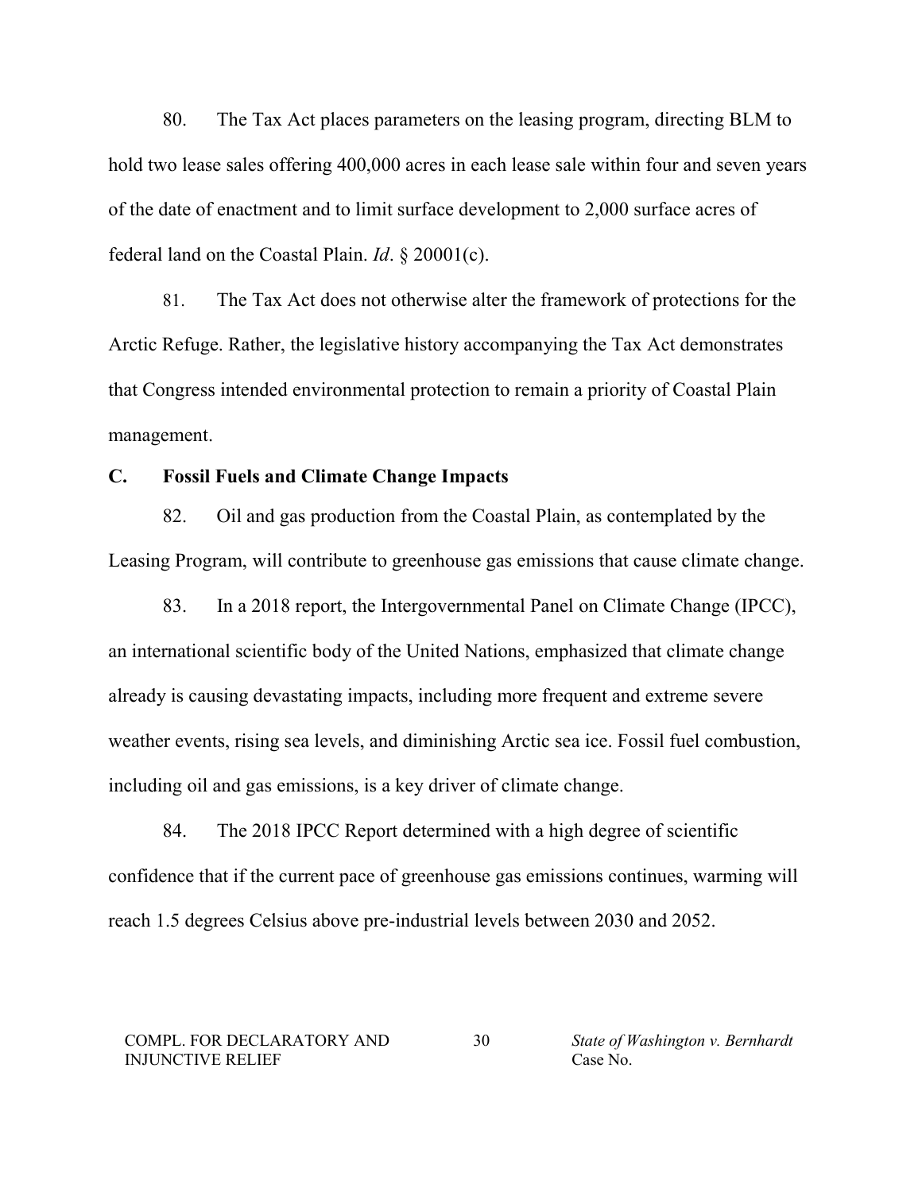80. The Tax Act places parameters on the leasing program, directing BLM to hold two lease sales offering 400,000 acres in each lease sale within four and seven years of the date of enactment and to limit surface development to 2,000 surface acres of federal land on the Coastal Plain. *Id*. § 20001(c).

81. The Tax Act does not otherwise alter the framework of protections for the Arctic Refuge. Rather, the legislative history accompanying the Tax Act demonstrates that Congress intended environmental protection to remain a priority of Coastal Plain management.

## C. Fossil Fuels and Climate Change Impacts

82. Oil and gas production from the Coastal Plain, as contemplated by the Leasing Program, will contribute to greenhouse gas emissions that cause climate change.

83. In a 2018 report, the Intergovernmental Panel on Climate Change (IPCC), an international scientific body of the United Nations, emphasized that climate change already is causing devastating impacts, including more frequent and extreme severe weather events, rising sea levels, and diminishing Arctic sea ice. Fossil fuel combustion, including oil and gas emissions, is a key driver of climate change.

84. The 2018 IPCC Report determined with a high degree of scientific confidence that if the current pace of greenhouse gas emissions continues, warming will reach 1.5 degrees Celsius above pre-industrial levels between 2030 and 2052.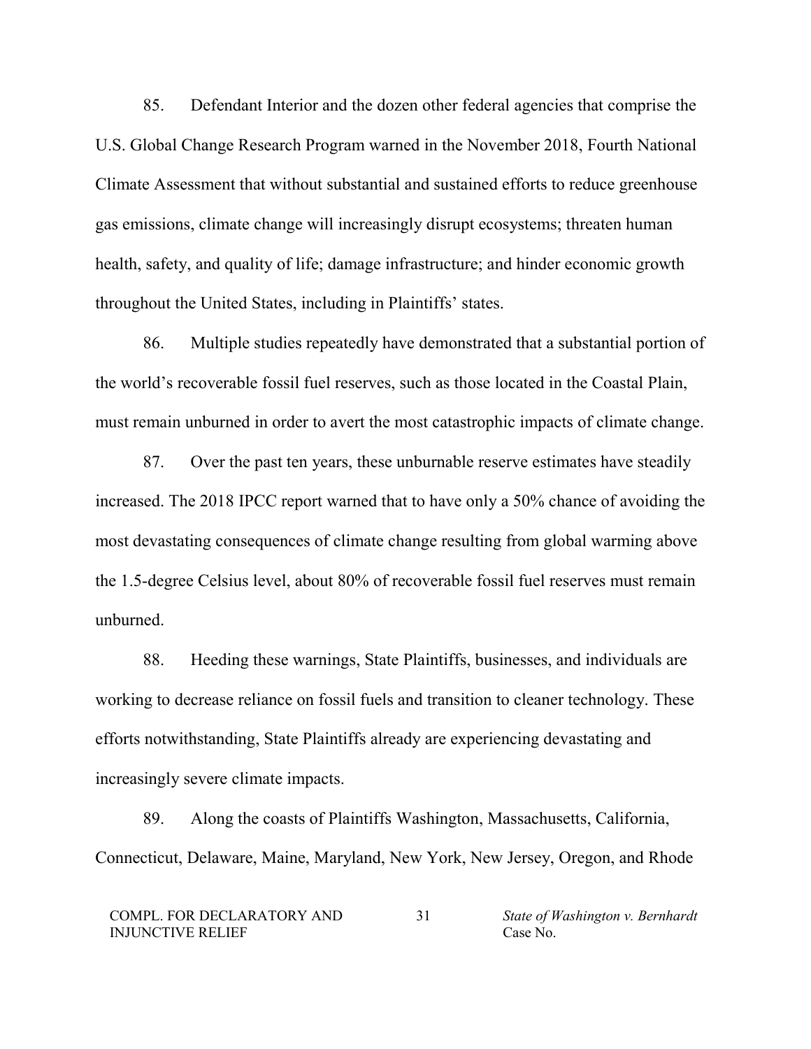85. Defendant Interior and the dozen other federal agencies that comprise the U.S. Global Change Research Program warned in the November 2018, Fourth National Climate Assessment that without substantial and sustained efforts to reduce greenhouse gas emissions, climate change will increasingly disrupt ecosystems; threaten human health, safety, and quality of life; damage infrastructure; and hinder economic growth throughout the United States, including in Plaintiffs' states.

86. Multiple studies repeatedly have demonstrated that a substantial portion of the world's recoverable fossil fuel reserves, such as those located in the Coastal Plain, must remain unburned in order to avert the most catastrophic impacts of climate change.

87. Over the past ten years, these unburnable reserve estimates have steadily increased. The 2018 IPCC report warned that to have only a 50% chance of avoiding the most devastating consequences of climate change resulting from global warming above the 1.5-degree Celsius level, about 80% of recoverable fossil fuel reserves must remain unburned.

88. Heeding these warnings, State Plaintiffs, businesses, and individuals are working to decrease reliance on fossil fuels and transition to cleaner technology. These efforts notwithstanding, State Plaintiffs already are experiencing devastating and increasingly severe climate impacts.

89. Along the coasts of Plaintiffs Washington, Massachusetts, California, Connecticut, Delaware, Maine, Maryland, New York, New Jersey, Oregon, and Rhode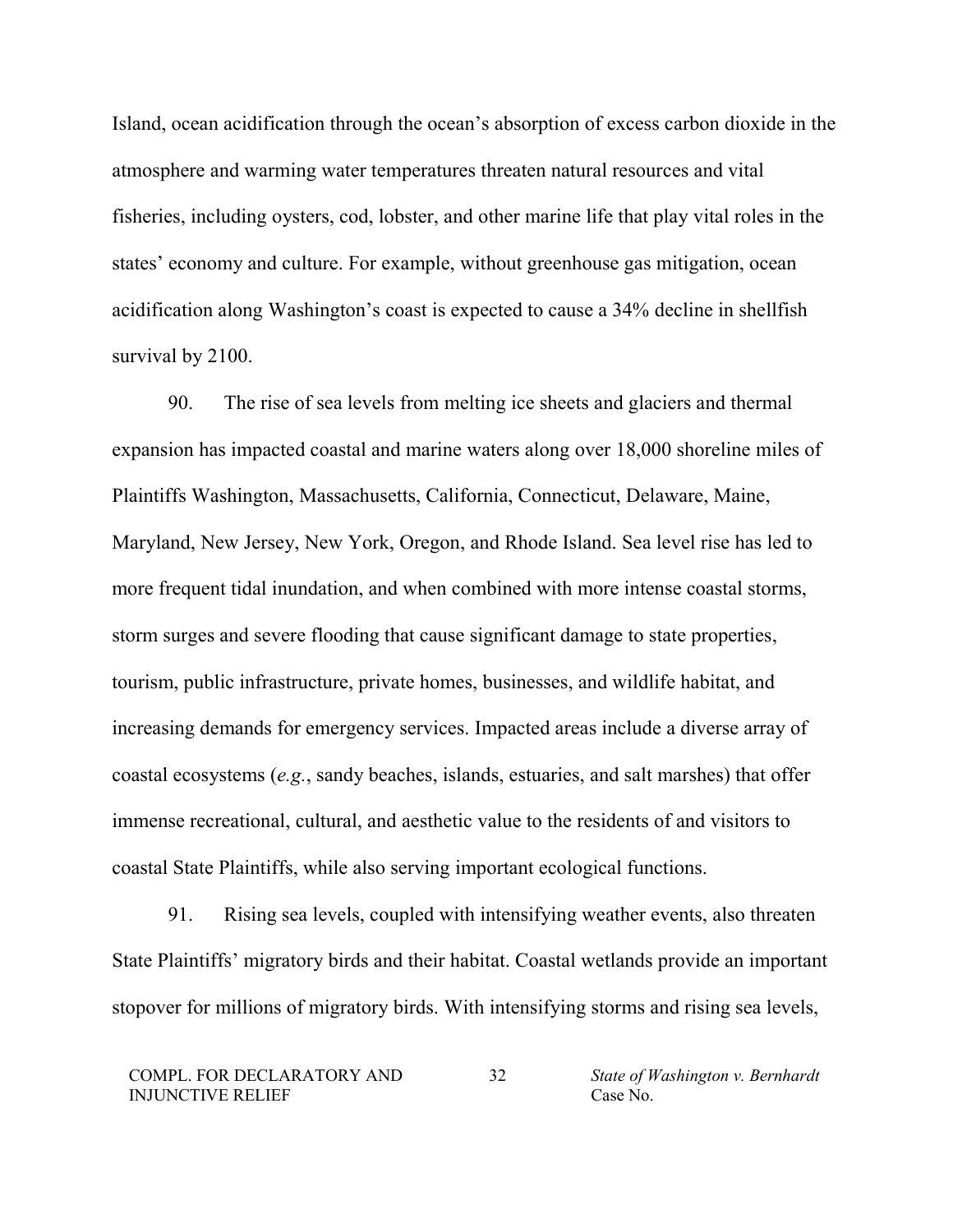Island, ocean acidification through the ocean's absorption of excess carbon dioxide in the atmosphere and warming water temperatures threaten natural resources and vital fisheries, including oysters, cod, lobster, and other marine life that play vital roles in the states' economy and culture. For example, without greenhouse gas mitigation, ocean acidification along Washington's coast is expected to cause a 34% decline in shellfish survival by 2100.

90. The rise of sea levels from melting ice sheets and glaciers and thermal expansion has impacted coastal and marine waters along over 18,000 shoreline miles of Plaintiffs Washington, Massachusetts, California, Connecticut, Delaware, Maine, Maryland, New Jersey, New York, Oregon, and Rhode Island. Sea level rise has led to more frequent tidal inundation, and when combined with more intense coastal storms, storm surges and severe flooding that cause significant damage to state properties, tourism, public infrastructure, private homes, businesses, and wildlife habitat, and increasing demands for emergency services. Impacted areas include a diverse array of coastal ecosystems (*e.g.*, sandy beaches, islands, estuaries, and salt marshes) that offer immense recreational, cultural, and aesthetic value to the residents of and visitors to coastal State Plaintiffs, while also serving important ecological functions.

91. Rising sea levels, coupled with intensifying weather events, also threaten State Plaintiffs' migratory birds and their habitat. Coastal wetlands provide an important stopover for millions of migratory birds. With intensifying storms and rising sea levels,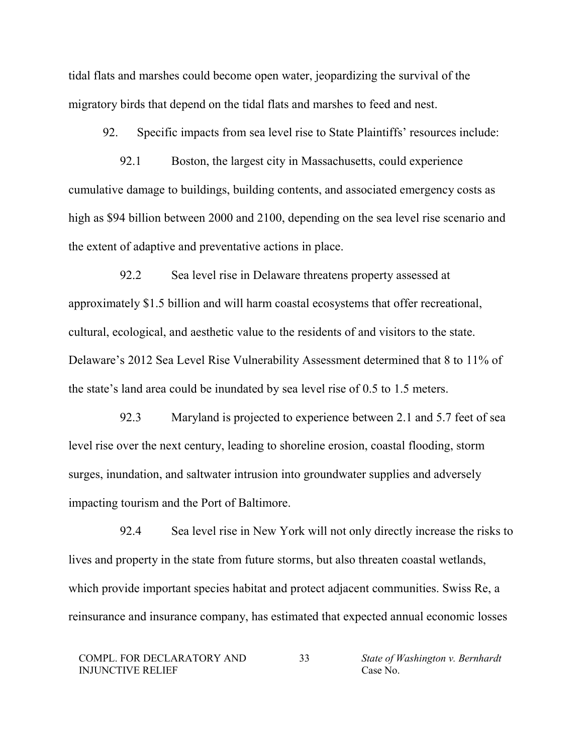tidal flats and marshes could become open water, jeopardizing the survival of the migratory birds that depend on the tidal flats and marshes to feed and nest.

92. Specific impacts from sea level rise to State Plaintiffs' resources include:

92.1 Boston, the largest city in Massachusetts, could experience cumulative damage to buildings, building contents, and associated emergency costs as high as $94 billion between 2000 and 2100, depending on the sea level rise scenario and the extent of adaptive and preventative actions in place.

92.2 Sea level rise in Delaware threatens property assessed at approximately $1.5 billion and will harm coastal ecosystems that offer recreational, cultural, ecological, and aesthetic value to the residents of and visitors to the state. Delaware's 2012 Sea Level Rise Vulnerability Assessment determined that 8 to 11% of the state's land area could be inundated by sea level rise of 0.5 to 1.5 meters.

92.3 Maryland is projected to experience between 2.1 and 5.7 feet of sea level rise over the next century, leading to shoreline erosion, coastal flooding, storm surges, inundation, and saltwater intrusion into groundwater supplies and adversely impacting tourism and the Port of Baltimore.

92.4 Sea level rise in New York will not only directly increase the risks to lives and property in the state from future storms, but also threaten coastal wetlands, which provide important species habitat and protect adjacent communities. Swiss Re, a reinsurance and insurance company, has estimated that expected annual economic losses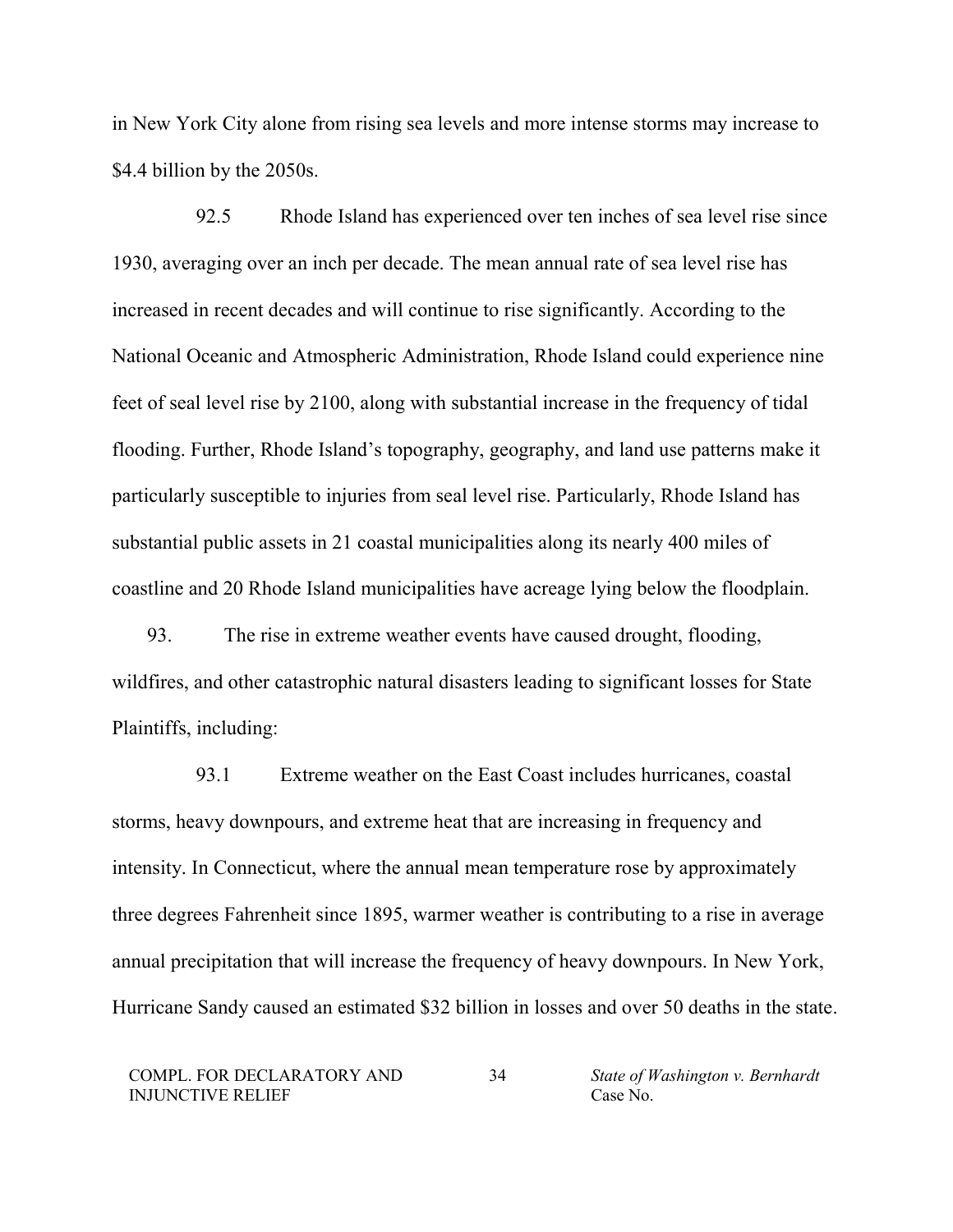in New York City alone from rising sea levels and more intense storms may increase to $4.4 billion by the 2050s.

92.5 Rhode Island has experienced over ten inches of sea level rise since 1930, averaging over an inch per decade. The mean annual rate of sea level rise has increased in recent decades and will continue to rise significantly. According to the National Oceanic and Atmospheric Administration, Rhode Island could experience nine feet of seal level rise by 2100, along with substantial increase in the frequency of tidal flooding. Further, Rhode Island's topography, geography, and land use patterns make it particularly susceptible to injuries from seal level rise. Particularly, Rhode Island has substantial public assets in 21 coastal municipalities along its nearly 400 miles of coastline and 20 Rhode Island municipalities have acreage lying below the floodplain.

93. The rise in extreme weather events have caused drought, flooding, wildfires, and other catastrophic natural disasters leading to significant losses for State Plaintiffs, including:

93.1 Extreme weather on the East Coast includes hurricanes, coastal storms, heavy downpours, and extreme heat that are increasing in frequency and intensity. In Connecticut, where the annual mean temperature rose by approximately three degrees Fahrenheit since 1895, warmer weather is contributing to a rise in average annual precipitation that will increase the frequency of heavy downpours. In New York, Hurricane Sandy caused an estimated $32 billion in losses and over 50 deaths in the state.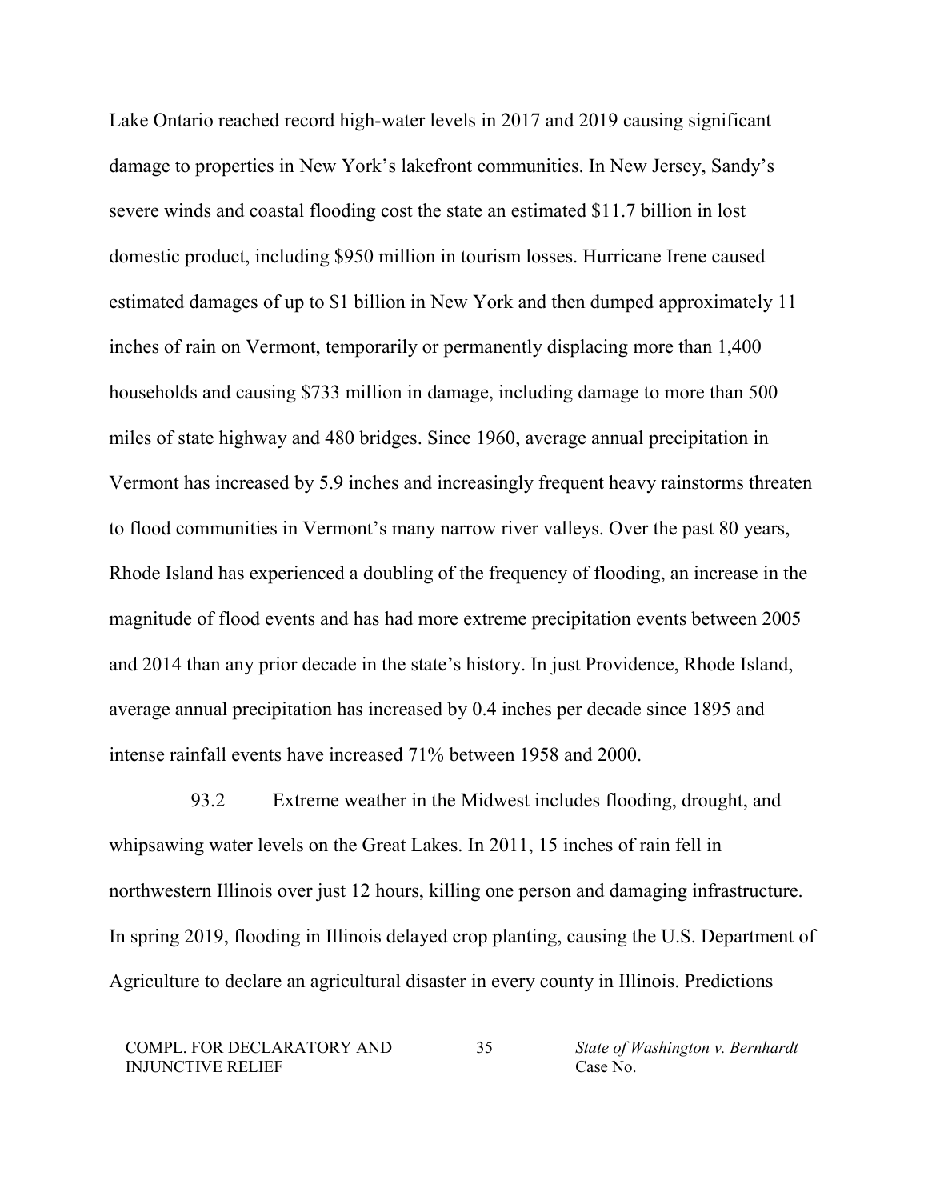Lake Ontario reached record high-water levels in 2017 and 2019 causing significant damage to properties in New York's lakefront communities. In New Jersey, Sandy's severe winds and coastal flooding cost the state an estimated $11.7 billion in lost domestic product, including $950 million in tourism losses. Hurricane Irene caused estimated damages of up to $1 billion in New York and then dumped approximately 11 inches of rain on Vermont, temporarily or permanently displacing more than 1,400 households and causing $733 million in damage, including damage to more than 500 miles of state highway and 480 bridges. Since 1960, average annual precipitation in Vermont has increased by 5.9 inches and increasingly frequent heavy rainstorms threaten to flood communities in Vermont's many narrow river valleys. Over the past 80 years, Rhode Island has experienced a doubling of the frequency of flooding, an increase in the magnitude of flood events and has had more extreme precipitation events between 2005 and 2014 than any prior decade in the state's history. In just Providence, Rhode Island, average annual precipitation has increased by 0.4 inches per decade since 1895 and intense rainfall events have increased 71% between 1958 and 2000.

93.2 Extreme weather in the Midwest includes flooding, drought, and whipsawing water levels on the Great Lakes. In 2011, 15 inches of rain fell in northwestern Illinois over just 12 hours, killing one person and damaging infrastructure. In spring 2019, flooding in Illinois delayed crop planting, causing the U.S. Department of Agriculture to declare an agricultural disaster in every county in Illinois. Predictions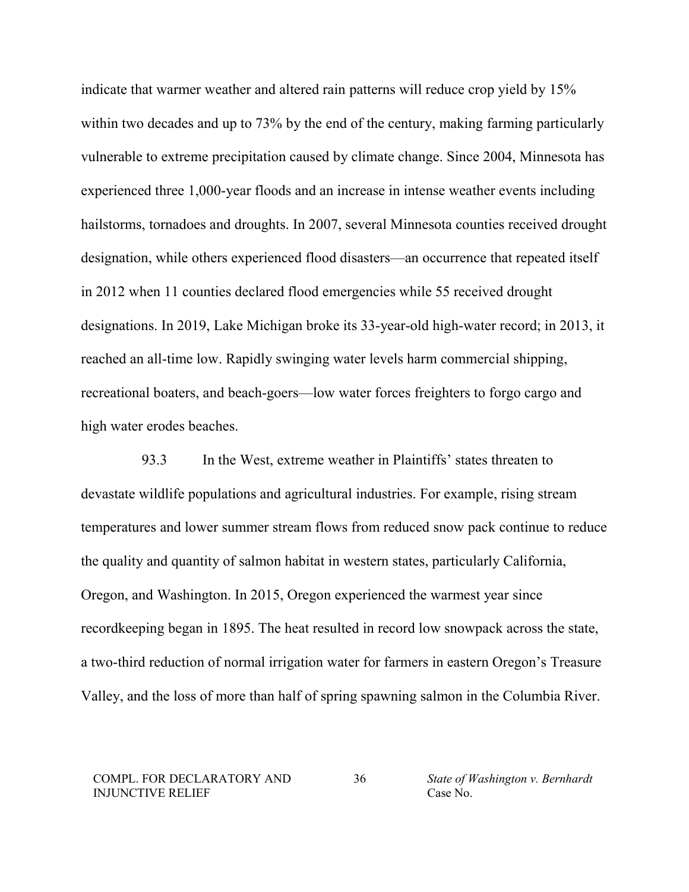indicate that warmer weather and altered rain patterns will reduce crop yield by 15% within two decades and up to 73% by the end of the century, making farming particularly vulnerable to extreme precipitation caused by climate change. Since 2004, Minnesota has experienced three 1,000-year floods and an increase in intense weather events including hailstorms, tornadoes and droughts. In 2007, several Minnesota counties received drought designation, while others experienced flood disasters—an occurrence that repeated itself in 2012 when 11 counties declared flood emergencies while 55 received drought designations. In 2019, Lake Michigan broke its 33-year-old high-water record; in 2013, it reached an all-time low. Rapidly swinging water levels harm commercial shipping, recreational boaters, and beach-goers—low water forces freighters to forgo cargo and high water erodes beaches.

93.3 In the West, extreme weather in Plaintiffs' states threaten to devastate wildlife populations and agricultural industries. For example, rising stream temperatures and lower summer stream flows from reduced snow pack continue to reduce the quality and quantity of salmon habitat in western states, particularly California, Oregon, and Washington. In 2015, Oregon experienced the warmest year since recordkeeping began in 1895. The heat resulted in record low snowpack across the state, a two-third reduction of normal irrigation water for farmers in eastern Oregon's Treasure Valley, and the loss of more than half of spring spawning salmon in the Columbia River.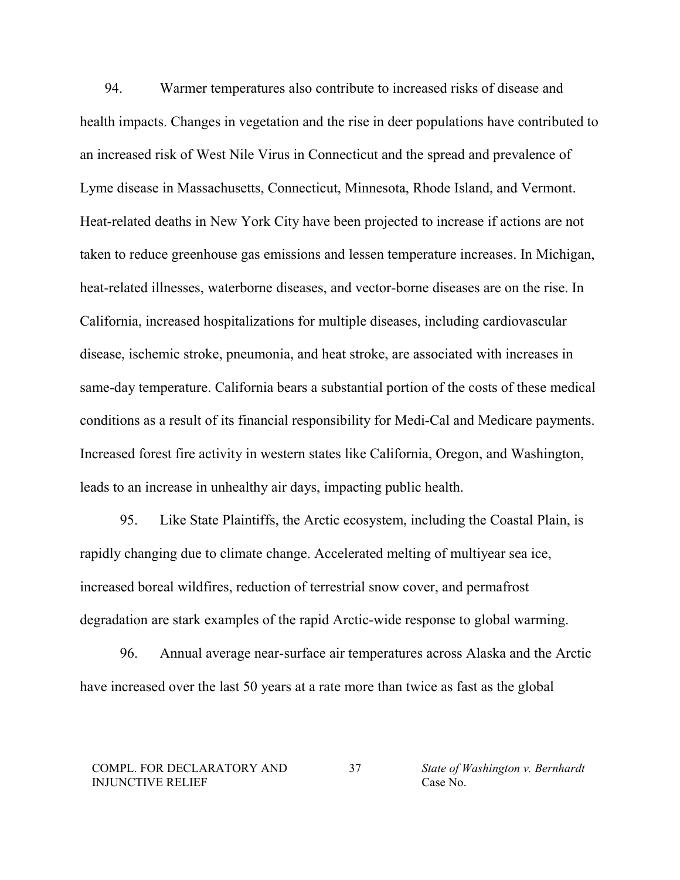94. Warmer temperatures also contribute to increased risks of disease and health impacts. Changes in vegetation and the rise in deer populations have contributed to an increased risk of West Nile Virus in Connecticut and the spread and prevalence of Lyme disease in Massachusetts, Connecticut, Minnesota, Rhode Island, and Vermont. Heat-related deaths in New York City have been projected to increase if actions are not taken to reduce greenhouse gas emissions and lessen temperature increases. In Michigan, heat-related illnesses, waterborne diseases, and vector-borne diseases are on the rise. In California, increased hospitalizations for multiple diseases, including cardiovascular disease, ischemic stroke, pneumonia, and heat stroke, are associated with increases in same-day temperature. California bears a substantial portion of the costs of these medical conditions as a result of its financial responsibility for Medi-Cal and Medicare payments. Increased forest fire activity in western states like California, Oregon, and Washington, leads to an increase in unhealthy air days, impacting public health.

95. Like State Plaintiffs, the Arctic ecosystem, including the Coastal Plain, is rapidly changing due to climate change. Accelerated melting of multiyear sea ice, increased boreal wildfires, reduction of terrestrial snow cover, and permafrost degradation are stark examples of the rapid Arctic-wide response to global warming.

96. Annual average near-surface air temperatures across Alaska and the Arctic have increased over the last 50 years at a rate more than twice as fast as the global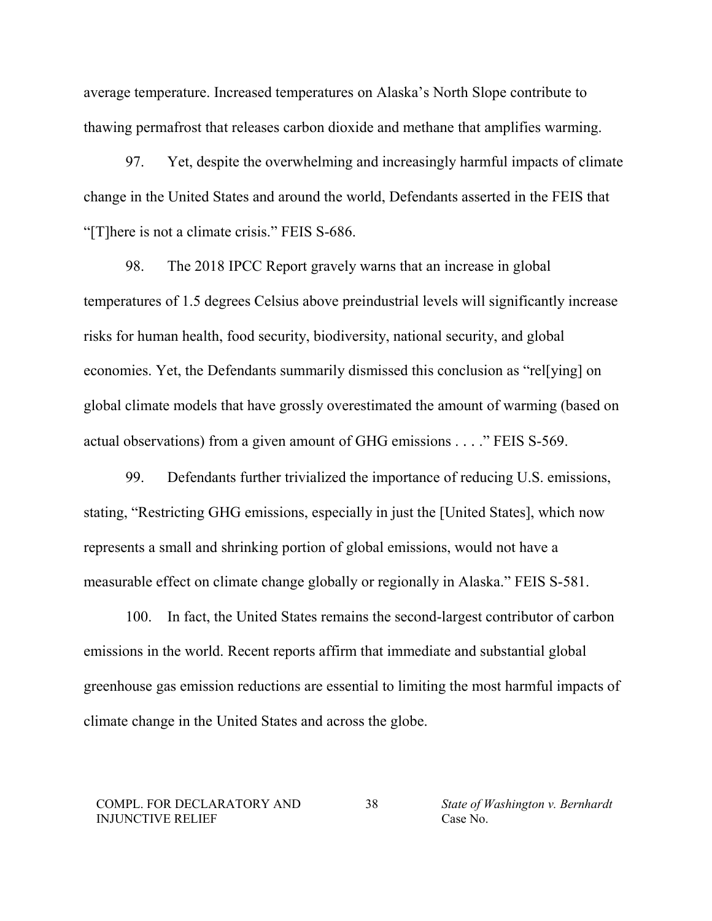average temperature. Increased temperatures on Alaska's North Slope contribute to thawing permafrost that releases carbon dioxide and methane that amplifies warming.

97. Yet, despite the overwhelming and increasingly harmful impacts of climate change in the United States and around the world, Defendants asserted in the FEIS that "[T]here is not a climate crisis." FEIS S-686.

98. The 2018 IPCC Report gravely warns that an increase in global temperatures of 1.5 degrees Celsius above preindustrial levels will significantly increase risks for human health, food security, biodiversity, national security, and global economies. Yet, the Defendants summarily dismissed this conclusion as "rel[ying] on global climate models that have grossly overestimated the amount of warming (based on actual observations) from a given amount of GHG emissions . . . ." FEIS S-569.

99. Defendants further trivialized the importance of reducing U.S. emissions, stating, "Restricting GHG emissions, especially in just the [United States], which now represents a small and shrinking portion of global emissions, would not have a measurable effect on climate change globally or regionally in Alaska." FEIS S-581.

100. In fact, the United States remains the second-largest contributor of carbon emissions in the world. Recent reports affirm that immediate and substantial global greenhouse gas emission reductions are essential to limiting the most harmful impacts of climate change in the United States and across the globe.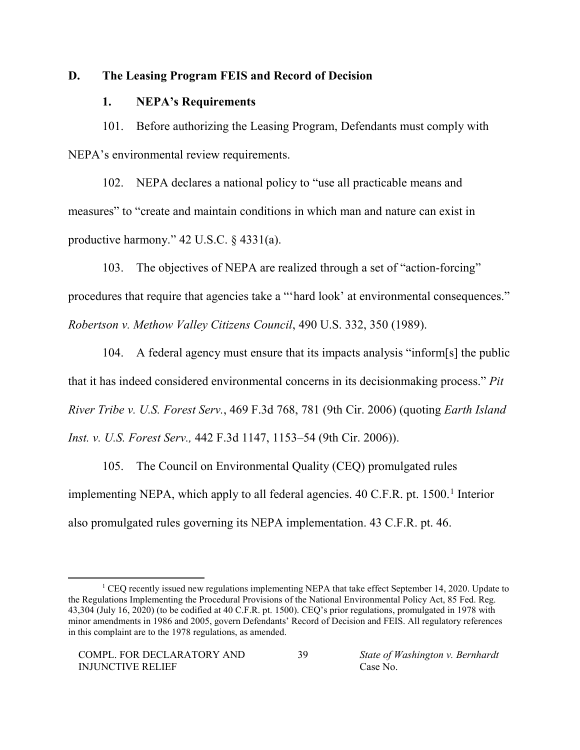## D. The Leasing Program FEIS and Record of Decision

### 1. NEPA's Requirements

101. Before authorizing the Leasing Program, Defendants must comply with NEPA's environmental review requirements.

102. NEPA declares a national policy to "use all practicable means and measures" to "create and maintain conditions in which man and nature can exist in productive harmony." 42 U.S.C. § 4331(a).

103. The objectives of NEPA are realized through a set of "action-forcing" procedures that require that agencies take a "'hard look' at environmental consequences." *Robertson v. Methow Valley Citizens Council*, 490 U.S. 332, 350 (1989).

104. A federal agency must ensure that its impacts analysis "inform[s] the public that it has indeed considered environmental concerns in its decisionmaking process." *Pit River Tribe v. U.S. Forest Serv.*, 469 F.3d 768, 781 (9th Cir. 2006) (quoting *Earth Island Inst. v. U.S. Forest Serv.,* 442 F.3d 1147, 1153–54 (9th Cir. 2006)).

105. The Council on Environmental Quality (CEQ) promulgated rules implementing NEPA, which apply to all federal agencies. 40 C.F.R. pt. 1500.[1] Interior also promulgated rules governing its NEPA implementation. 43 C.F.R. pt. 46.

---

[1] CEQ recently issued new regulations implementing NEPA that take effect September 14, 2020. Update to the Regulations Implementing the Procedural Provisions of the National Environmental Policy Act, 85 Fed. Reg. 43,304 (July 16, 2020) (to be codified at 40 C.F.R. pt. 1500). CEQ's prior regulations, promulgated in 1978 with minor amendments in 1986 and 2005, govern Defendants' Record of Decision and FEIS. All regulatory references in this complaint are to the 1978 regulations, as amended.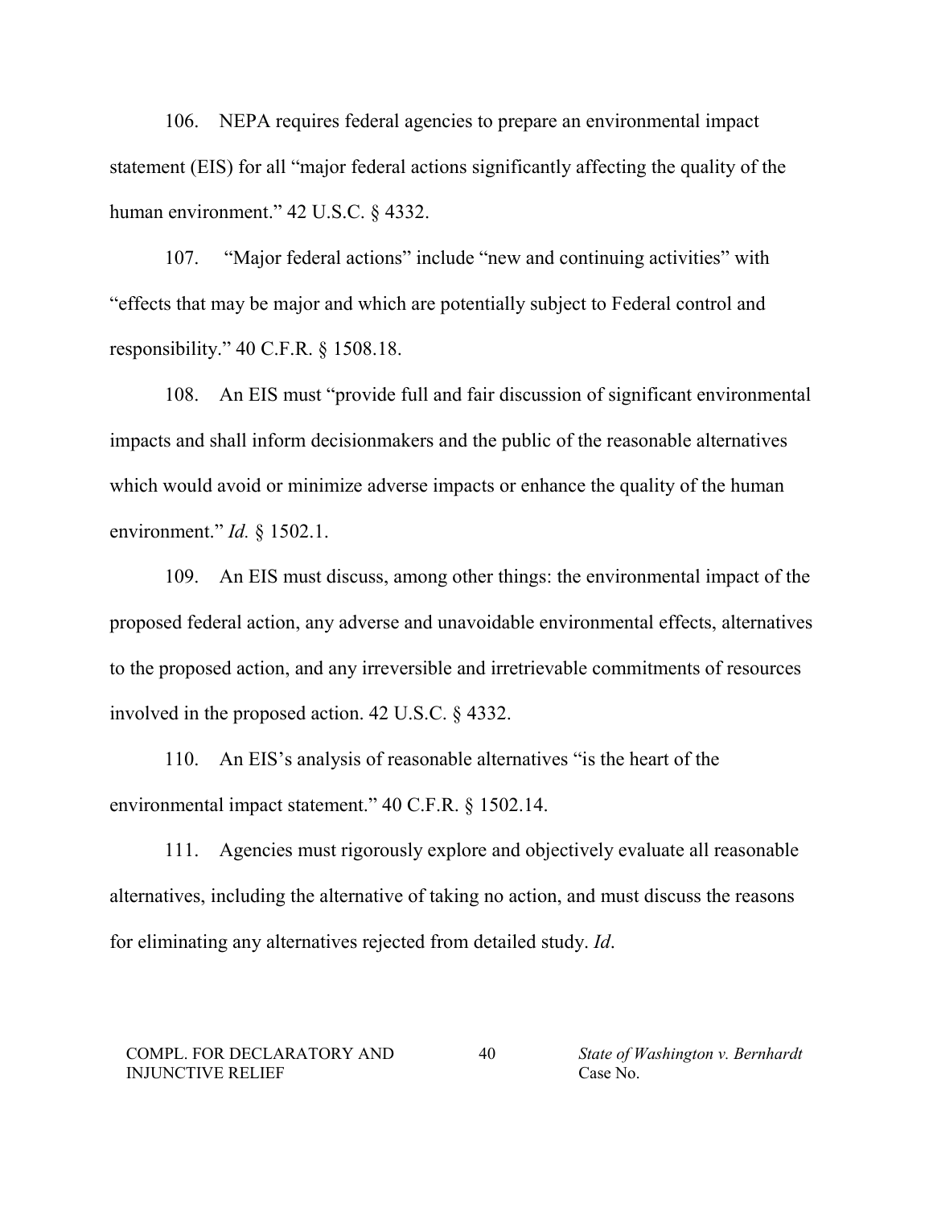106. NEPA requires federal agencies to prepare an environmental impact statement (EIS) for all "major federal actions significantly affecting the quality of the human environment." 42 U.S.C. § 4332.

107. "Major federal actions" include "new and continuing activities" with "effects that may be major and which are potentially subject to Federal control and responsibility." 40 C.F.R. § 1508.18.

108. An EIS must "provide full and fair discussion of significant environmental impacts and shall inform decisionmakers and the public of the reasonable alternatives which would avoid or minimize adverse impacts or enhance the quality of the human environment." *Id.* § 1502.1.

109. An EIS must discuss, among other things: the environmental impact of the proposed federal action, any adverse and unavoidable environmental effects, alternatives to the proposed action, and any irreversible and irretrievable commitments of resources involved in the proposed action. 42 U.S.C. § 4332.

110. An EIS's analysis of reasonable alternatives "is the heart of the environmental impact statement." 40 C.F.R. § 1502.14.

111. Agencies must rigorously explore and objectively evaluate all reasonable alternatives, including the alternative of taking no action, and must discuss the reasons for eliminating any alternatives rejected from detailed study. *Id*.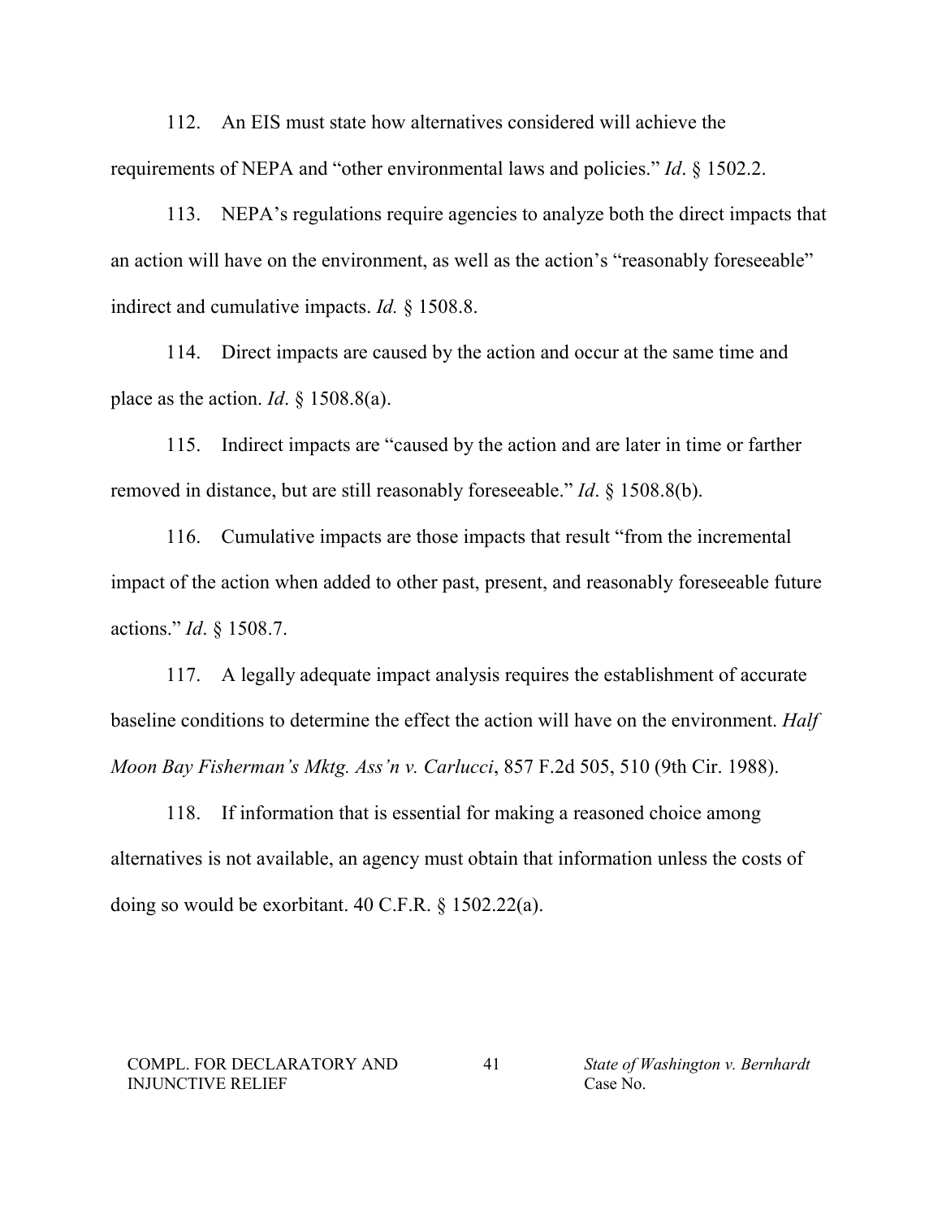112. An EIS must state how alternatives considered will achieve the requirements of NEPA and "other environmental laws and policies." *Id*. § 1502.2.

113. NEPA's regulations require agencies to analyze both the direct impacts that an action will have on the environment, as well as the action's "reasonably foreseeable" indirect and cumulative impacts. *Id.* § 1508.8.

114. Direct impacts are caused by the action and occur at the same time and place as the action. *Id*. § 1508.8(a).

115. Indirect impacts are "caused by the action and are later in time or farther removed in distance, but are still reasonably foreseeable." *Id*. § 1508.8(b).

116. Cumulative impacts are those impacts that result "from the incremental impact of the action when added to other past, present, and reasonably foreseeable future actions." *Id*. § 1508.7.

117. A legally adequate impact analysis requires the establishment of accurate baseline conditions to determine the effect the action will have on the environment. *Half Moon Bay Fisherman's Mktg. Ass'n v. Carlucci*, 857 F.2d 505, 510 (9th Cir. 1988).

118. If information that is essential for making a reasoned choice among alternatives is not available, an agency must obtain that information unless the costs of doing so would be exorbitant. 40 C.F.R. § 1502.22(a).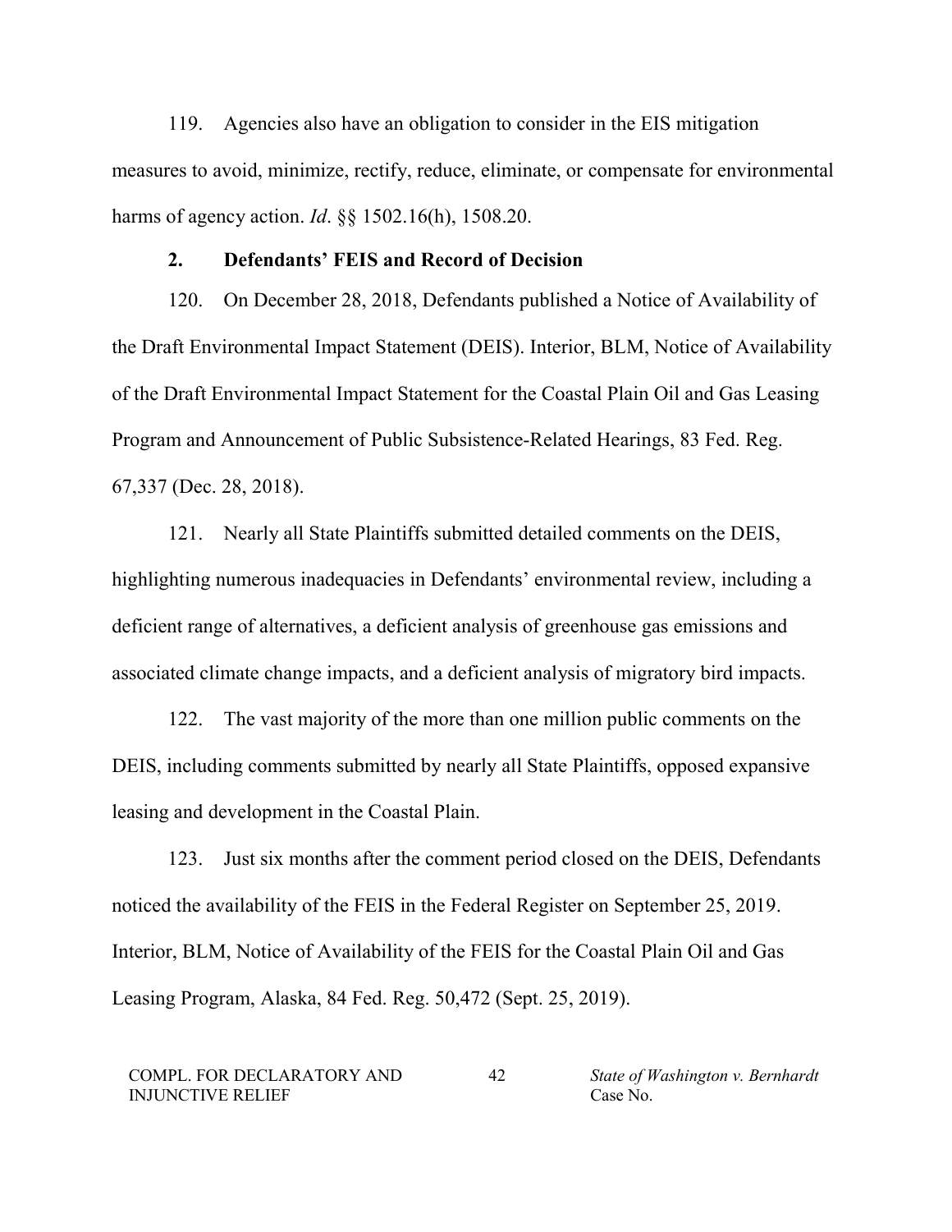119. Agencies also have an obligation to consider in the EIS mitigation measures to avoid, minimize, rectify, reduce, eliminate, or compensate for environmental harms of agency action. *Id*. §§ 1502.16(h), 1508.20.

### 2. Defendants' FEIS and Record of Decision

120. On December 28, 2018, Defendants published a Notice of Availability of the Draft Environmental Impact Statement (DEIS). Interior, BLM, Notice of Availability of the Draft Environmental Impact Statement for the Coastal Plain Oil and Gas Leasing Program and Announcement of Public Subsistence-Related Hearings, 83 Fed. Reg. 67,337 (Dec. 28, 2018).

121. Nearly all State Plaintiffs submitted detailed comments on the DEIS, highlighting numerous inadequacies in Defendants' environmental review, including a deficient range of alternatives, a deficient analysis of greenhouse gas emissions and associated climate change impacts, and a deficient analysis of migratory bird impacts.

122. The vast majority of the more than one million public comments on the DEIS, including comments submitted by nearly all State Plaintiffs, opposed expansive leasing and development in the Coastal Plain.

123. Just six months after the comment period closed on the DEIS, Defendants noticed the availability of the FEIS in the Federal Register on September 25, 2019. Interior, BLM, Notice of Availability of the FEIS for the Coastal Plain Oil and Gas Leasing Program, Alaska, 84 Fed. Reg. 50,472 (Sept. 25, 2019).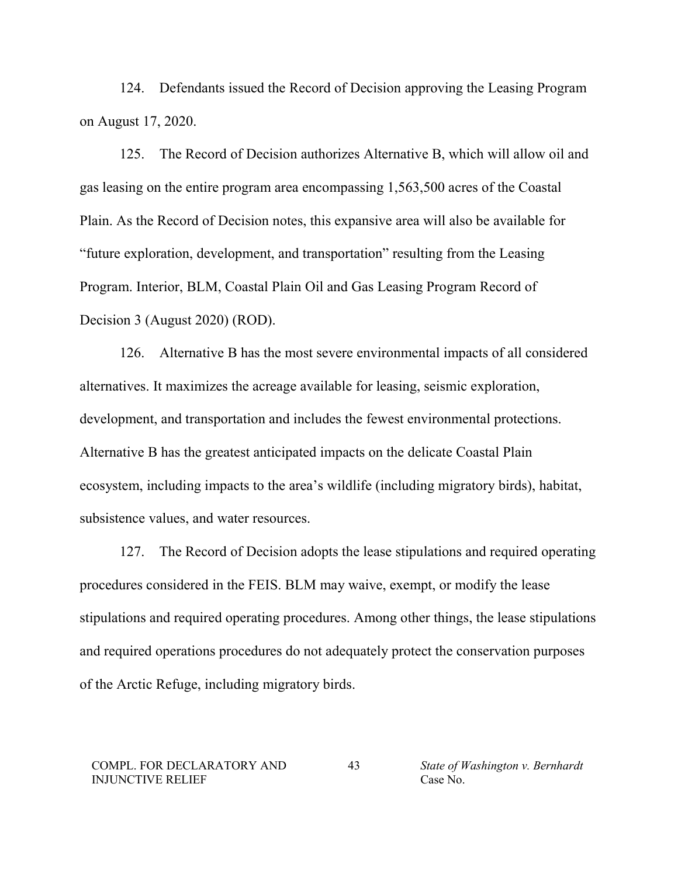124. Defendants issued the Record of Decision approving the Leasing Program on August 17, 2020.

125. The Record of Decision authorizes Alternative B, which will allow oil and gas leasing on the entire program area encompassing 1,563,500 acres of the Coastal Plain. As the Record of Decision notes, this expansive area will also be available for "future exploration, development, and transportation" resulting from the Leasing Program. Interior, BLM, Coastal Plain Oil and Gas Leasing Program Record of Decision 3 (August 2020) (ROD).

126. Alternative B has the most severe environmental impacts of all considered alternatives. It maximizes the acreage available for leasing, seismic exploration, development, and transportation and includes the fewest environmental protections. Alternative B has the greatest anticipated impacts on the delicate Coastal Plain ecosystem, including impacts to the area's wildlife (including migratory birds), habitat, subsistence values, and water resources.

127. The Record of Decision adopts the lease stipulations and required operating procedures considered in the FEIS. BLM may waive, exempt, or modify the lease stipulations and required operating procedures. Among other things, the lease stipulations and required operations procedures do not adequately protect the conservation purposes of the Arctic Refuge, including migratory birds.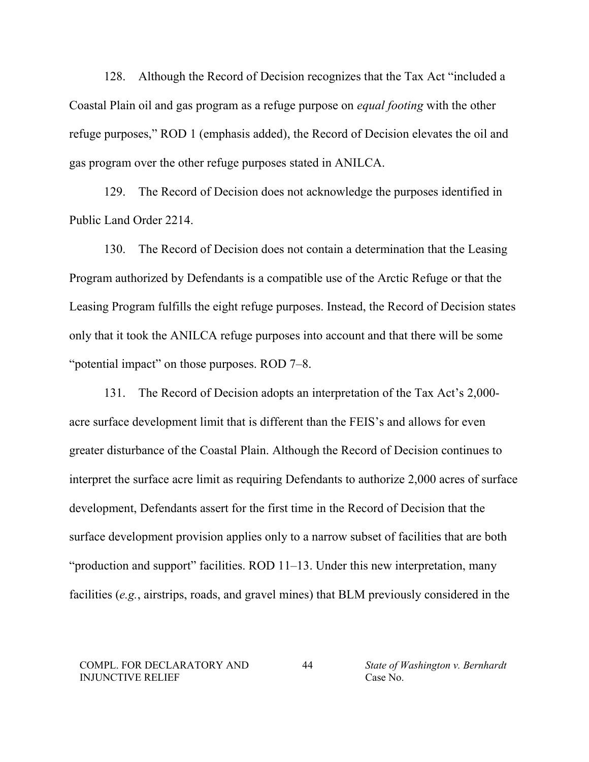128. Although the Record of Decision recognizes that the Tax Act "included a Coastal Plain oil and gas program as a refuge purpose on *equal footing* with the other refuge purposes," ROD 1 (emphasis added), the Record of Decision elevates the oil and gas program over the other refuge purposes stated in ANILCA.

129. The Record of Decision does not acknowledge the purposes identified in Public Land Order 2214.

130. The Record of Decision does not contain a determination that the Leasing Program authorized by Defendants is a compatible use of the Arctic Refuge or that the Leasing Program fulfills the eight refuge purposes. Instead, the Record of Decision states only that it took the ANILCA refuge purposes into account and that there will be some "potential impact" on those purposes. ROD 7–8.

131. The Record of Decision adopts an interpretation of the Tax Act's 2,000-acre surface development limit that is different than the FEIS's and allows for even greater disturbance of the Coastal Plain. Although the Record of Decision continues to interpret the surface acre limit as requiring Defendants to authorize 2,000 acres of surface development, Defendants assert for the first time in the Record of Decision that the surface development provision applies only to a narrow subset of facilities that are both "production and support" facilities. ROD 11–13. Under this new interpretation, many facilities (*e.g.*, airstrips, roads, and gravel mines) that BLM previously considered in the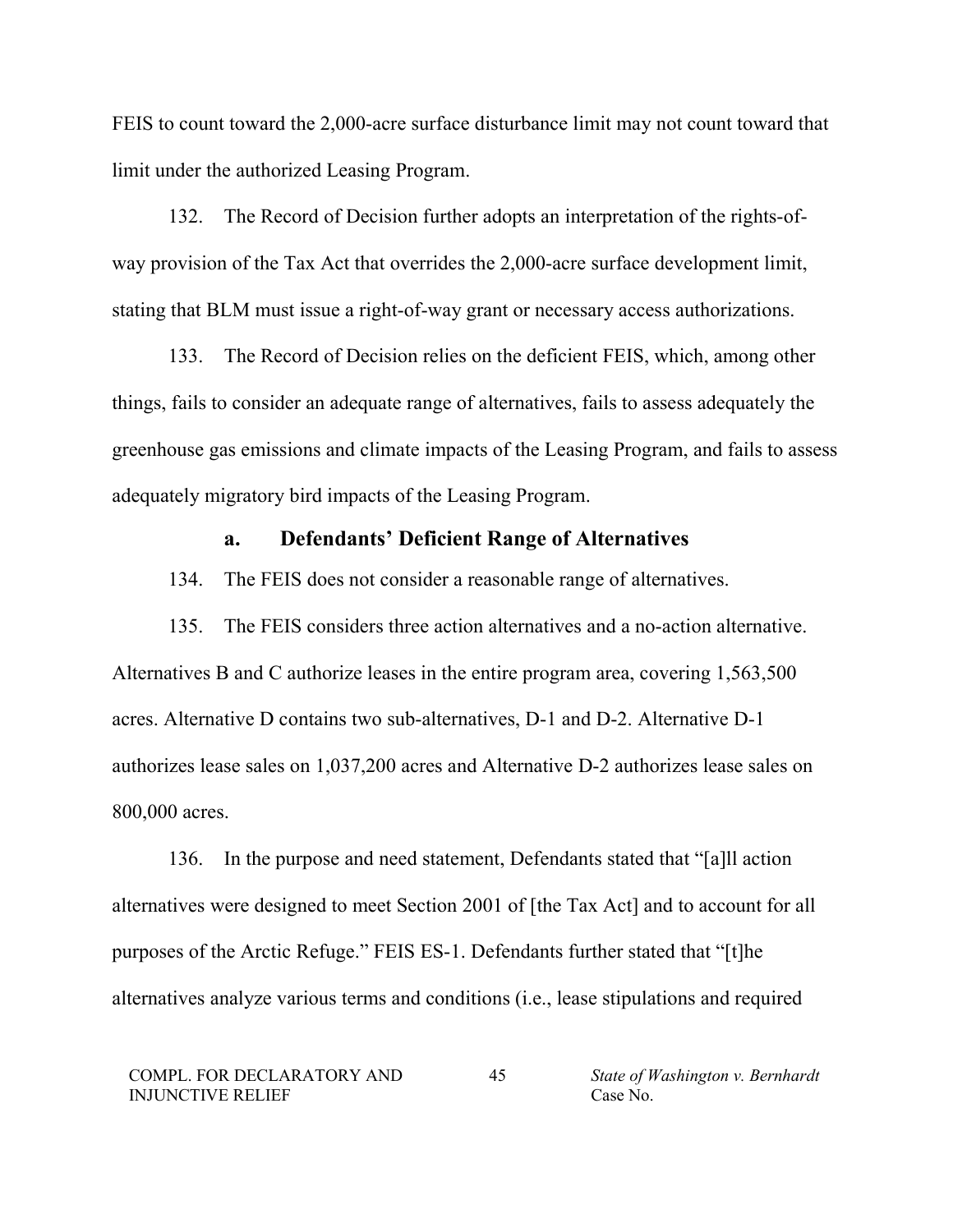FEIS to count toward the 2,000-acre surface disturbance limit may not count toward that limit under the authorized Leasing Program.

132. The Record of Decision further adopts an interpretation of the rights-of-way provision of the Tax Act that overrides the 2,000-acre surface development limit, stating that BLM must issue a right-of-way grant or necessary access authorizations.

133. The Record of Decision relies on the deficient FEIS, which, among other things, fails to consider an adequate range of alternatives, fails to assess adequately the greenhouse gas emissions and climate impacts of the Leasing Program, and fails to assess adequately migratory bird impacts of the Leasing Program.

### a. Defendants' Deficient Range of Alternatives

134. The FEIS does not consider a reasonable range of alternatives.

135. The FEIS considers three action alternatives and a no-action alternative. Alternatives B and C authorize leases in the entire program area, covering 1,563,500 acres. Alternative D contains two sub-alternatives, D-1 and D-2. Alternative D-1 authorizes lease sales on 1,037,200 acres and Alternative D-2 authorizes lease sales on 800,000 acres.

136. In the purpose and need statement, Defendants stated that "[a]ll action alternatives were designed to meet Section 2001 of [the Tax Act] and to account for all purposes of the Arctic Refuge." FEIS ES-1. Defendants further stated that "[t]he alternatives analyze various terms and conditions (i.e., lease stipulations and required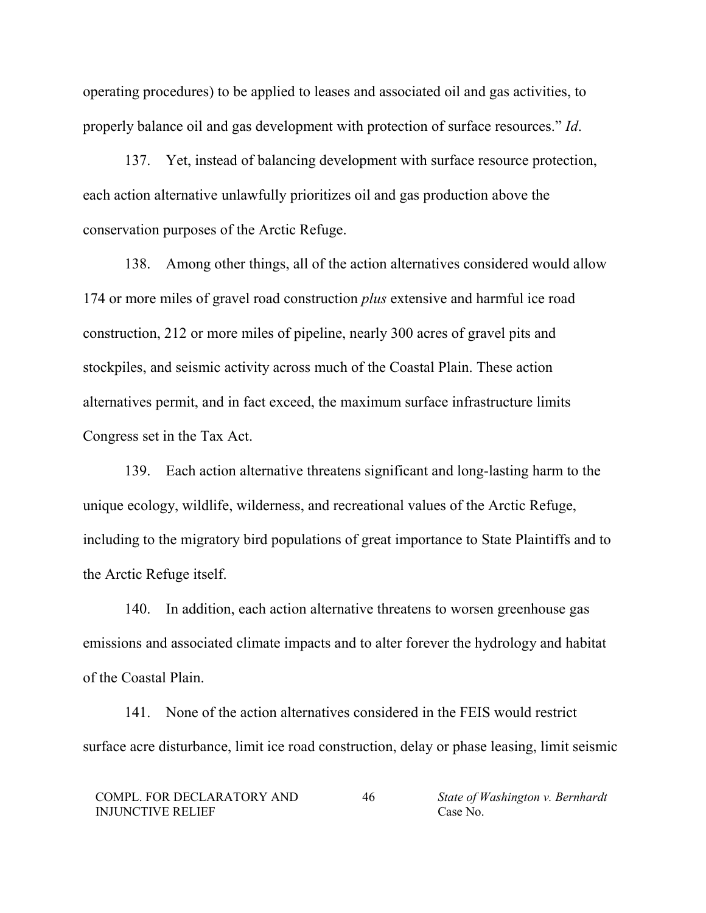operating procedures) to be applied to leases and associated oil and gas activities, to properly balance oil and gas development with protection of surface resources." *Id*.

137. Yet, instead of balancing development with surface resource protection, each action alternative unlawfully prioritizes oil and gas production above the conservation purposes of the Arctic Refuge.

138. Among other things, all of the action alternatives considered would allow 174 or more miles of gravel road construction *plus* extensive and harmful ice road construction, 212 or more miles of pipeline, nearly 300 acres of gravel pits and stockpiles, and seismic activity across much of the Coastal Plain. These action alternatives permit, and in fact exceed, the maximum surface infrastructure limits Congress set in the Tax Act.

139. Each action alternative threatens significant and long-lasting harm to the unique ecology, wildlife, wilderness, and recreational values of the Arctic Refuge, including to the migratory bird populations of great importance to State Plaintiffs and to the Arctic Refuge itself.

140. In addition, each action alternative threatens to worsen greenhouse gas emissions and associated climate impacts and to alter forever the hydrology and habitat of the Coastal Plain.

141. None of the action alternatives considered in the FEIS would restrict surface acre disturbance, limit ice road construction, delay or phase leasing, limit seismic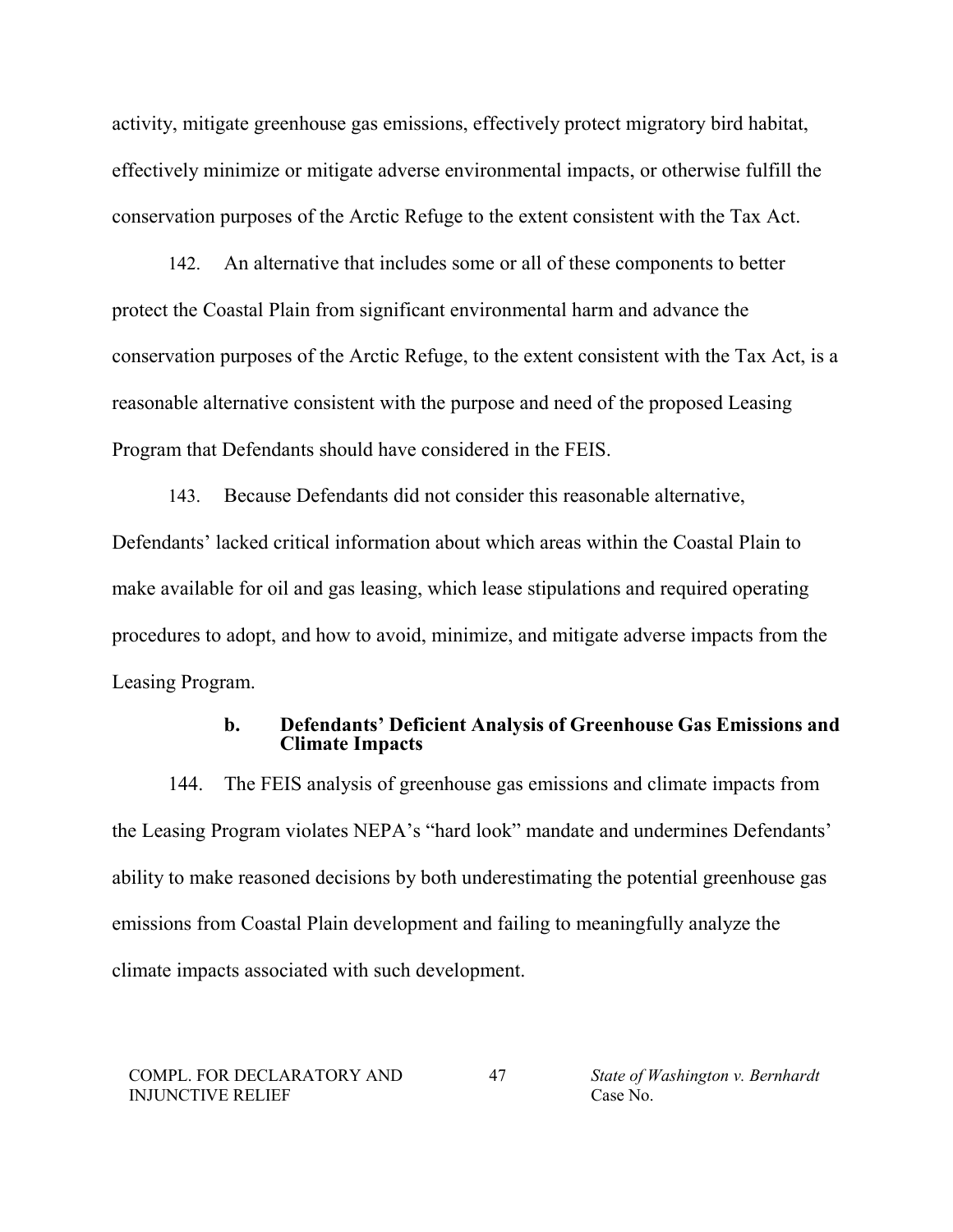activity, mitigate greenhouse gas emissions, effectively protect migratory bird habitat, effectively minimize or mitigate adverse environmental impacts, or otherwise fulfill the conservation purposes of the Arctic Refuge to the extent consistent with the Tax Act.

142. An alternative that includes some or all of these components to better protect the Coastal Plain from significant environmental harm and advance the conservation purposes of the Arctic Refuge, to the extent consistent with the Tax Act, is a reasonable alternative consistent with the purpose and need of the proposed Leasing Program that Defendants should have considered in the FEIS.

143. Because Defendants did not consider this reasonable alternative, Defendants' lacked critical information about which areas within the Coastal Plain to make available for oil and gas leasing, which lease stipulations and required operating procedures to adopt, and how to avoid, minimize, and mitigate adverse impacts from the Leasing Program.

#### b. Defendants' Deficient Analysis of Greenhouse Gas Emissions and Climate Impacts

144. The FEIS analysis of greenhouse gas emissions and climate impacts from the Leasing Program violates NEPA's "hard look" mandate and undermines Defendants' ability to make reasoned decisions by both underestimating the potential greenhouse gas emissions from Coastal Plain development and failing to meaningfully analyze the climate impacts associated with such development.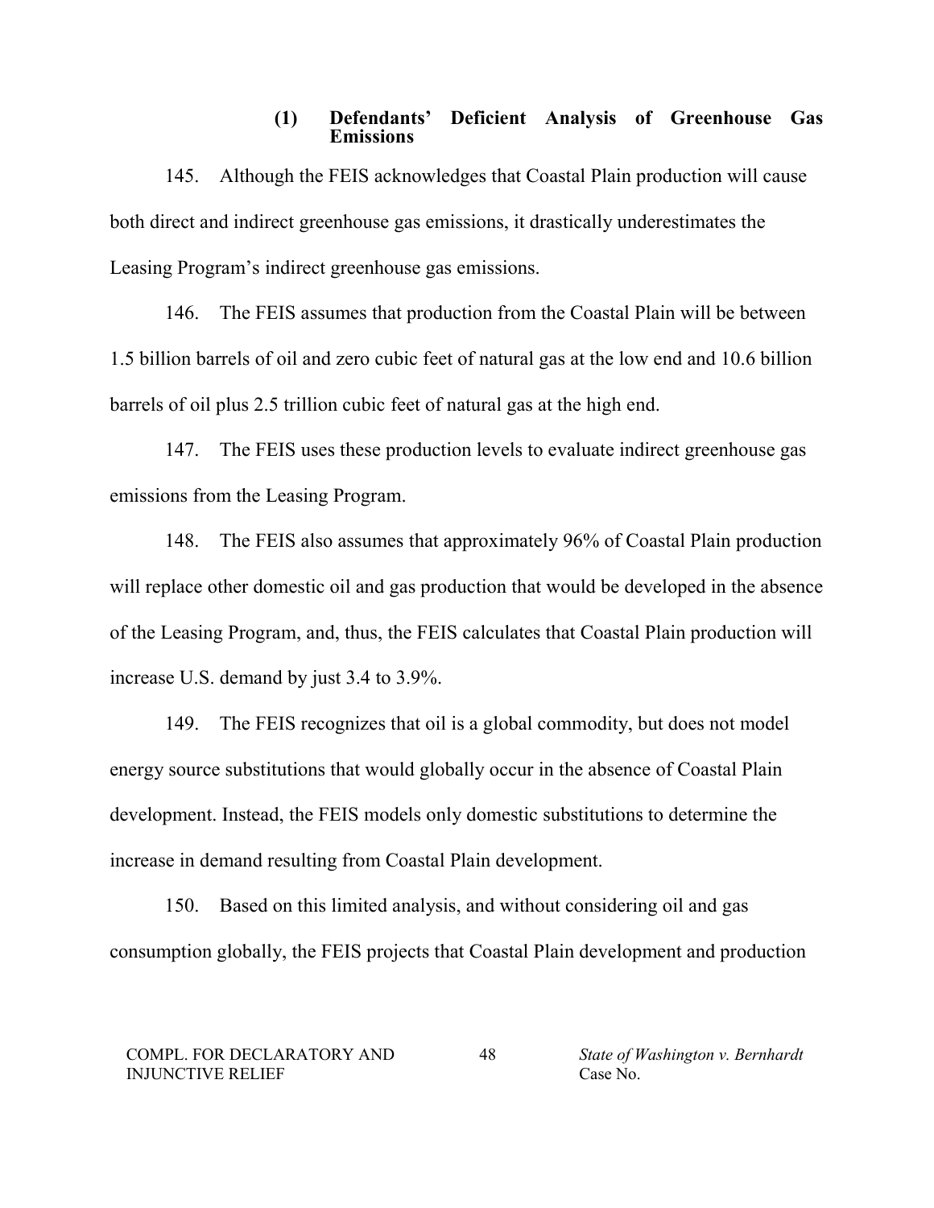### (1) Defendants' Deficient Analysis of Greenhouse Gas Emissions

145. Although the FEIS acknowledges that Coastal Plain production will cause both direct and indirect greenhouse gas emissions, it drastically underestimates the Leasing Program's indirect greenhouse gas emissions.

146. The FEIS assumes that production from the Coastal Plain will be between 1.5 billion barrels of oil and zero cubic feet of natural gas at the low end and 10.6 billion barrels of oil plus 2.5 trillion cubic feet of natural gas at the high end.

147. The FEIS uses these production levels to evaluate indirect greenhouse gas emissions from the Leasing Program.

148. The FEIS also assumes that approximately 96% of Coastal Plain production will replace other domestic oil and gas production that would be developed in the absence of the Leasing Program, and, thus, the FEIS calculates that Coastal Plain production will increase U.S. demand by just 3.4 to 3.9%.

149. The FEIS recognizes that oil is a global commodity, but does not model energy source substitutions that would globally occur in the absence of Coastal Plain development. Instead, the FEIS models only domestic substitutions to determine the increase in demand resulting from Coastal Plain development.

150. Based on this limited analysis, and without considering oil and gas consumption globally, the FEIS projects that Coastal Plain development and production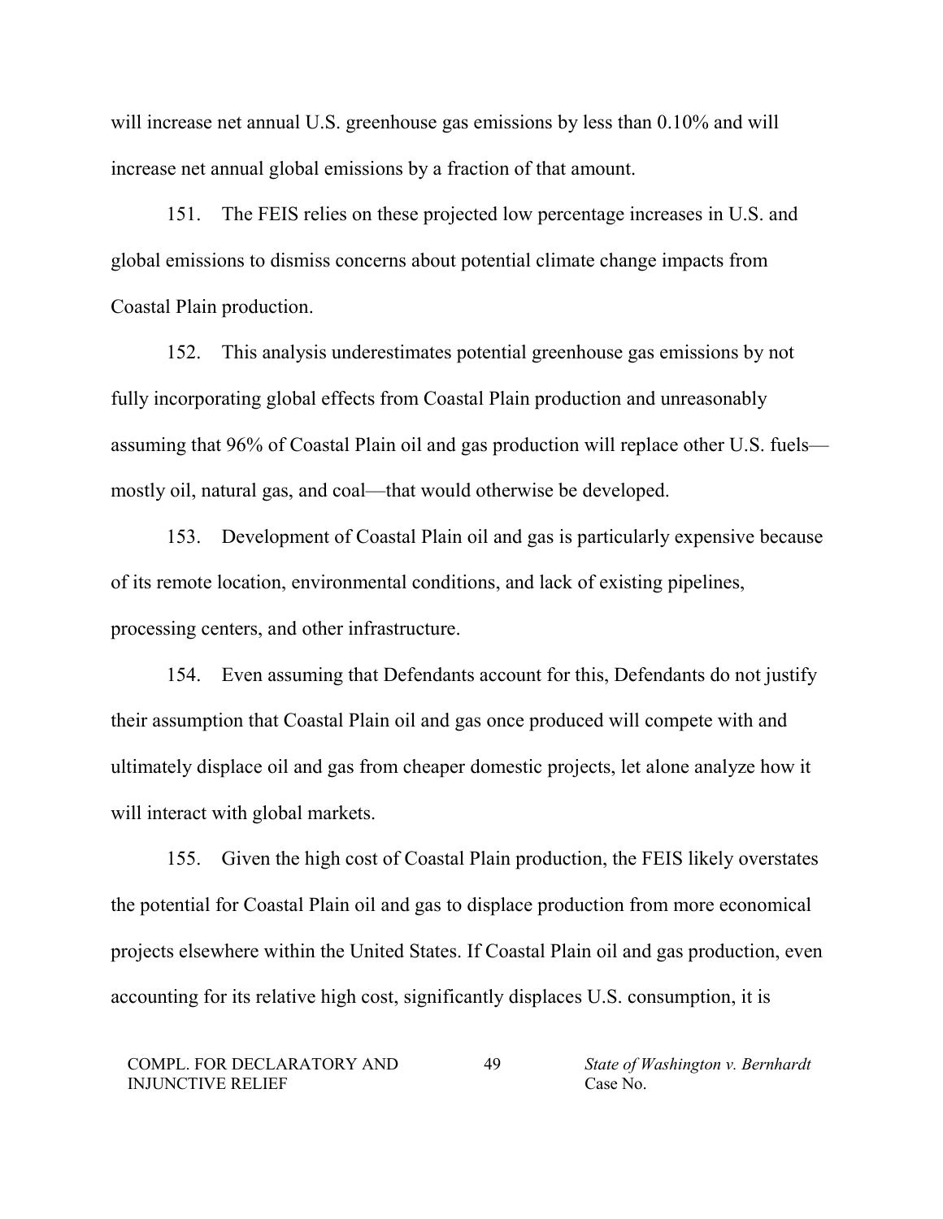will increase net annual U.S. greenhouse gas emissions by less than 0.10% and will increase net annual global emissions by a fraction of that amount.

151. The FEIS relies on these projected low percentage increases in U.S. and global emissions to dismiss concerns about potential climate change impacts from Coastal Plain production.

152. This analysis underestimates potential greenhouse gas emissions by not fully incorporating global effects from Coastal Plain production and unreasonably assuming that 96% of Coastal Plain oil and gas production will replace other U.S. fuels—mostly oil, natural gas, and coal—that would otherwise be developed.

153. Development of Coastal Plain oil and gas is particularly expensive because of its remote location, environmental conditions, and lack of existing pipelines, processing centers, and other infrastructure.

154. Even assuming that Defendants account for this, Defendants do not justify their assumption that Coastal Plain oil and gas once produced will compete with and ultimately displace oil and gas from cheaper domestic projects, let alone analyze how it will interact with global markets.

155. Given the high cost of Coastal Plain production, the FEIS likely overstates the potential for Coastal Plain oil and gas to displace production from more economical projects elsewhere within the United States. If Coastal Plain oil and gas production, even accounting for its relative high cost, significantly displaces U.S. consumption, it is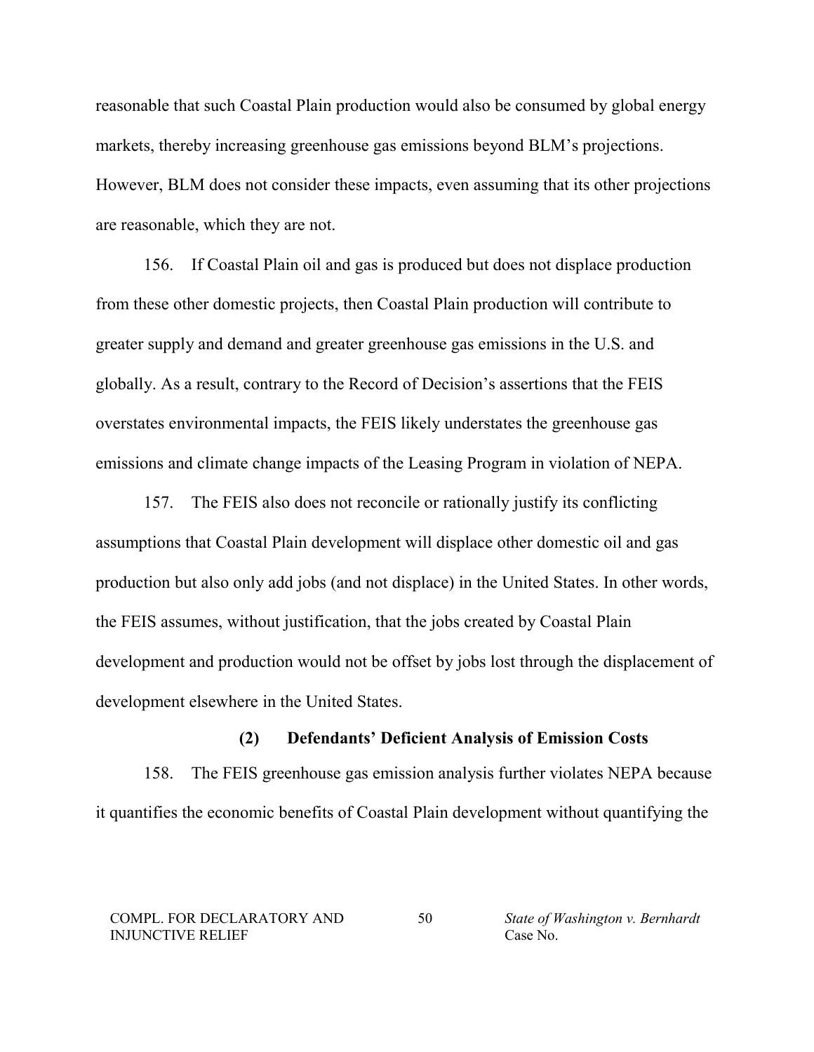reasonable that such Coastal Plain production would also be consumed by global energy markets, thereby increasing greenhouse gas emissions beyond BLM's projections. However, BLM does not consider these impacts, even assuming that its other projections are reasonable, which they are not.

156. If Coastal Plain oil and gas is produced but does not displace production from these other domestic projects, then Coastal Plain production will contribute to greater supply and demand and greater greenhouse gas emissions in the U.S. and globally. As a result, contrary to the Record of Decision's assertions that the FEIS overstates environmental impacts, the FEIS likely understates the greenhouse gas emissions and climate change impacts of the Leasing Program in violation of NEPA.

157. The FEIS also does not reconcile or rationally justify its conflicting assumptions that Coastal Plain development will displace other domestic oil and gas production but also only add jobs (and not displace) in the United States. In other words, the FEIS assumes, without justification, that the jobs created by Coastal Plain development and production would not be offset by jobs lost through the displacement of development elsewhere in the United States.

**(2) Defendants' Deficient Analysis of Emission Costs**

158. The FEIS greenhouse gas emission analysis further violates NEPA because it quantifies the economic benefits of Coastal Plain development without quantifying the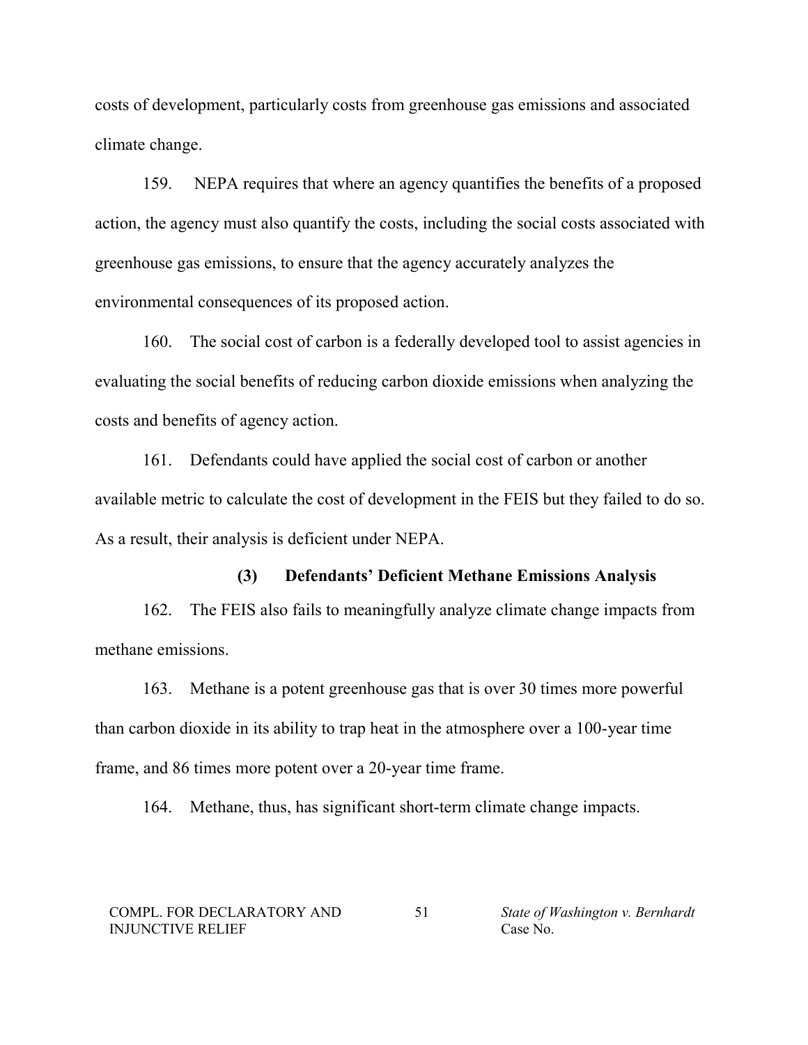costs of development, particularly costs from greenhouse gas emissions and associated climate change.

159. NEPA requires that where an agency quantifies the benefits of a proposed action, the agency must also quantify the costs, including the social costs associated with greenhouse gas emissions, to ensure that the agency accurately analyzes the environmental consequences of its proposed action.

160. The social cost of carbon is a federally developed tool to assist agencies in evaluating the social benefits of reducing carbon dioxide emissions when analyzing the costs and benefits of agency action.

161. Defendants could have applied the social cost of carbon or another available metric to calculate the cost of development in the FEIS but they failed to do so. As a result, their analysis is deficient under NEPA.

**(3) Defendants' Deficient Methane Emissions Analysis**

162. The FEIS also fails to meaningfully analyze climate change impacts from methane emissions.

163. Methane is a potent greenhouse gas that is over 30 times more powerful than carbon dioxide in its ability to trap heat in the atmosphere over a 100-year time frame, and 86 times more potent over a 20-year time frame.

164. Methane, thus, has significant short-term climate change impacts.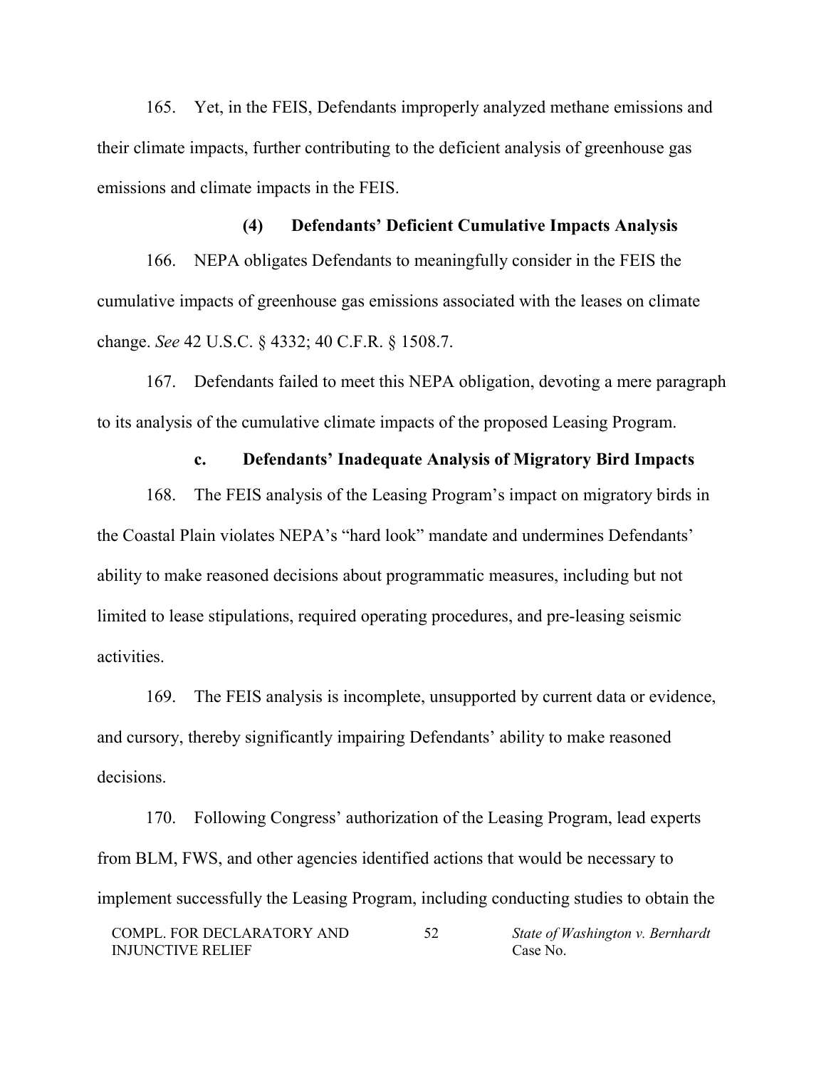165. Yet, in the FEIS, Defendants improperly analyzed methane emissions and their climate impacts, further contributing to the deficient analysis of greenhouse gas emissions and climate impacts in the FEIS.

**(4) Defendants' Deficient Cumulative Impacts Analysis**

166. NEPA obligates Defendants to meaningfully consider in the FEIS the cumulative impacts of greenhouse gas emissions associated with the leases on climate change. *See* 42 U.S.C. § 4332; 40 C.F.R. § 1508.7.

167. Defendants failed to meet this NEPA obligation, devoting a mere paragraph to its analysis of the cumulative climate impacts of the proposed Leasing Program.

**c. Defendants' Inadequate Analysis of Migratory Bird Impacts**

168. The FEIS analysis of the Leasing Program's impact on migratory birds in the Coastal Plain violates NEPA's "hard look" mandate and undermines Defendants' ability to make reasoned decisions about programmatic measures, including but not limited to lease stipulations, required operating procedures, and pre-leasing seismic activities.

169. The FEIS analysis is incomplete, unsupported by current data or evidence, and cursory, thereby significantly impairing Defendants' ability to make reasoned decisions.

170. Following Congress' authorization of the Leasing Program, lead experts from BLM, FWS, and other agencies identified actions that would be necessary to implement successfully the Leasing Program, including conducting studies to obtain the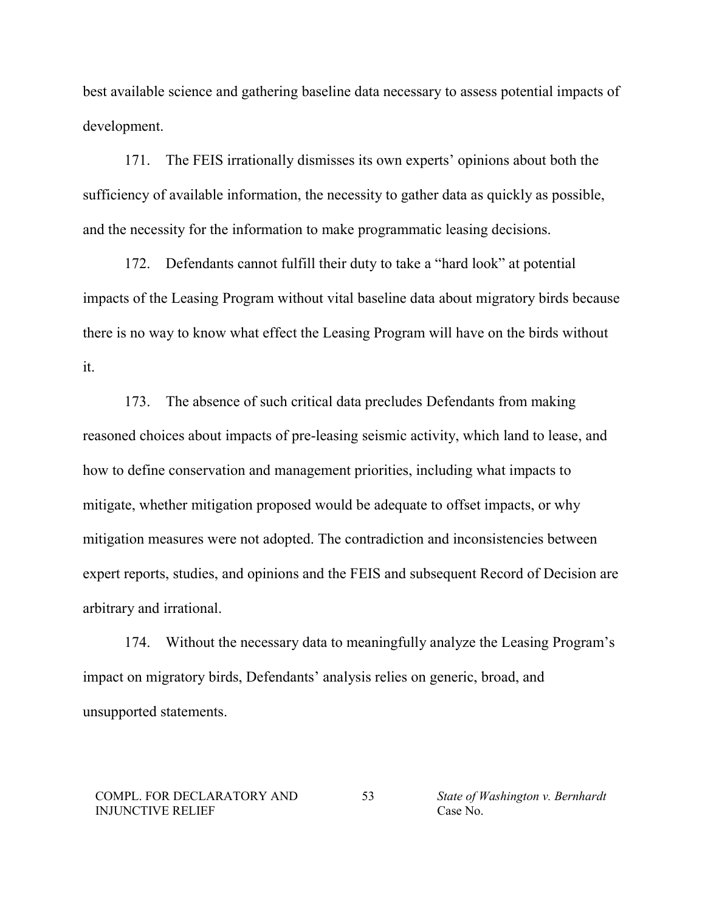best available science and gathering baseline data necessary to assess potential impacts of development.

171. The FEIS irrationally dismisses its own experts' opinions about both the sufficiency of available information, the necessity to gather data as quickly as possible, and the necessity for the information to make programmatic leasing decisions.

172. Defendants cannot fulfill their duty to take a "hard look" at potential impacts of the Leasing Program without vital baseline data about migratory birds because there is no way to know what effect the Leasing Program will have on the birds without it.

173. The absence of such critical data precludes Defendants from making reasoned choices about impacts of pre-leasing seismic activity, which land to lease, and how to define conservation and management priorities, including what impacts to mitigate, whether mitigation proposed would be adequate to offset impacts, or why mitigation measures were not adopted. The contradiction and inconsistencies between expert reports, studies, and opinions and the FEIS and subsequent Record of Decision are arbitrary and irrational.

174. Without the necessary data to meaningfully analyze the Leasing Program's impact on migratory birds, Defendants' analysis relies on generic, broad, and unsupported statements.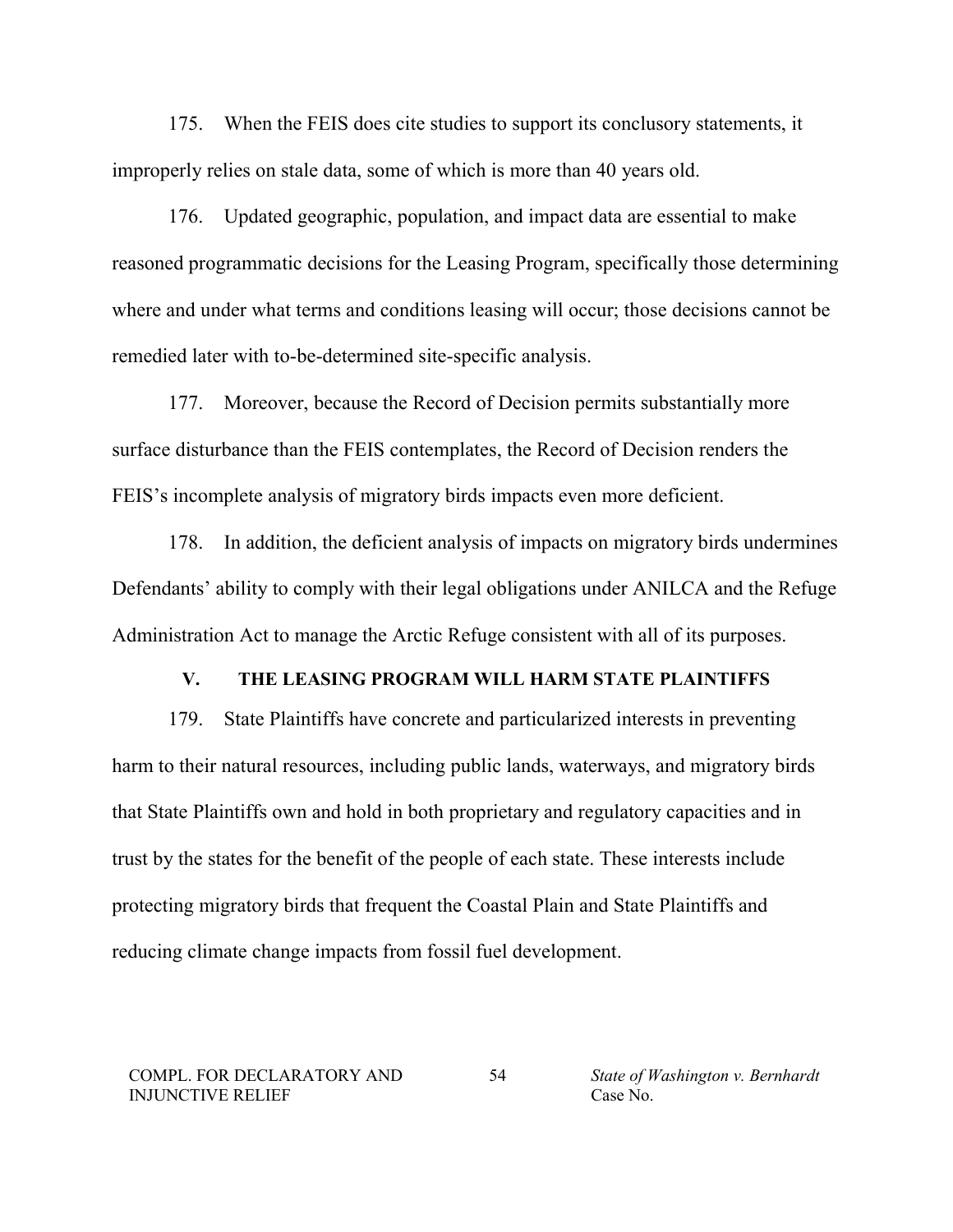175. When the FEIS does cite studies to support its conclusory statements, it improperly relies on stale data, some of which is more than 40 years old.

176. Updated geographic, population, and impact data are essential to make reasoned programmatic decisions for the Leasing Program, specifically those determining where and under what terms and conditions leasing will occur; those decisions cannot be remedied later with to-be-determined site-specific analysis.

177. Moreover, because the Record of Decision permits substantially more surface disturbance than the FEIS contemplates, the Record of Decision renders the FEIS's incomplete analysis of migratory birds impacts even more deficient.

178. In addition, the deficient analysis of impacts on migratory birds undermines Defendants' ability to comply with their legal obligations under ANILCA and the Refuge Administration Act to manage the Arctic Refuge consistent with all of its purposes.

## V. THE LEASING PROGRAM WILL HARM STATE PLAINTIFFS

179. State Plaintiffs have concrete and particularized interests in preventing harm to their natural resources, including public lands, waterways, and migratory birds that State Plaintiffs own and hold in both proprietary and regulatory capacities and in trust by the states for the benefit of the people of each state. These interests include protecting migratory birds that frequent the Coastal Plain and State Plaintiffs and reducing climate change impacts from fossil fuel development.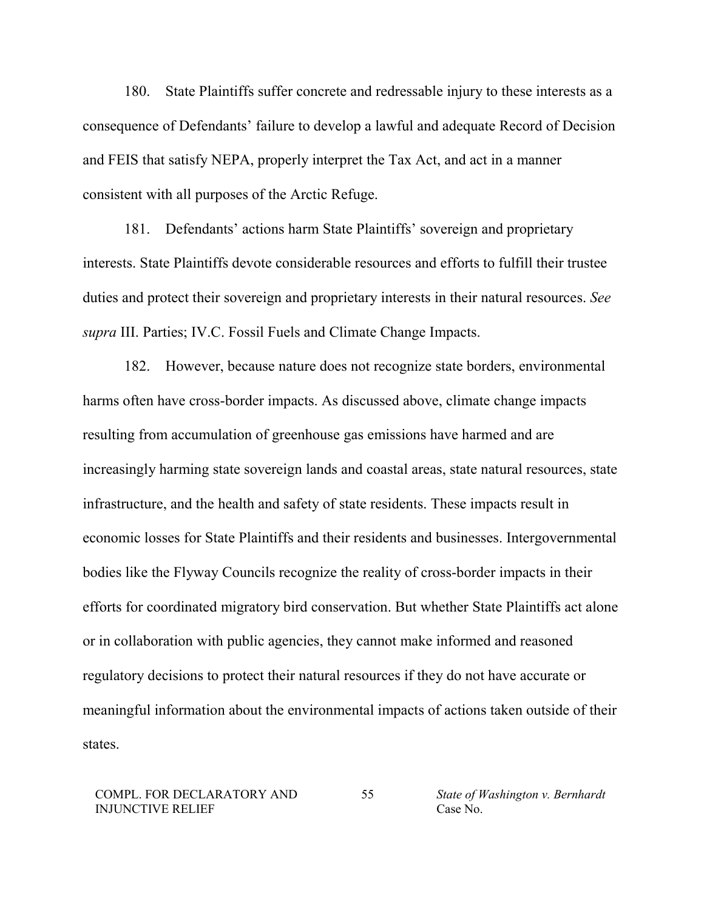180. State Plaintiffs suffer concrete and redressable injury to these interests as a consequence of Defendants' failure to develop a lawful and adequate Record of Decision and FEIS that satisfy NEPA, properly interpret the Tax Act, and act in a manner consistent with all purposes of the Arctic Refuge.

181. Defendants' actions harm State Plaintiffs' sovereign and proprietary interests. State Plaintiffs devote considerable resources and efforts to fulfill their trustee duties and protect their sovereign and proprietary interests in their natural resources. *See supra* III. Parties; IV.C. Fossil Fuels and Climate Change Impacts.

182. However, because nature does not recognize state borders, environmental harms often have cross-border impacts. As discussed above, climate change impacts resulting from accumulation of greenhouse gas emissions have harmed and are increasingly harming state sovereign lands and coastal areas, state natural resources, state infrastructure, and the health and safety of state residents. These impacts result in economic losses for State Plaintiffs and their residents and businesses. Intergovernmental bodies like the Flyway Councils recognize the reality of cross-border impacts in their efforts for coordinated migratory bird conservation. But whether State Plaintiffs act alone or in collaboration with public agencies, they cannot make informed and reasoned regulatory decisions to protect their natural resources if they do not have accurate or meaningful information about the environmental impacts of actions taken outside of their states.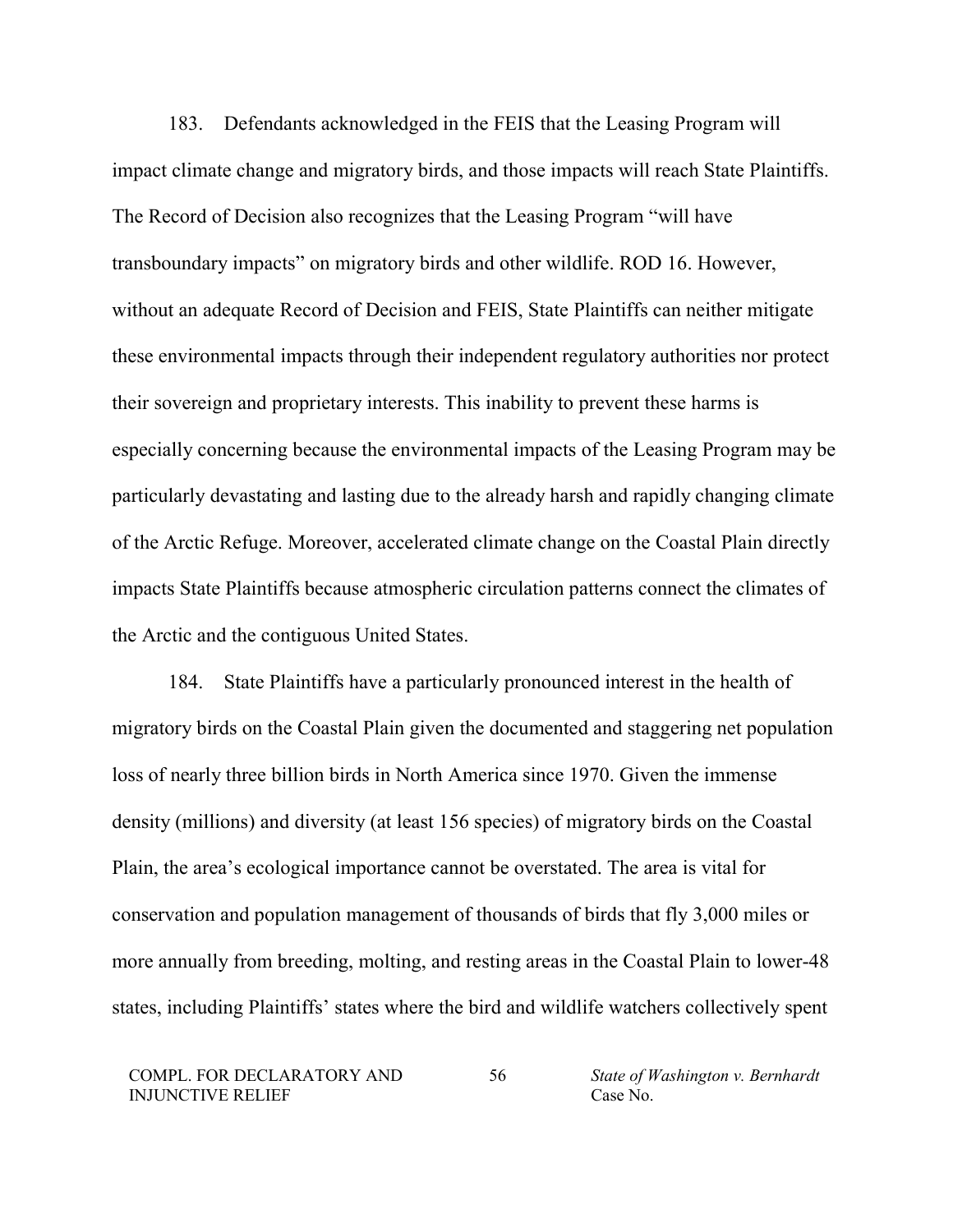183. Defendants acknowledged in the FEIS that the Leasing Program will impact climate change and migratory birds, and those impacts will reach State Plaintiffs. The Record of Decision also recognizes that the Leasing Program "will have transboundary impacts" on migratory birds and other wildlife. ROD 16. However, without an adequate Record of Decision and FEIS, State Plaintiffs can neither mitigate these environmental impacts through their independent regulatory authorities nor protect their sovereign and proprietary interests. This inability to prevent these harms is especially concerning because the environmental impacts of the Leasing Program may be particularly devastating and lasting due to the already harsh and rapidly changing climate of the Arctic Refuge. Moreover, accelerated climate change on the Coastal Plain directly impacts State Plaintiffs because atmospheric circulation patterns connect the climates of the Arctic and the contiguous United States.

184. State Plaintiffs have a particularly pronounced interest in the health of migratory birds on the Coastal Plain given the documented and staggering net population loss of nearly three billion birds in North America since 1970. Given the immense density (millions) and diversity (at least 156 species) of migratory birds on the Coastal Plain, the area's ecological importance cannot be overstated. The area is vital for conservation and population management of thousands of birds that fly 3,000 miles or more annually from breeding, molting, and resting areas in the Coastal Plain to lower-48 states, including Plaintiffs' states where the bird and wildlife watchers collectively spent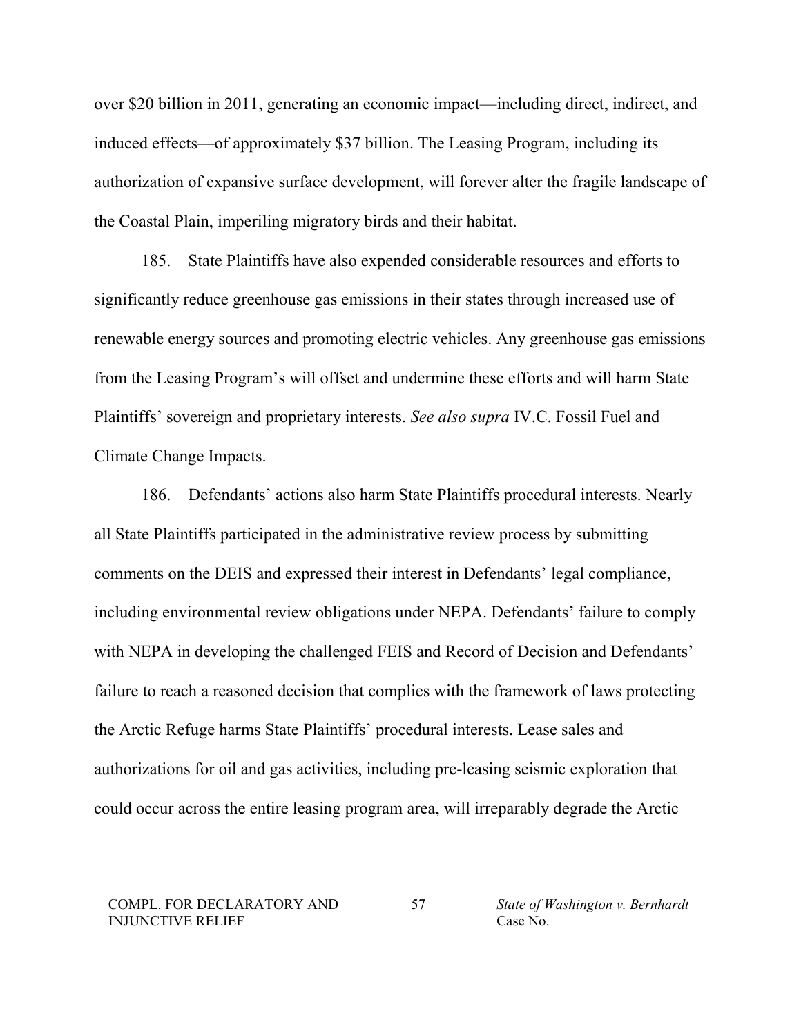over $20 billion in 2011, generating an economic impact—including direct, indirect, and induced effects—of approximately $37 billion. The Leasing Program, including its authorization of expansive surface development, will forever alter the fragile landscape of the Coastal Plain, imperiling migratory birds and their habitat.

185. State Plaintiffs have also expended considerable resources and efforts to significantly reduce greenhouse gas emissions in their states through increased use of renewable energy sources and promoting electric vehicles. Any greenhouse gas emissions from the Leasing Program's will offset and undermine these efforts and will harm State Plaintiffs' sovereign and proprietary interests. *See also supra* IV.C. Fossil Fuel and Climate Change Impacts.

186. Defendants' actions also harm State Plaintiffs procedural interests. Nearly all State Plaintiffs participated in the administrative review process by submitting comments on the DEIS and expressed their interest in Defendants' legal compliance, including environmental review obligations under NEPA. Defendants' failure to comply with NEPA in developing the challenged FEIS and Record of Decision and Defendants' failure to reach a reasoned decision that complies with the framework of laws protecting the Arctic Refuge harms State Plaintiffs' procedural interests. Lease sales and authorizations for oil and gas activities, including pre-leasing seismic exploration that could occur across the entire leasing program area, will irreparably degrade the Arctic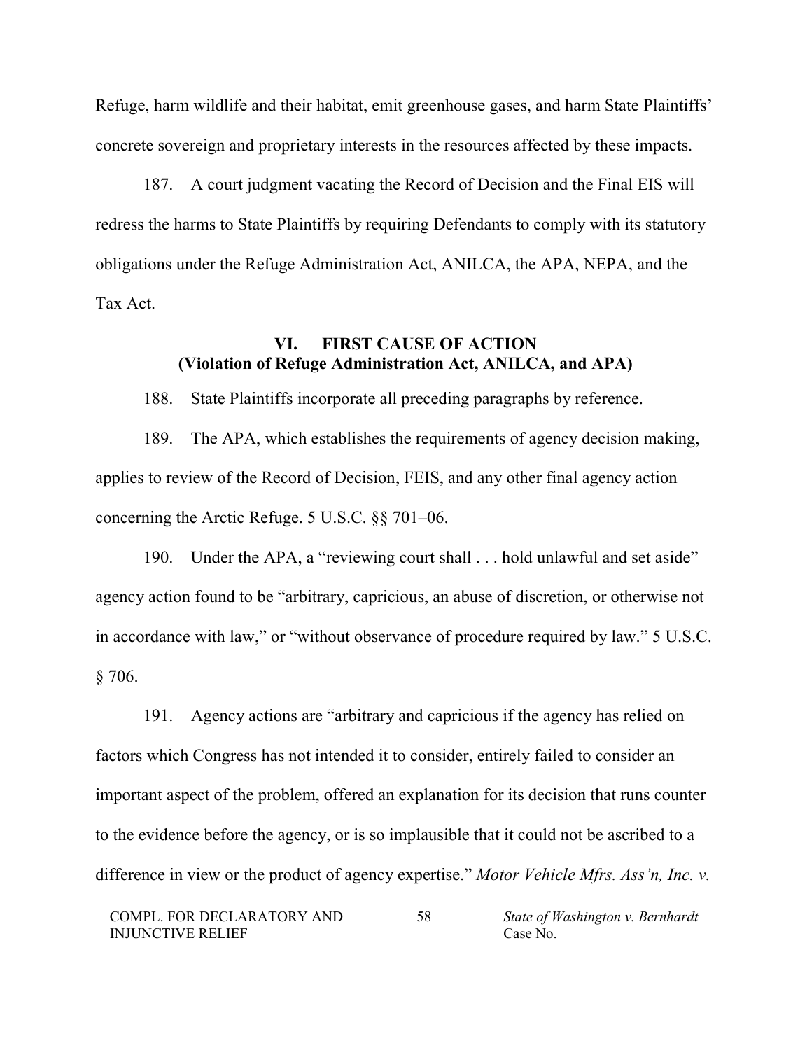Refuge, harm wildlife and their habitat, emit greenhouse gases, and harm State Plaintiffs' concrete sovereign and proprietary interests in the resources affected by these impacts.

187. A court judgment vacating the Record of Decision and the Final EIS will redress the harms to State Plaintiffs by requiring Defendants to comply with its statutory obligations under the Refuge Administration Act, ANILCA, the APA, NEPA, and the Tax Act.

## VI. FIRST CAUSE OF ACTION (Violation of Refuge Administration Act, ANILCA, and APA)

188. State Plaintiffs incorporate all preceding paragraphs by reference.

189. The APA, which establishes the requirements of agency decision making, applies to review of the Record of Decision, FEIS, and any other final agency action concerning the Arctic Refuge. 5 U.S.C. §§ 701–06.

190. Under the APA, a "reviewing court shall . . . hold unlawful and set aside" agency action found to be "arbitrary, capricious, an abuse of discretion, or otherwise not in accordance with law," or "without observance of procedure required by law." 5 U.S.C. § 706.

191. Agency actions are "arbitrary and capricious if the agency has relied on factors which Congress has not intended it to consider, entirely failed to consider an important aspect of the problem, offered an explanation for its decision that runs counter to the evidence before the agency, or is so implausible that it could not be ascribed to a difference in view or the product of agency expertise." *Motor Vehicle Mfrs. Ass'n, Inc. v.*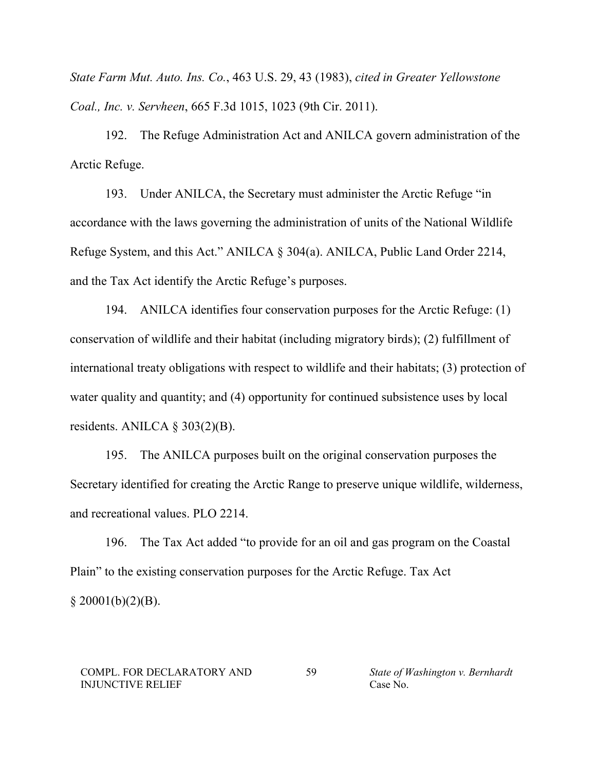*State Farm Mut. Auto. Ins. Co.*, 463 U.S. 29, 43 (1983), *cited in Greater Yellowstone Coal., Inc. v. Servheen*, 665 F.3d 1015, 1023 (9th Cir. 2011).

192. The Refuge Administration Act and ANILCA govern administration of the Arctic Refuge.

193. Under ANILCA, the Secretary must administer the Arctic Refuge "in accordance with the laws governing the administration of units of the National Wildlife Refuge System, and this Act." ANILCA § 304(a). ANILCA, Public Land Order 2214, and the Tax Act identify the Arctic Refuge's purposes.

194. ANILCA identifies four conservation purposes for the Arctic Refuge: (1) conservation of wildlife and their habitat (including migratory birds); (2) fulfillment of international treaty obligations with respect to wildlife and their habitats; (3) protection of water quality and quantity; and (4) opportunity for continued subsistence uses by local residents. ANILCA § 303(2)(B).

195. The ANILCA purposes built on the original conservation purposes the Secretary identified for creating the Arctic Range to preserve unique wildlife, wilderness, and recreational values. PLO 2214.

196. The Tax Act added "to provide for an oil and gas program on the Coastal Plain" to the existing conservation purposes for the Arctic Refuge. Tax Act § 20001(b)(2)(B).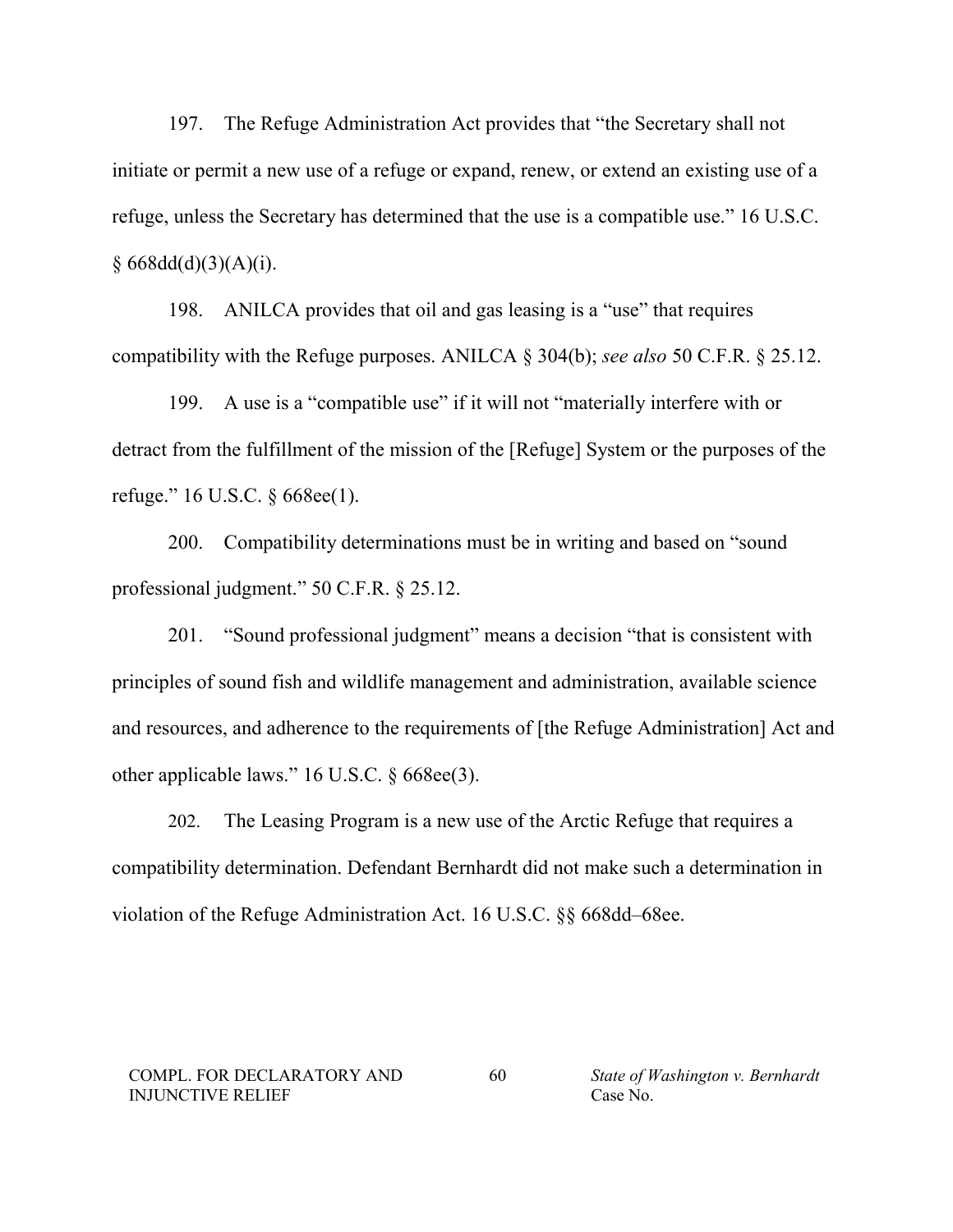197. The Refuge Administration Act provides that "the Secretary shall not initiate or permit a new use of a refuge or expand, renew, or extend an existing use of a refuge, unless the Secretary has determined that the use is a compatible use." 16 U.S.C. § 668dd(d)(3)(A)(i).

198. ANILCA provides that oil and gas leasing is a "use" that requires compatibility with the Refuge purposes. ANILCA § 304(b); *see also* 50 C.F.R. § 25.12.

199. A use is a "compatible use" if it will not "materially interfere with or detract from the fulfillment of the mission of the [Refuge] System or the purposes of the refuge." 16 U.S.C. § 668ee(1).

200. Compatibility determinations must be in writing and based on "sound professional judgment." 50 C.F.R. § 25.12.

201. "Sound professional judgment" means a decision "that is consistent with principles of sound fish and wildlife management and administration, available science and resources, and adherence to the requirements of [the Refuge Administration] Act and other applicable laws." 16 U.S.C. § 668ee(3).

202. The Leasing Program is a new use of the Arctic Refuge that requires a compatibility determination. Defendant Bernhardt did not make such a determination in violation of the Refuge Administration Act. 16 U.S.C. §§ 668dd–68ee.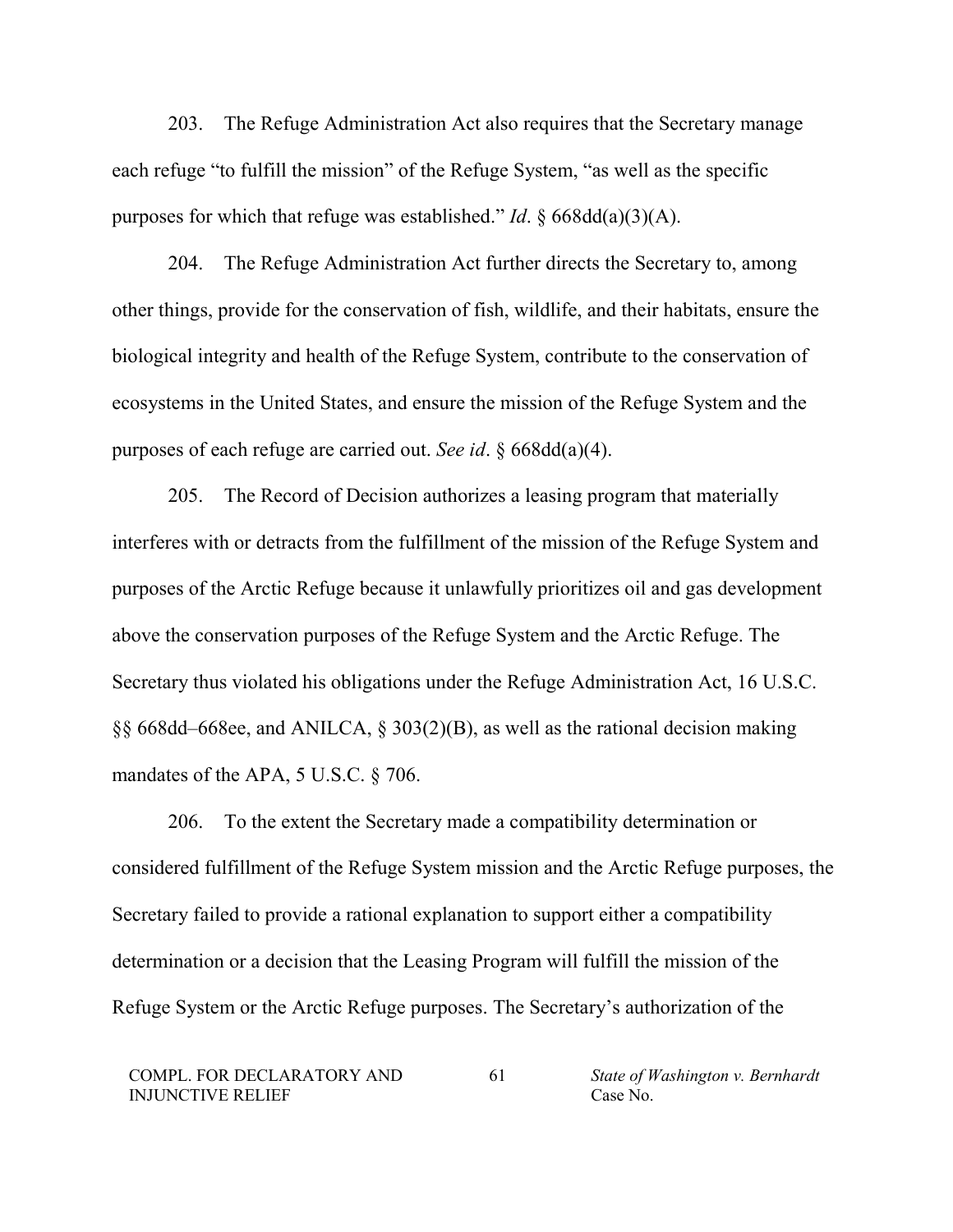203. The Refuge Administration Act also requires that the Secretary manage each refuge "to fulfill the mission" of the Refuge System, "as well as the specific purposes for which that refuge was established." *Id*. § 668dd(a)(3)(A).

204. The Refuge Administration Act further directs the Secretary to, among other things, provide for the conservation of fish, wildlife, and their habitats, ensure the biological integrity and health of the Refuge System, contribute to the conservation of ecosystems in the United States, and ensure the mission of the Refuge System and the purposes of each refuge are carried out. *See id*. § 668dd(a)(4).

205. The Record of Decision authorizes a leasing program that materially interferes with or detracts from the fulfillment of the mission of the Refuge System and purposes of the Arctic Refuge because it unlawfully prioritizes oil and gas development above the conservation purposes of the Refuge System and the Arctic Refuge. The Secretary thus violated his obligations under the Refuge Administration Act, 16 U.S.C. §§ 668dd–668ee, and ANILCA, § 303(2)(B), as well as the rational decision making mandates of the APA, 5 U.S.C. § 706.

206. To the extent the Secretary made a compatibility determination or considered fulfillment of the Refuge System mission and the Arctic Refuge purposes, the Secretary failed to provide a rational explanation to support either a compatibility determination or a decision that the Leasing Program will fulfill the mission of the Refuge System or the Arctic Refuge purposes. The Secretary's authorization of the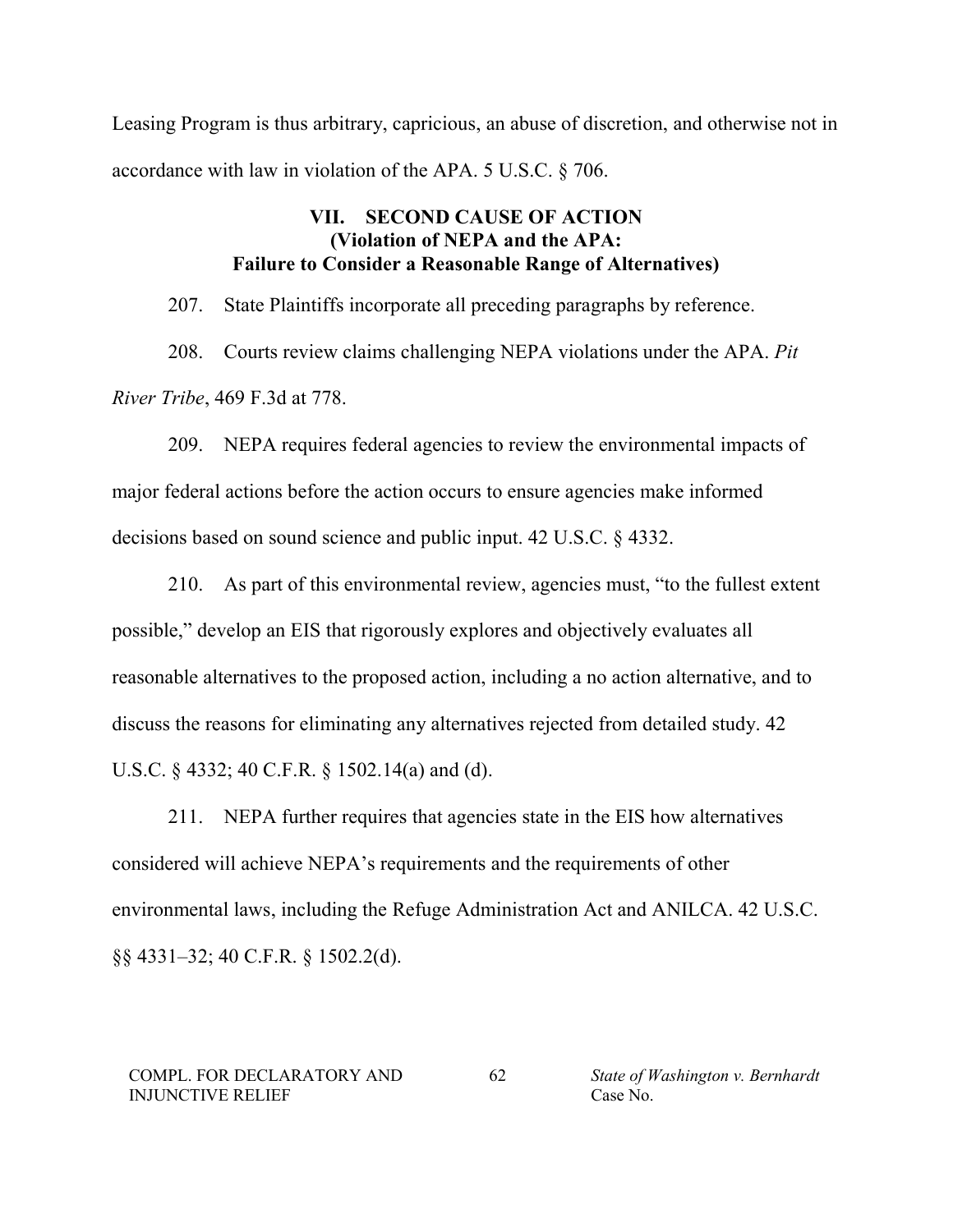Leasing Program is thus arbitrary, capricious, an abuse of discretion, and otherwise not in accordance with law in violation of the APA. 5 U.S.C. § 706.

## VII. SECOND CAUSE OF ACTION
## (Violation of NEPA and the APA: Failure to Consider a Reasonable Range of Alternatives)

207. State Plaintiffs incorporate all preceding paragraphs by reference.

208. Courts review claims challenging NEPA violations under the APA. *Pit River Tribe*, 469 F.3d at 778.

209. NEPA requires federal agencies to review the environmental impacts of major federal actions before the action occurs to ensure agencies make informed decisions based on sound science and public input. 42 U.S.C. § 4332.

210. As part of this environmental review, agencies must, "to the fullest extent possible," develop an EIS that rigorously explores and objectively evaluates all reasonable alternatives to the proposed action, including a no action alternative, and to discuss the reasons for eliminating any alternatives rejected from detailed study. 42 U.S.C. § 4332; 40 C.F.R. § 1502.14(a) and (d).

211. NEPA further requires that agencies state in the EIS how alternatives considered will achieve NEPA's requirements and the requirements of other environmental laws, including the Refuge Administration Act and ANILCA. 42 U.S.C. §§ 4331–32; 40 C.F.R. § 1502.2(d).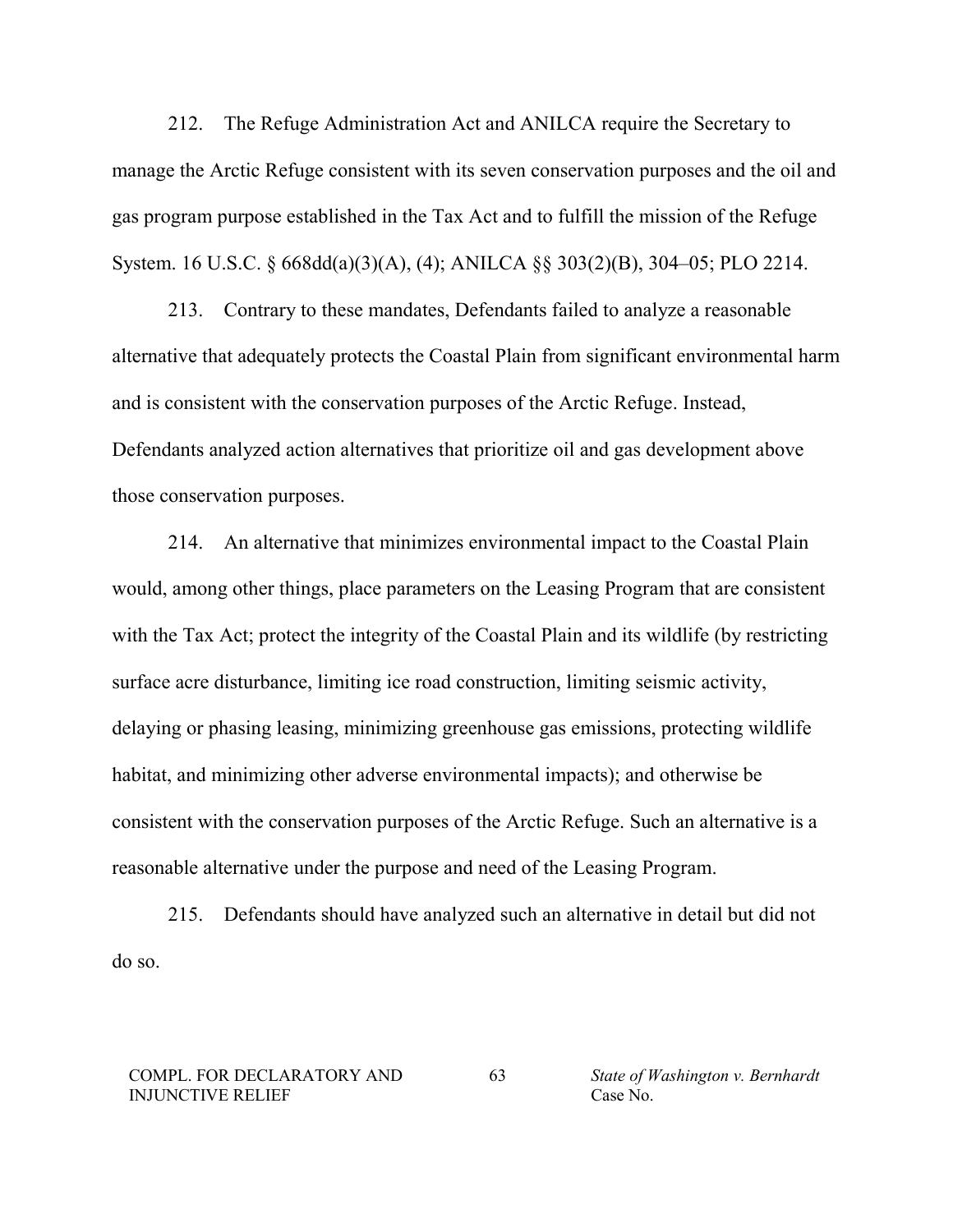212. The Refuge Administration Act and ANILCA require the Secretary to manage the Arctic Refuge consistent with its seven conservation purposes and the oil and gas program purpose established in the Tax Act and to fulfill the mission of the Refuge System. 16 U.S.C. § 668dd(a)(3)(A), (4); ANILCA §§ 303(2)(B), 304–05; PLO 2214.

213. Contrary to these mandates, Defendants failed to analyze a reasonable alternative that adequately protects the Coastal Plain from significant environmental harm and is consistent with the conservation purposes of the Arctic Refuge. Instead, Defendants analyzed action alternatives that prioritize oil and gas development above those conservation purposes.

214. An alternative that minimizes environmental impact to the Coastal Plain would, among other things, place parameters on the Leasing Program that are consistent with the Tax Act; protect the integrity of the Coastal Plain and its wildlife (by restricting surface acre disturbance, limiting ice road construction, limiting seismic activity, delaying or phasing leasing, minimizing greenhouse gas emissions, protecting wildlife habitat, and minimizing other adverse environmental impacts); and otherwise be consistent with the conservation purposes of the Arctic Refuge. Such an alternative is a reasonable alternative under the purpose and need of the Leasing Program.

215. Defendants should have analyzed such an alternative in detail but did not do so.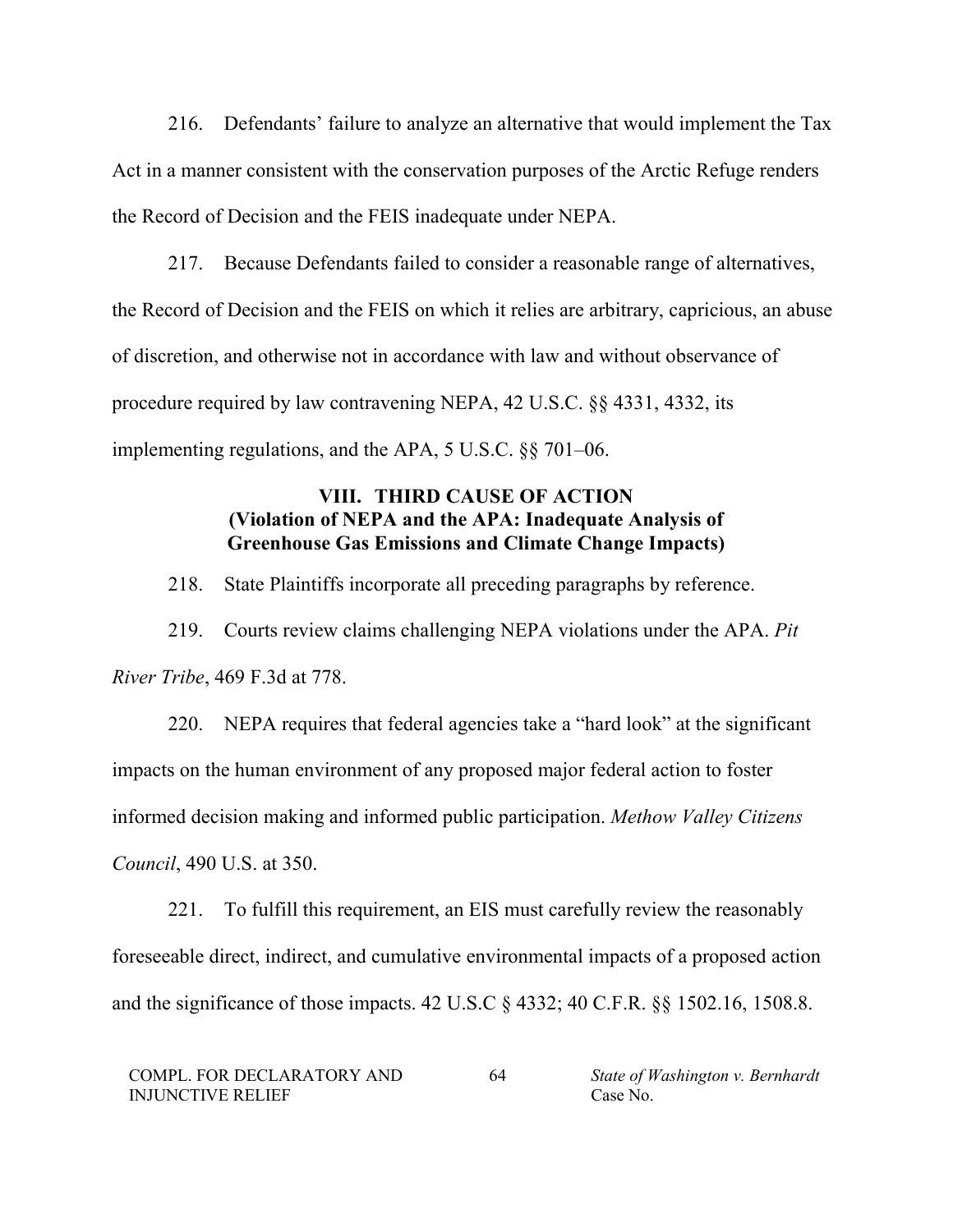216. Defendants' failure to analyze an alternative that would implement the Tax Act in a manner consistent with the conservation purposes of the Arctic Refuge renders the Record of Decision and the FEIS inadequate under NEPA.

217. Because Defendants failed to consider a reasonable range of alternatives, the Record of Decision and the FEIS on which it relies are arbitrary, capricious, an abuse of discretion, and otherwise not in accordance with law and without observance of procedure required by law contravening NEPA, 42 U.S.C. §§ 4331, 4332, its implementing regulations, and the APA, 5 U.S.C. §§ 701–06.

## VIII. THIRD CAUSE OF ACTION
**(Violation of NEPA and the APA: Inadequate Analysis of Greenhouse Gas Emissions and Climate Change Impacts)**

218. State Plaintiffs incorporate all preceding paragraphs by reference.

219. Courts review claims challenging NEPA violations under the APA. *Pit River Tribe*, 469 F.3d at 778.

220. NEPA requires that federal agencies take a "hard look" at the significant impacts on the human environment of any proposed major federal action to foster informed decision making and informed public participation. *Methow Valley Citizens Council*, 490 U.S. at 350.

221. To fulfill this requirement, an EIS must carefully review the reasonably foreseeable direct, indirect, and cumulative environmental impacts of a proposed action and the significance of those impacts. 42 U.S.C § 4332; 40 C.F.R. §§ 1502.16, 1508.8.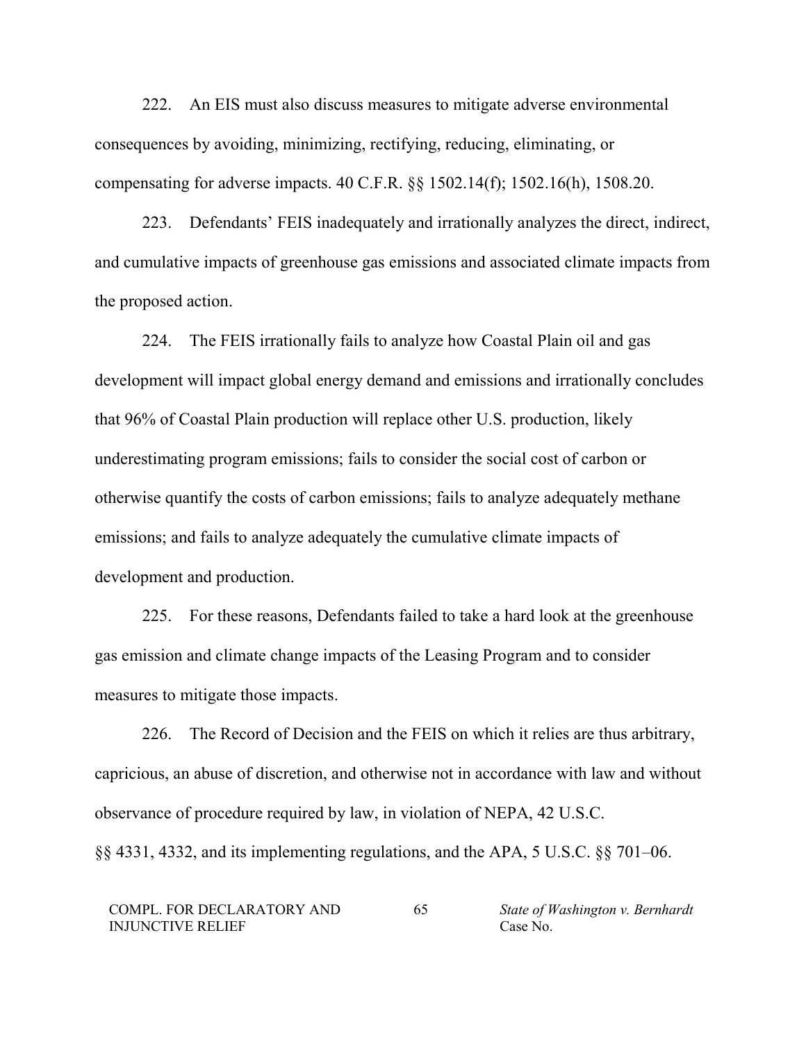222. An EIS must also discuss measures to mitigate adverse environmental consequences by avoiding, minimizing, rectifying, reducing, eliminating, or compensating for adverse impacts. 40 C.F.R. §§ 1502.14(f); 1502.16(h), 1508.20.

223. Defendants' FEIS inadequately and irrationally analyzes the direct, indirect, and cumulative impacts of greenhouse gas emissions and associated climate impacts from the proposed action.

224. The FEIS irrationally fails to analyze how Coastal Plain oil and gas development will impact global energy demand and emissions and irrationally concludes that 96% of Coastal Plain production will replace other U.S. production, likely underestimating program emissions; fails to consider the social cost of carbon or otherwise quantify the costs of carbon emissions; fails to analyze adequately methane emissions; and fails to analyze adequately the cumulative climate impacts of development and production.

225. For these reasons, Defendants failed to take a hard look at the greenhouse gas emission and climate change impacts of the Leasing Program and to consider measures to mitigate those impacts.

226. The Record of Decision and the FEIS on which it relies are thus arbitrary, capricious, an abuse of discretion, and otherwise not in accordance with law and without observance of procedure required by law, in violation of NEPA, 42 U.S.C. §§ 4331, 4332, and its implementing regulations, and the APA, 5 U.S.C. §§ 701–06.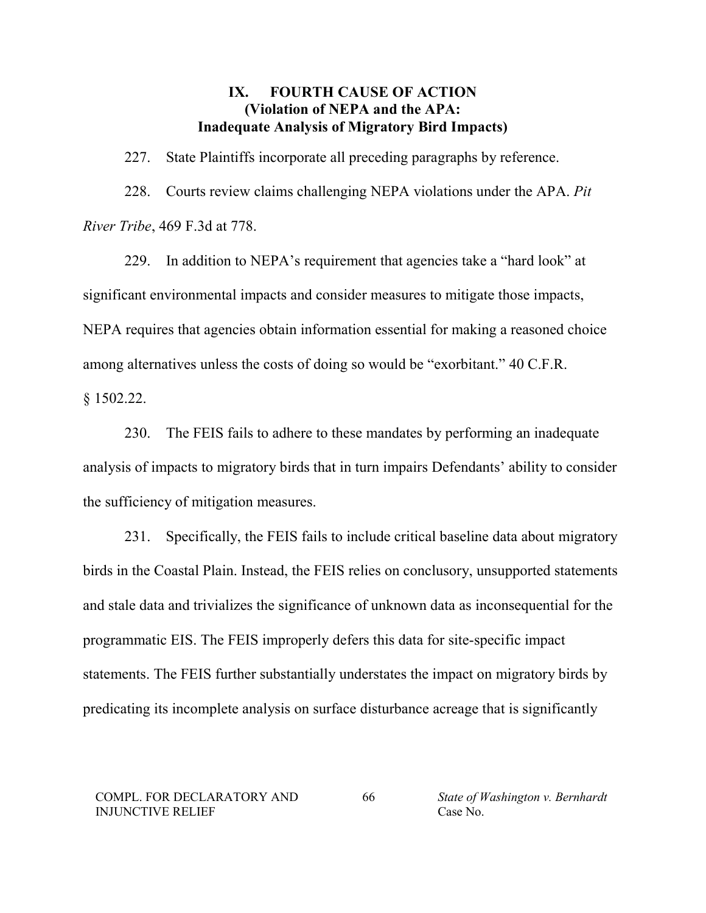## IX. FOURTH CAUSE OF ACTION
## (Violation of NEPA and the APA: Inadequate Analysis of Migratory Bird Impacts)

227. State Plaintiffs incorporate all preceding paragraphs by reference.

228. Courts review claims challenging NEPA violations under the APA. *Pit River Tribe*, 469 F.3d at 778.

229. In addition to NEPA's requirement that agencies take a "hard look" at significant environmental impacts and consider measures to mitigate those impacts, NEPA requires that agencies obtain information essential for making a reasoned choice among alternatives unless the costs of doing so would be "exorbitant." 40 C.F.R. § 1502.22.

230. The FEIS fails to adhere to these mandates by performing an inadequate analysis of impacts to migratory birds that in turn impairs Defendants' ability to consider the sufficiency of mitigation measures.

231. Specifically, the FEIS fails to include critical baseline data about migratory birds in the Coastal Plain. Instead, the FEIS relies on conclusory, unsupported statements and stale data and trivializes the significance of unknown data as inconsequential for the programmatic EIS. The FEIS improperly defers this data for site-specific impact statements. The FEIS further substantially understates the impact on migratory birds by predicating its incomplete analysis on surface disturbance acreage that is significantly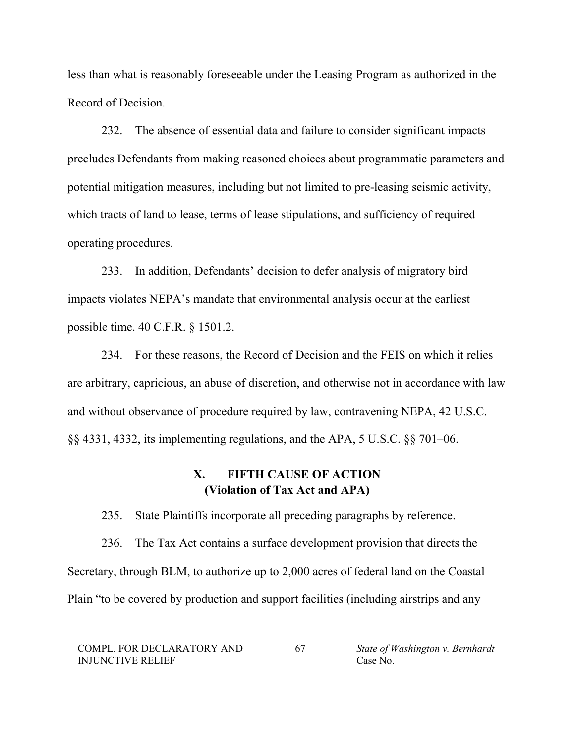less than what is reasonably foreseeable under the Leasing Program as authorized in the Record of Decision.

232. The absence of essential data and failure to consider significant impacts precludes Defendants from making reasoned choices about programmatic parameters and potential mitigation measures, including but not limited to pre-leasing seismic activity, which tracts of land to lease, terms of lease stipulations, and sufficiency of required operating procedures.

233. In addition, Defendants' decision to defer analysis of migratory bird impacts violates NEPA's mandate that environmental analysis occur at the earliest possible time. 40 C.F.R. § 1501.2.

234. For these reasons, the Record of Decision and the FEIS on which it relies are arbitrary, capricious, an abuse of discretion, and otherwise not in accordance with law and without observance of procedure required by law, contravening NEPA, 42 U.S.C. §§ 4331, 4332, its implementing regulations, and the APA, 5 U.S.C. §§ 701–06.

## X. FIFTH CAUSE OF ACTION
## (Violation of Tax Act and APA)

235. State Plaintiffs incorporate all preceding paragraphs by reference.

236. The Tax Act contains a surface development provision that directs the Secretary, through BLM, to authorize up to 2,000 acres of federal land on the Coastal Plain "to be covered by production and support facilities (including airstrips and any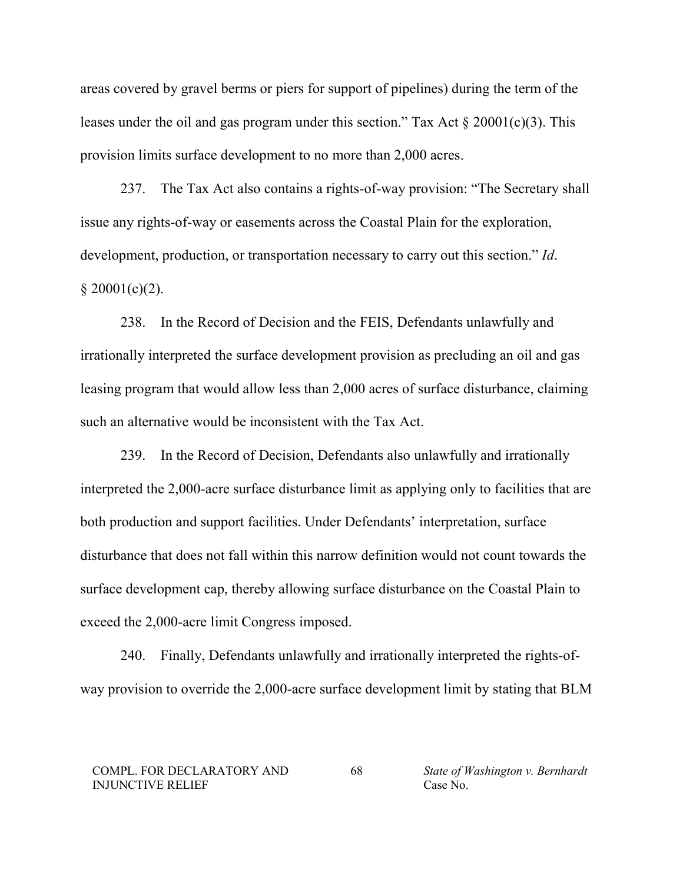areas covered by gravel berms or piers for support of pipelines) during the term of the leases under the oil and gas program under this section." Tax Act § 20001(c)(3). This provision limits surface development to no more than 2,000 acres.

237. The Tax Act also contains a rights-of-way provision: "The Secretary shall issue any rights-of-way or easements across the Coastal Plain for the exploration, development, production, or transportation necessary to carry out this section." *Id*. § 20001(c)(2).

238. In the Record of Decision and the FEIS, Defendants unlawfully and irrationally interpreted the surface development provision as precluding an oil and gas leasing program that would allow less than 2,000 acres of surface disturbance, claiming such an alternative would be inconsistent with the Tax Act.

239. In the Record of Decision, Defendants also unlawfully and irrationally interpreted the 2,000-acre surface disturbance limit as applying only to facilities that are both production and support facilities. Under Defendants' interpretation, surface disturbance that does not fall within this narrow definition would not count towards the surface development cap, thereby allowing surface disturbance on the Coastal Plain to exceed the 2,000-acre limit Congress imposed.

240. Finally, Defendants unlawfully and irrationally interpreted the rights-of-way provision to override the 2,000-acre surface development limit by stating that BLM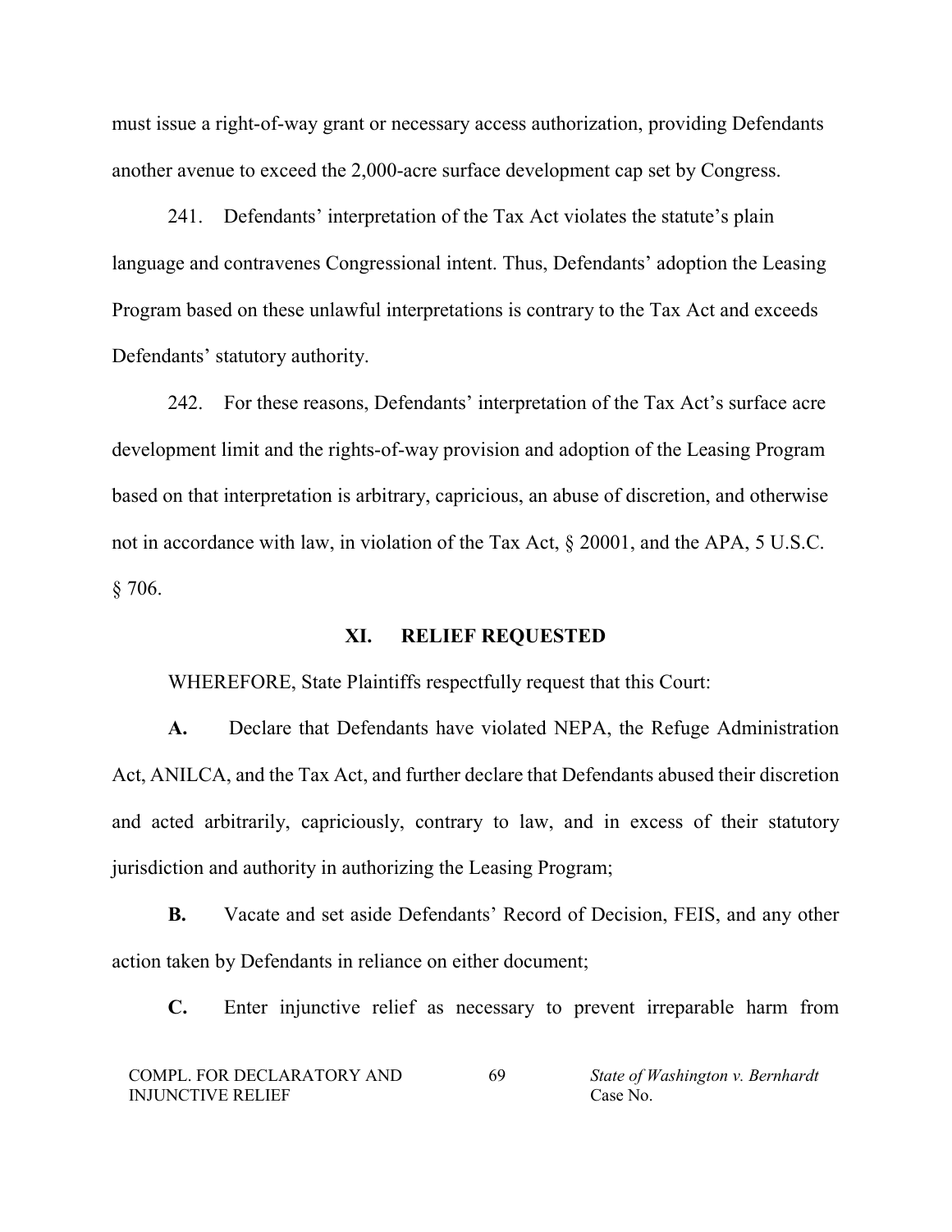must issue a right-of-way grant or necessary access authorization, providing Defendants another avenue to exceed the 2,000-acre surface development cap set by Congress.

241. Defendants' interpretation of the Tax Act violates the statute's plain language and contravenes Congressional intent. Thus, Defendants' adoption the Leasing Program based on these unlawful interpretations is contrary to the Tax Act and exceeds Defendants' statutory authority.

242. For these reasons, Defendants' interpretation of the Tax Act's surface acre development limit and the rights-of-way provision and adoption of the Leasing Program based on that interpretation is arbitrary, capricious, an abuse of discretion, and otherwise not in accordance with law, in violation of the Tax Act, § 20001, and the APA, 5 U.S.C. § 706.

## XI. RELIEF REQUESTED

WHEREFORE, State Plaintiffs respectfully request that this Court:

**A.** Declare that Defendants have violated NEPA, the Refuge Administration Act, ANILCA, and the Tax Act, and further declare that Defendants abused their discretion and acted arbitrarily, capriciously, contrary to law, and in excess of their statutory jurisdiction and authority in authorizing the Leasing Program;

**B.** Vacate and set aside Defendants' Record of Decision, FEIS, and any other action taken by Defendants in reliance on either document;

**C.** Enter injunctive relief as necessary to prevent irreparable harm from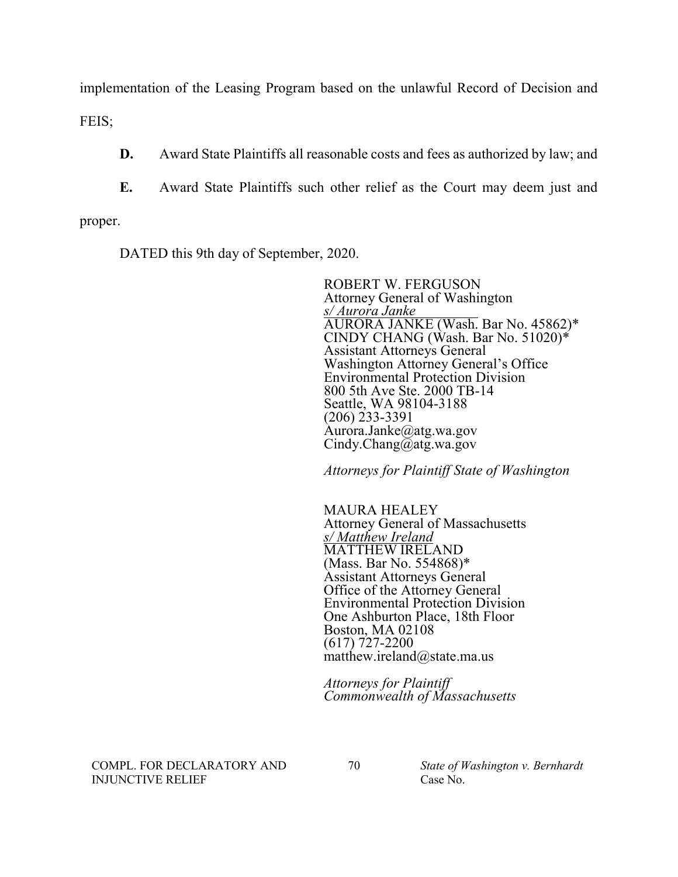implementation of the Leasing Program based on the unlawful Record of Decision and FEIS;

**D.** Award State Plaintiffs all reasonable costs and fees as authorized by law; and

**E.** Award State Plaintiffs such other relief as the Court may deem just and proper.

DATED this 9th day of September, 2020.

ROBERT W. FERGUSON
Attorney General of Washington
*s/ Aurora Janke*
AURORA JANKE (Wash. Bar No. 45862)*
CINDY CHANG (Wash. Bar No. 51020)*
Assistant Attorneys General
Washington Attorney General's Office
Environmental Protection Division
800 5th Ave Ste. 2000 TB-14
Seattle, WA 98104-3188
(206) 233-3391
Aurora.Janke@atg.wa.gov
Cindy.Chang@atg.wa.gov

*Attorneys for Plaintiff State of Washington*

MAURA HEALEY
Attorney General of Massachusetts
*s/ Matthew Ireland*
MATTHEW IRELAND
(Mass. Bar No. 554868)*
Assistant Attorneys General
Office of the Attorney General
Environmental Protection Division
One Ashburton Place, 18th Floor
Boston, MA 02108
(617) 727-2200
matthew.ireland@state.ma.us

*Attorneys for Plaintiff Commonwealth of Massachusetts*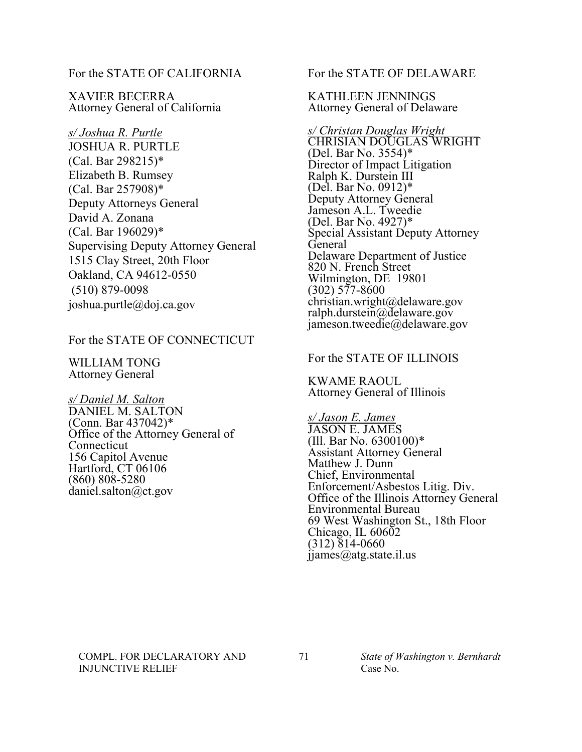For the STATE OF CALIFORNIA

XAVIER BECERRA
Attorney General of California

*s/ Joshua R. Purtle*
JOSHUA R. PURTLE
(Cal. Bar 298215)*
Elizabeth B. Rumsey
(Cal. Bar 257908)*
Deputy Attorneys General
David A. Zonana
(Cal. Bar 196029)*
Supervising Deputy Attorney General
1515 Clay Street, 20th Floor
Oakland, CA 94612-0550
(510) 879-0098
joshua.purtle@doj.ca.gov

For the STATE OF CONNECTICUT

WILLIAM TONG
Attorney General

*s/ Daniel M. Salton*
DANIEL M. SALTON
(Conn. Bar 437042)*
Office of the Attorney General of Connecticut
156 Capitol Avenue
Hartford, CT 06106
(860) 808-5280
daniel.salton@ct.gov

For the STATE OF DELAWARE

KATHLEEN JENNINGS
Attorney General of Delaware

*s/ Christan Douglas Wright*
CHRISIAN DOUGLAS WRIGHT
(Del. Bar No. 3554)*
Director of Impact Litigation
Ralph K. Durstein III
(Del. Bar No. 0912)*
Deputy Attorney General
Jameson A.L. Tweedie
(Del. Bar No. 4927)*
Special Assistant Deputy Attorney General
Delaware Department of Justice
820 N. French Street
Wilmington, DE 19801
(302) 577-8600
christian.wright@delaware.gov
ralph.durstein@delaware.gov
jameson.tweedie@delaware.gov

For the STATE OF ILLINOIS

KWAME RAOUL
Attorney General of Illinois

*s/ Jason E. James*
JASON E. JAMES
(Ill. Bar No. 6300100)*
Assistant Attorney General
Matthew J. Dunn
Chief, Environmental Enforcement/Asbestos Litig. Div.
Office of the Illinois Attorney General
Environmental Bureau
69 West Washington St., 18th Floor
Chicago, IL 60602
(312) 814-0660
jjames@atg.state.il.us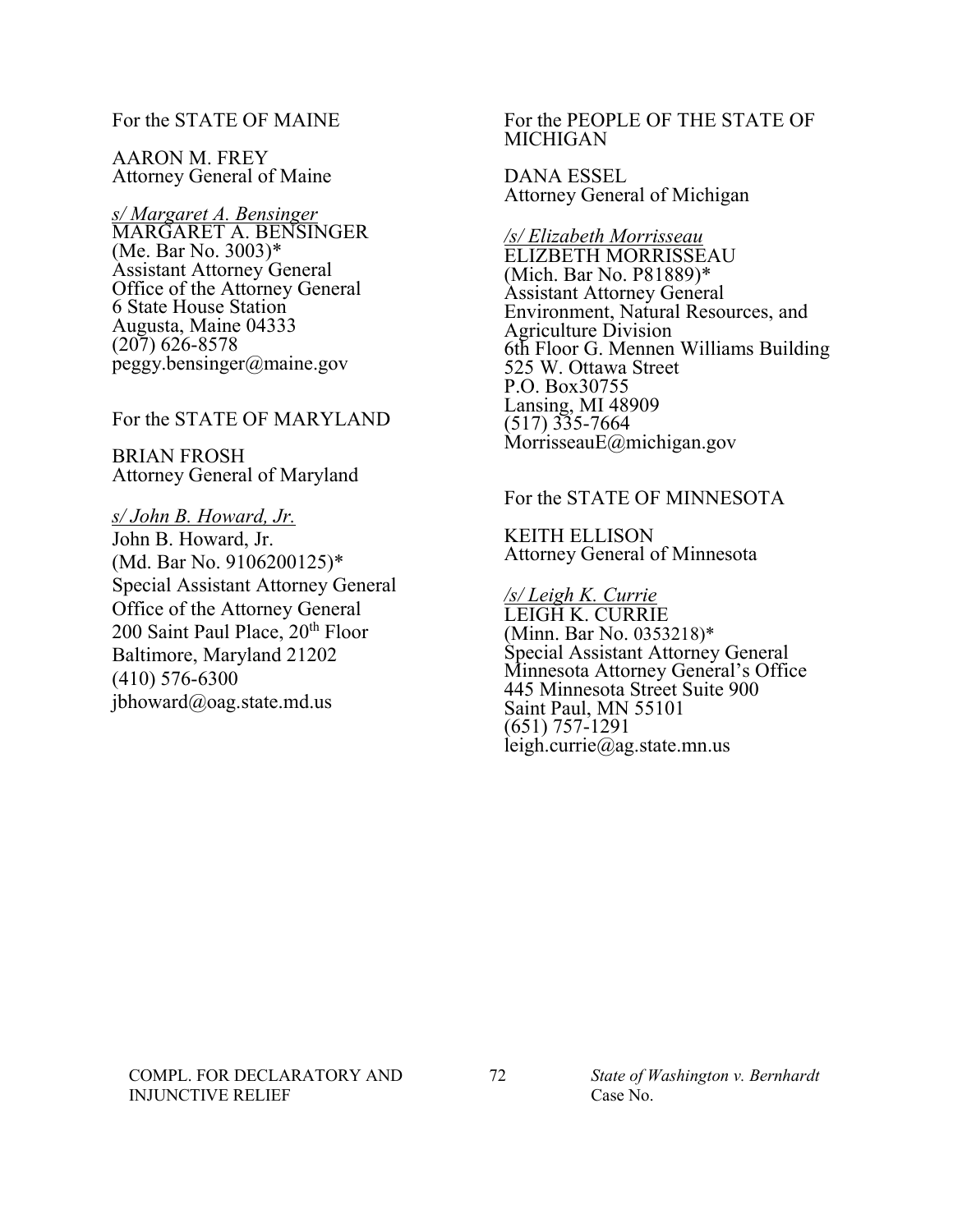For the STATE OF MAINE

AARON M. FREY
Attorney General of Maine

*s/ Margaret A. Bensinger*
MARGARET A. BENSINGER
(Me. Bar No. 3003)*
Assistant Attorney General
Office of the Attorney General
6 State House Station
Augusta, Maine 04333
(207) 626-8578
peggy.bensinger@maine.gov

For the STATE OF MARYLAND

BRIAN FROSH
Attorney General of Maryland

*s/ John B. Howard, Jr.*
John B. Howard, Jr.
(Md. Bar No. 9106200125)*
Special Assistant Attorney General
Office of the Attorney General
200 Saint Paul Place, 20th Floor
Baltimore, Maryland 21202
(410) 576-6300
jbhoward@oag.state.md.us

For the PEOPLE OF THE STATE OF MICHIGAN

DANA ESSEL
Attorney General of Michigan

*/s/ Elizabeth Morrisseau*
ELIZBETH MORRISSEAU
(Mich. Bar No. P81889)*
Assistant Attorney General
Environment, Natural Resources, and Agriculture Division
6th Floor G. Mennen Williams Building
525 W. Ottawa Street
P.O. Box30755
Lansing, MI 48909
(517) 335-7664
MorrisseauE@michigan.gov

For the STATE OF MINNESOTA

KEITH ELLISON
Attorney General of Minnesota

*/s/ Leigh K. Currie*
LEIGH K. CURRIE
(Minn. Bar No. 0353218)*
Special Assistant Attorney General
Minnesota Attorney General's Office
445 Minnesota Street Suite 900
Saint Paul, MN 55101
(651) 757-1291
leigh.currie@ag.state.mn.us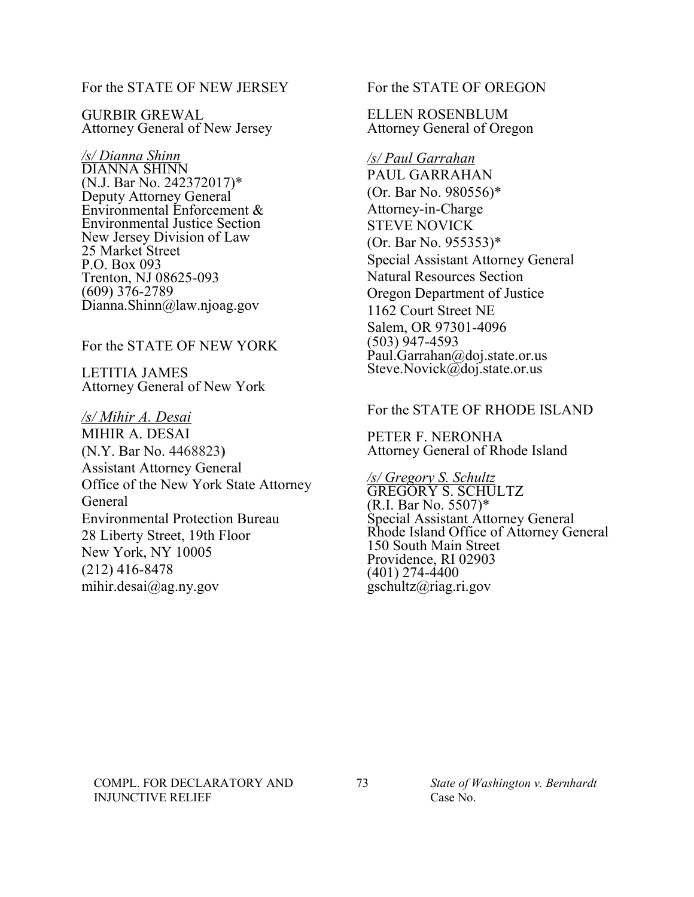For the STATE OF NEW JERSEY

GURBIR GREWAL
Attorney General of New Jersey

*/s/ Dianna Shinn*
DIANNA SHINN
(N.J. Bar No. 242372017)*
Deputy Attorney General
Environmental Enforcement &
Environmental Justice Section
New Jersey Division of Law
25 Market Street
P.O. Box 093
Trenton, NJ 08625-093
(609) 376-2789
Dianna.Shinn@law.njoag.gov

For the STATE OF NEW YORK

LETITIA JAMES
Attorney General of New York

*/s/ Mihir A. Desai*
MIHIR A. DESAI
(N.Y. Bar No. 4468823)
Assistant Attorney General
Office of the New York State Attorney
General
Environmental Protection Bureau
28 Liberty Street, 19th Floor
New York, NY 10005
(212) 416-8478
mihir.desai@ag.ny.gov

For the STATE OF OREGON

ELLEN ROSENBLUM
Attorney General of Oregon

*/s/ Paul Garrahan*
PAUL GARRAHAN
(Or. Bar No. 980556)*
Attorney-in-Charge
STEVE NOVICK
(Or. Bar No. 955353)*
Special Assistant Attorney General
Natural Resources Section
Oregon Department of Justice
1162 Court Street NE
Salem, OR 97301-4096
(503) 947-4593
Paul.Garrahan@doj.state.or.us
Steve.Novick@doj.state.or.us

For the STATE OF RHODE ISLAND

PETER F. NERONHA
Attorney General of Rhode Island

*/s/ Gregory S. Schultz*
GREGORY S. SCHULTZ
(R.I. Bar No. 5507)*
Special Assistant Attorney General
Rhode Island Office of Attorney General
150 South Main Street
Providence, RI 02903
(401) 274-4400
gschultz@riag.ri.gov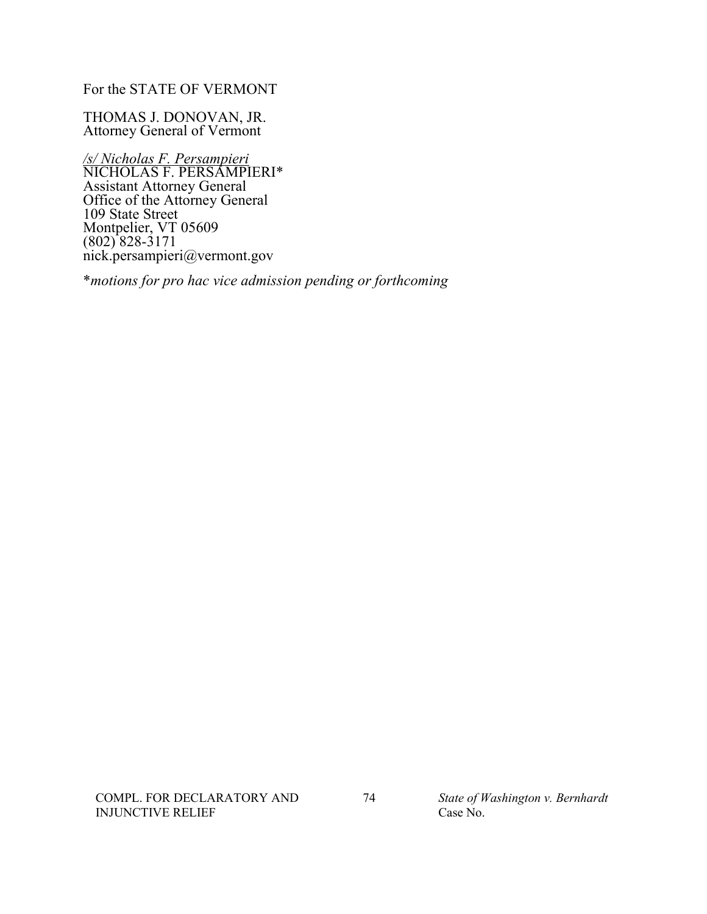For the STATE OF VERMONT

THOMAS J. DONOVAN, JR.  
Attorney General of Vermont

*/s/ Nicholas F. Persampieri*  
NICHOLAS F. PERSAMPIERI*  
Assistant Attorney General  
Office of the Attorney General  
109 State Street  
Montpelier, VT 05609  
(802) 828-3171  
nick.persampieri@vermont.gov

**motions for pro hac vice admission pending or forthcoming*